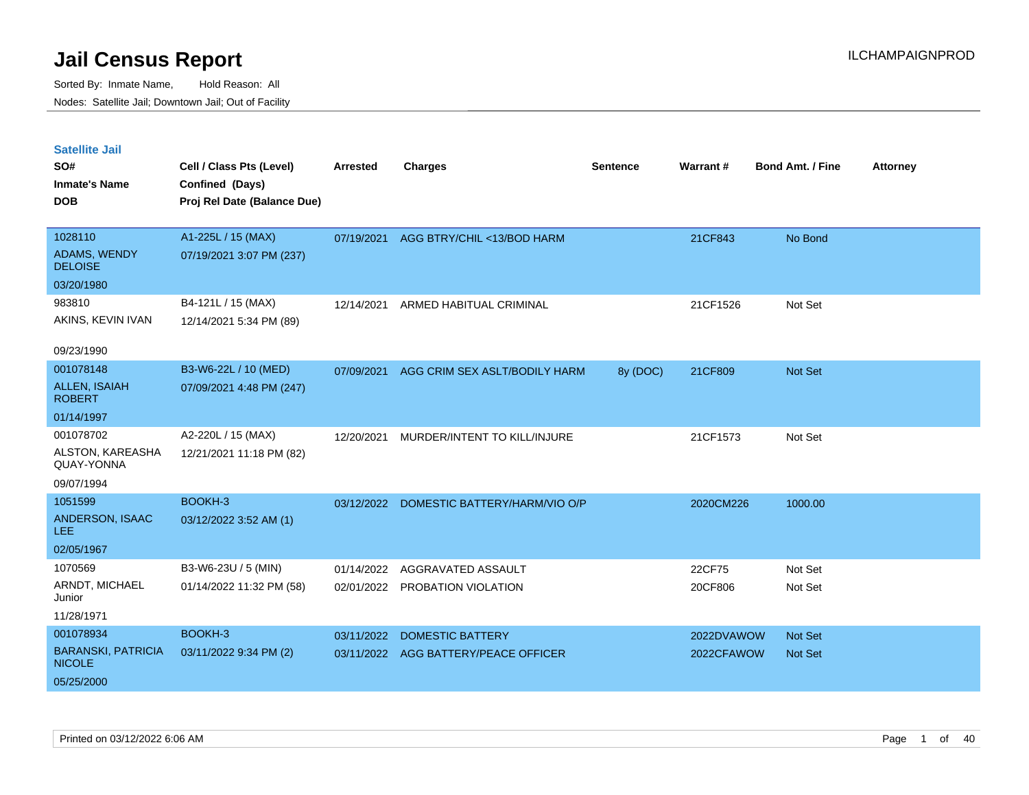# Jail Census Report

Sorted By: Inmate Name, Hold Reason: All

Nodes: Satellite Jail; Downtown Jail; Out of Facility

ILCHAMPAIGNPROD

## Satellite Jail

| SO# / Inmate's Name / DOB | Cell / Class Pts (Level) / Confined (Days) / Proj Rel Date (Balance Due) | Arrested | Charges | Sentence | Warrant # | Bond Amt. / Fine | Attorney |
|---|---|---|---|---|---|---|---|
| 1028110<br>ADAMS, WENDY DELOISE<br>03/20/1980 | A1-225L / 15 (MAX)<br>07/19/2021 3:07 PM (237) | 07/19/2021 | AGG BTRY/CHIL <13/BOD HARM | | 21CF843 | No Bond | |
| 983810<br>AKINS, KEVIN IVAN<br>09/23/1990 | B4-121L / 15 (MAX)<br>12/14/2021 5:34 PM (89) | 12/14/2021 | ARMED HABITUAL CRIMINAL | | 21CF1526 | Not Set | |
| 001078148<br>ALLEN, ISAIAH ROBERT<br>01/14/1997 | B3-W6-22L / 10 (MED)<br>07/09/2021 4:48 PM (247) | 07/09/2021 | AGG CRIM SEX ASLT/BODILY HARM | 8y (DOC) | 21CF809 | Not Set | |
| 001078702<br>ALSTON, KAREASHA QUAY-YONNA<br>09/07/1994 | A2-220L / 15 (MAX)<br>12/21/2021 11:18 PM (82) | 12/20/2021 | MURDER/INTENT TO KILL/INJURE | | 21CF1573 | Not Set | |
| 1051599<br>ANDERSON, ISAAC LEE<br>02/05/1967 | BOOKH-3<br>03/12/2022 3:52 AM (1) | 03/12/2022 | DOMESTIC BATTERY/HARM/VIO O/P | | 2020CM226 | 1000.00 | |
| 1070569<br>ARNDT, MICHAEL Junior<br>11/28/1971 | B3-W6-23U / 5 (MIN)<br>01/14/2022 11:32 PM (58) | 01/14/2022<br>02/01/2022 | AGGRAVATED ASSAULT<br>PROBATION VIOLATION | | 22CF75<br>20CF806 | Not Set<br>Not Set | |
| 001078934<br>BARANSKI, PATRICIA NICOLE<br>05/25/2000 | BOOKH-3<br>03/11/2022 9:34 PM (2) | 03/11/2022<br>03/11/2022 | DOMESTIC BATTERY<br>AGG BATTERY/PEACE OFFICER | | 2022DVAWOW<br>2022CFAWOW | Not Set<br>Not Set | |

Printed on 03/12/2022 6:06 AM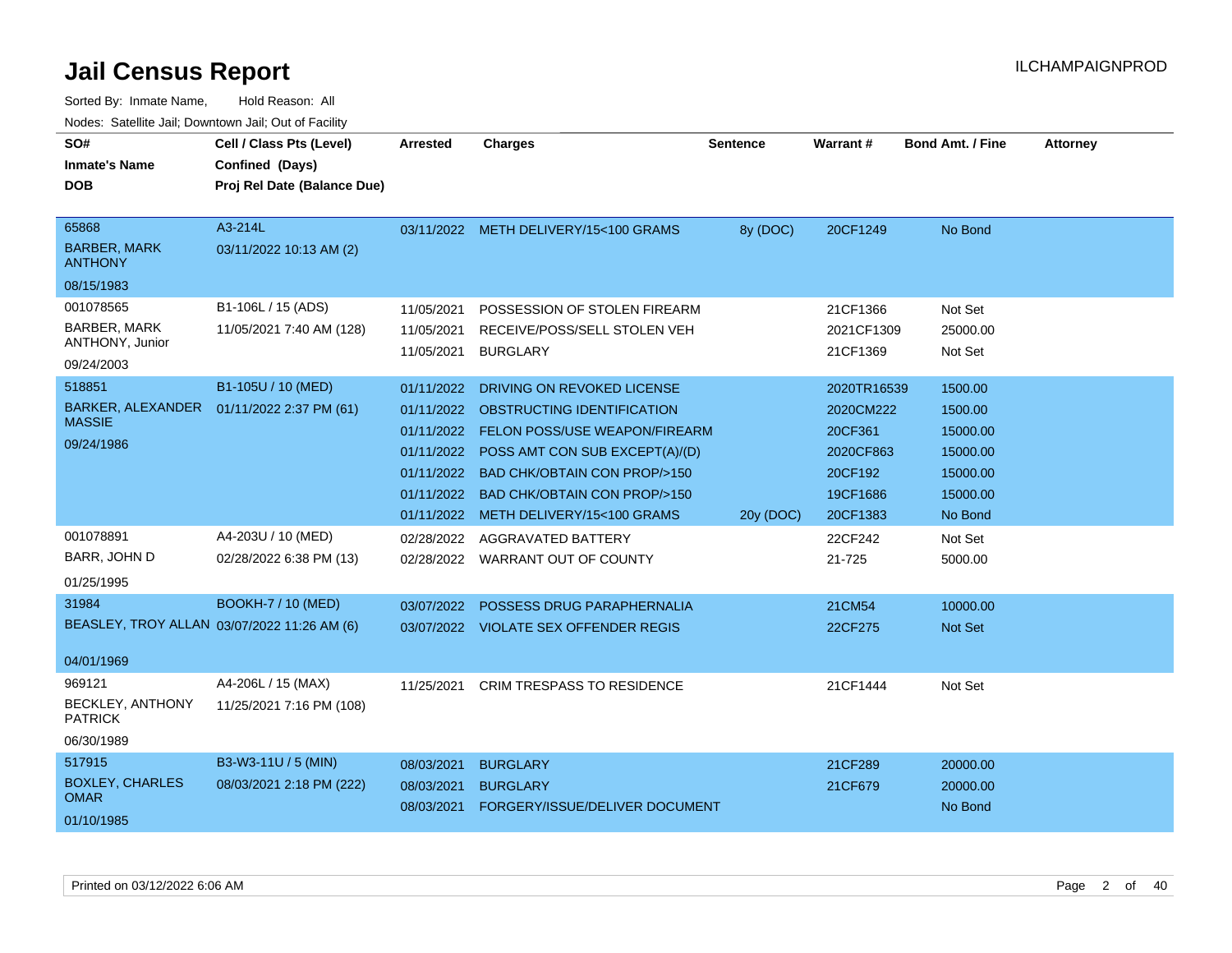# Jail Census Report

Sorted By: Inmate Name, Hold Reason: All

Nodes: Satellite Jail; Downtown Jail; Out of Facility

| SO# / Inmate's Name / DOB | Cell / Class Pts (Level) / Confined (Days) / Proj Rel Date (Balance Due) | Arrested | Charges | Sentence | Warrant # | Bond Amt. / Fine | Attorney |
|---|---|---|---|---|---|---|---|
| 65868<br>BARBER, MARK ANTHONY<br>08/15/1983 | A3-214L<br>03/11/2022 10:13 AM (2) | 03/11/2022 | METH DELIVERY/15<100 GRAMS | 8y (DOC) | 20CF1249 | No Bond | |
| 001078565<br>BARBER, MARK ANTHONY, Junior<br>09/24/2003 | B1-106L / 15 (ADS)<br>11/05/2021 7:40 AM (128) | 11/05/2021 | POSSESSION OF STOLEN FIREARM | | 21CF1366 | Not Set | |
| | | 11/05/2021 | RECEIVE/POSS/SELL STOLEN VEH | | 2021CF1309 | 25000.00 | |
| | | 11/05/2021 | BURGLARY | | 21CF1369 | Not Set | |
| 518851<br>BARKER, ALEXANDER MASSIE<br>09/24/1986 | B1-105U / 10 (MED)<br>01/11/2022 2:37 PM (61) | 01/11/2022 | DRIVING ON REVOKED LICENSE | | 2020TR16539 | 1500.00 | |
| | | 01/11/2022 | OBSTRUCTING IDENTIFICATION | | 2020CM222 | 1500.00 | |
| | | 01/11/2022 | FELON POSS/USE WEAPON/FIREARM | | 20CF361 | 15000.00 | |
| | | 01/11/2022 | POSS AMT CON SUB EXCEPT(A)/(D) | | 2020CF863 | 15000.00 | |
| | | 01/11/2022 | BAD CHK/OBTAIN CON PROP/>150 | | 20CF192 | 15000.00 | |
| | | 01/11/2022 | BAD CHK/OBTAIN CON PROP/>150 | | 19CF1686 | 15000.00 | |
| | | 01/11/2022 | METH DELIVERY/15<100 GRAMS | 20y (DOC) | 20CF1383 | No Bond | |
| 001078891<br>BARR, JOHN D<br>01/25/1995 | A4-203U / 10 (MED)<br>02/28/2022 6:38 PM (13) | 02/28/2022 | AGGRAVATED BATTERY | | 22CF242 | Not Set | |
| | | 02/28/2022 | WARRANT OUT OF COUNTY | | 21-725 | 5000.00 | |
| 31984<br>BEASLEY, TROY ALLAN<br>04/01/1969 | BOOKH-7 / 10 (MED)<br>03/07/2022 11:26 AM (6) | 03/07/2022 | POSSESS DRUG PARAPHERNALIA | | 21CM54 | 10000.00 | |
| | | 03/07/2022 | VIOLATE SEX OFFENDER REGIS | | 22CF275 | Not Set | |
| 969121<br>BECKLEY, ANTHONY PATRICK<br>06/30/1989 | A4-206L / 15 (MAX)<br>11/25/2021 7:16 PM (108) | 11/25/2021 | CRIM TRESPASS TO RESIDENCE | | 21CF1444 | Not Set | |
| 517915<br>BOXLEY, CHARLES OMAR<br>01/10/1985 | B3-W3-11U / 5 (MIN)<br>08/03/2021 2:18 PM (222) | 08/03/2021 | BURGLARY | | 21CF289 | 20000.00 | |
| | | 08/03/2021 | BURGLARY | | 21CF679 | 20000.00 | |
| | | 08/03/2021 | FORGERY/ISSUE/DELIVER DOCUMENT | | | No Bond | |

Printed on 03/12/2022 6:06 AM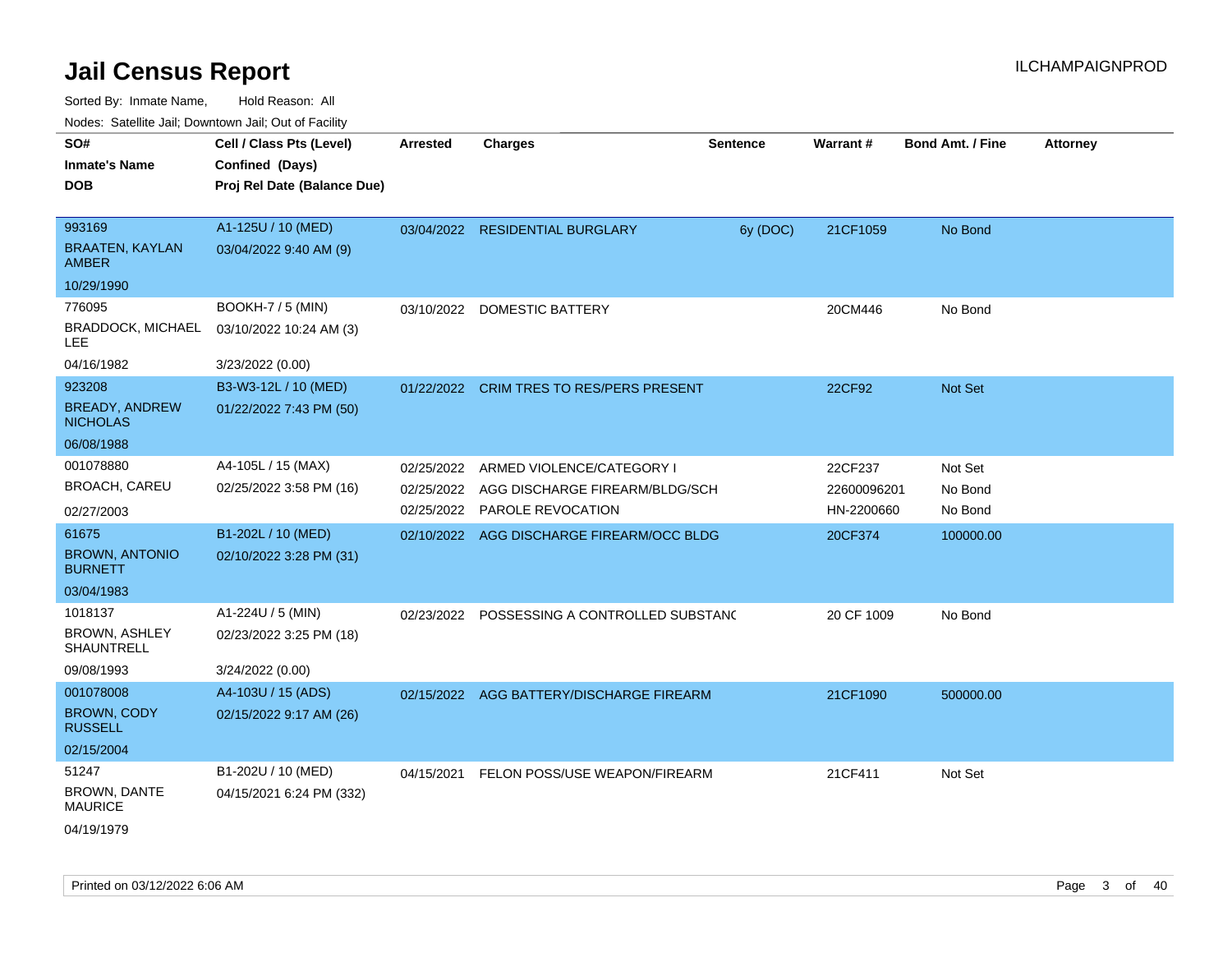# Jail Census Report

ILCHAMPAIGNPROD

Sorted By: Inmate Name, Hold Reason: All

Nodes: Satellite Jail; Downtown Jail; Out of Facility

| SO# / Inmate's Name / DOB | Cell / Class Pts (Level) / Confined (Days) / Proj Rel Date (Balance Due) | Arrested | Charges | Sentence | Warrant # | Bond Amt. / Fine | Attorney |
|---|---|---|---|---|---|---|---|
| 993169 BRAATEN, KAYLAN AMBER 10/29/1990 | A1-125U / 10 (MED) 03/04/2022 9:40 AM (9) | 03/04/2022 | RESIDENTIAL BURGLARY | 6y (DOC) | 21CF1059 | No Bond | |
| 776095 BRADDOCK, MICHAEL LEE 04/16/1982 | BOOKH-7 / 5 (MIN) 03/10/2022 10:24 AM (3) 3/23/2022 (0.00) | 03/10/2022 | DOMESTIC BATTERY | | 20CM446 | No Bond | |
| 923208 BREADY, ANDREW NICHOLAS 06/08/1988 | B3-W3-12L / 10 (MED) 01/22/2022 7:43 PM (50) | 01/22/2022 | CRIM TRES TO RES/PERS PRESENT | | 22CF92 | Not Set | |
| 001078880 BROACH, CAREU 02/27/2003 | A4-105L / 15 (MAX) 02/25/2022 3:58 PM (16) | 02/25/2022 | ARMED VIOLENCE/CATEGORY I | | 22CF237 | Not Set | |
| | | 02/25/2022 | AGG DISCHARGE FIREARM/BLDG/SCH | | 22600096201 | No Bond | |
| | | 02/25/2022 | PAROLE REVOCATION | | HN-2200660 | No Bond | |
| 61675 BROWN, ANTONIO BURNETT 03/04/1983 | B1-202L / 10 (MED) 02/10/2022 3:28 PM (31) | 02/10/2022 | AGG DISCHARGE FIREARM/OCC BLDG | | 20CF374 | 100000.00 | |
| 1018137 BROWN, ASHLEY SHAUNTRELL 09/08/1993 | A1-224U / 5 (MIN) 02/23/2022 3:25 PM (18) 3/24/2022 (0.00) | 02/23/2022 | POSSESSING A CONTROLLED SUBSTANC | | 20 CF 1009 | No Bond | |
| 001078008 BROWN, CODY RUSSELL 02/15/2004 | A4-103U / 15 (ADS) 02/15/2022 9:17 AM (26) | 02/15/2022 | AGG BATTERY/DISCHARGE FIREARM | | 21CF1090 | 500000.00 | |
| 51247 BROWN, DANTE MAURICE 04/19/1979 | B1-202U / 10 (MED) 04/15/2021 6:24 PM (332) | 04/15/2021 | FELON POSS/USE WEAPON/FIREARM | | 21CF411 | Not Set | |

Printed on 03/12/2022 6:06 AM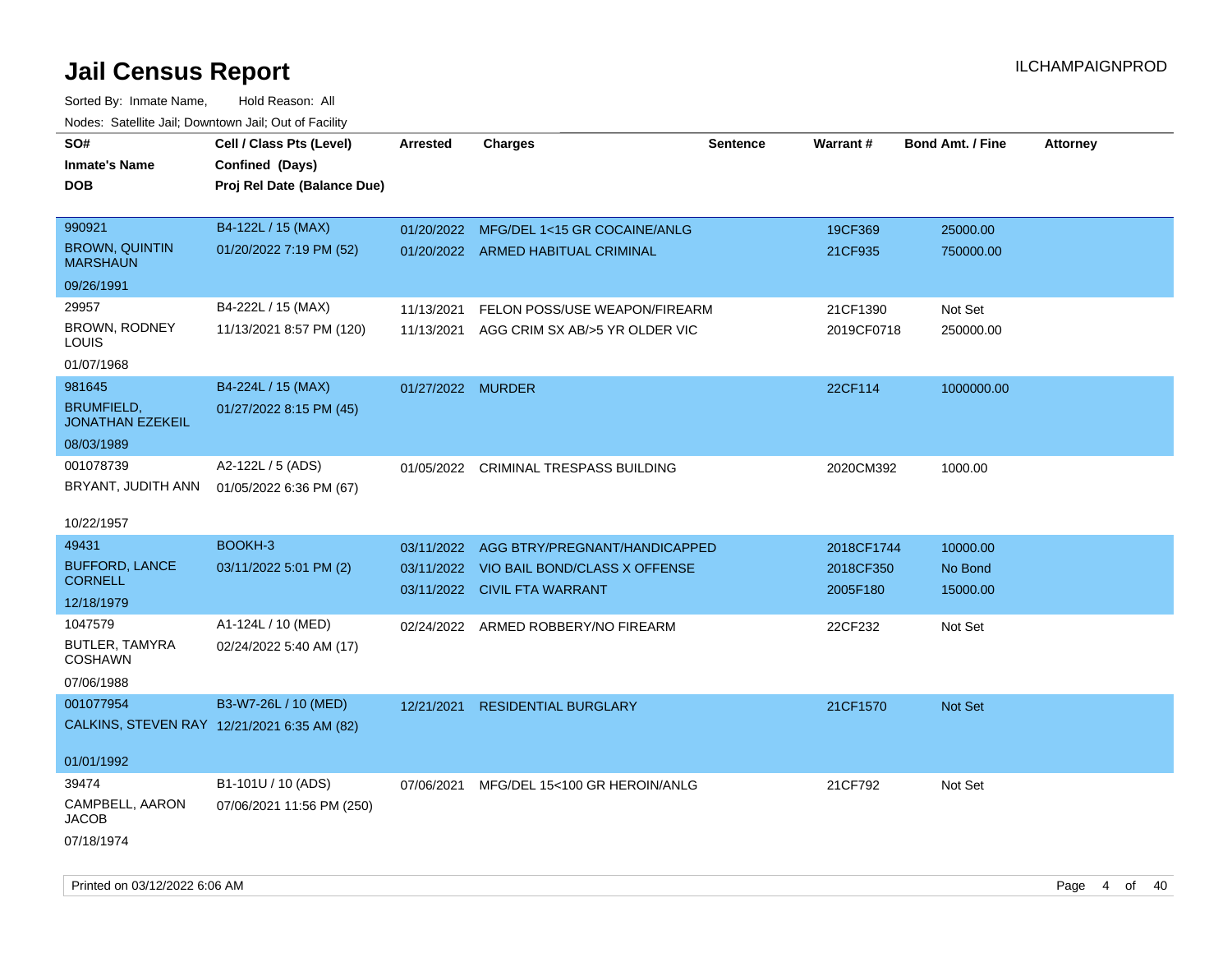# Jail Census Report

Sorted By: Inmate Name, Hold Reason: All

Nodes: Satellite Jail; Downtown Jail; Out of Facility

| SO# / Inmate's Name / DOB | Cell / Class Pts (Level) / Confined (Days) / Proj Rel Date (Balance Due) | Arrested | Charges | Sentence | Warrant # | Bond Amt. / Fine | Attorney |
|---|---|---|---|---|---|---|---|
| 990921 BROWN, QUINTIN MARSHAUN 09/26/1991 | B4-122L / 15 (MAX) 01/20/2022 7:19 PM (52) | 01/20/2022 | MFG/DEL 1<15 GR COCAINE/ANLG | | 19CF369 | 25000.00 | |
| | | 01/20/2022 | ARMED HABITUAL CRIMINAL | | 21CF935 | 750000.00 | |
| 29957 BROWN, RODNEY LOUIS 01/07/1968 | B4-222L / 15 (MAX) 11/13/2021 8:57 PM (120) | 11/13/2021 | FELON POSS/USE WEAPON/FIREARM | | 21CF1390 | Not Set | |
| | | 11/13/2021 | AGG CRIM SX AB/>5 YR OLDER VIC | | 2019CF0718 | 250000.00 | |
| 981645 BRUMFIELD, JONATHAN EZEKEIL 08/03/1989 | B4-224L / 15 (MAX) 01/27/2022 8:15 PM (45) | 01/27/2022 | MURDER | | 22CF114 | 1000000.00 | |
| 001078739 BRYANT, JUDITH ANN 10/22/1957 | A2-122L / 5 (ADS) 01/05/2022 6:36 PM (67) | 01/05/2022 | CRIMINAL TRESPASS BUILDING | | 2020CM392 | 1000.00 | |
| 49431 BUFFORD, LANCE CORNELL 12/18/1979 | BOOKH-3 03/11/2022 5:01 PM (2) | 03/11/2022 | AGG BTRY/PREGNANT/HANDICAPPED | | 2018CF1744 | 10000.00 | |
| | | 03/11/2022 | VIO BAIL BOND/CLASS X OFFENSE | | 2018CF350 | No Bond | |
| | | 03/11/2022 | CIVIL FTA WARRANT | | 2005F180 | 15000.00 | |
| 1047579 BUTLER, TAMYRA COSHAWN 07/06/1988 | A1-124L / 10 (MED) 02/24/2022 5:40 AM (17) | 02/24/2022 | ARMED ROBBERY/NO FIREARM | | 22CF232 | Not Set | |
| 001077954 CALKINS, STEVEN RAY 01/01/1992 | B3-W7-26L / 10 (MED) 12/21/2021 6:35 AM (82) | 12/21/2021 | RESIDENTIAL BURGLARY | | 21CF1570 | Not Set | |
| 39474 CAMPBELL, AARON JACOB 07/18/1974 | B1-101U / 10 (ADS) 07/06/2021 11:56 PM (250) | 07/06/2021 | MFG/DEL 15<100 GR HEROIN/ANLG | | 21CF792 | Not Set | |

Printed on 03/12/2022 6:06 AM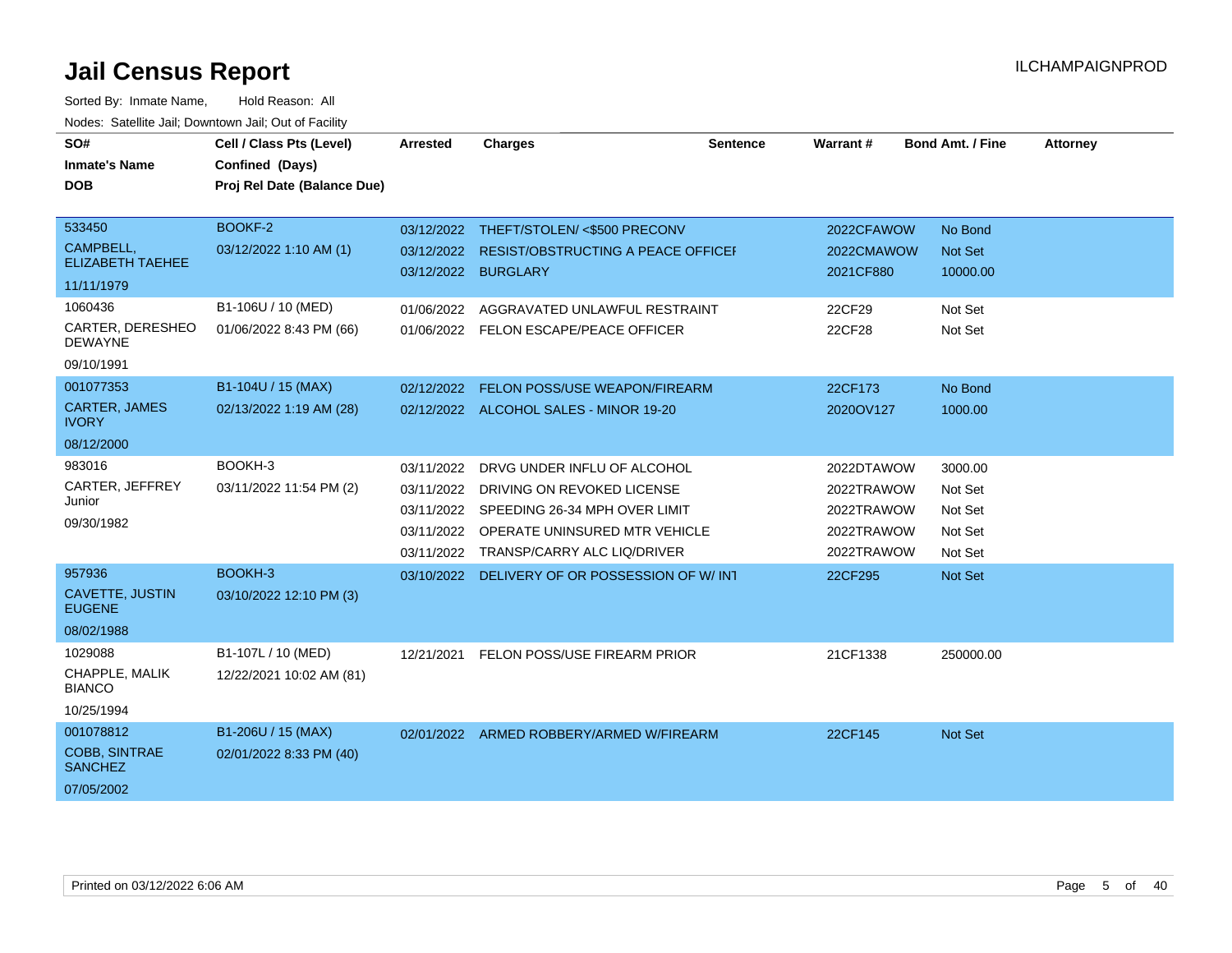# Jail Census Report

ILCHAMPAIGNPROD

Sorted By: Inmate Name, Hold Reason: All

Nodes: Satellite Jail; Downtown Jail; Out of Facility

| SO# / Inmate's Name / DOB | Cell / Class Pts (Level) / Confined (Days) / Proj Rel Date (Balance Due) | Arrested | Charges | Sentence | Warrant # | Bond Amt. / Fine | Attorney |
|---|---|---|---|---|---|---|---|
| 533450<br>CAMPBELL, ELIZABETH TAEHEE<br>11/11/1979 | BOOKF-2<br>03/12/2022 1:10 AM (1) | 03/12/2022<br>03/12/2022<br>03/12/2022 | THEFT/STOLEN/ <$500 PRECONV<br>RESIST/OBSTRUCTING A PEACE OFFICEI<br>BURGLARY | | 2022CFAWOW<br>2022CMAWOW<br>2021CF880 | No Bond<br>Not Set<br>10000.00 | |
| 1060436<br>CARTER, DERESHEO DEWAYNE<br>09/10/1991 | B1-106U / 10 (MED)<br>01/06/2022 8:43 PM (66) | 01/06/2022<br>01/06/2022 | AGGRAVATED UNLAWFUL RESTRAINT<br>FELON ESCAPE/PEACE OFFICER | | 22CF29<br>22CF28 | Not Set<br>Not Set | |
| 001077353<br>CARTER, JAMES IVORY<br>08/12/2000 | B1-104U / 15 (MAX)<br>02/13/2022 1:19 AM (28) | 02/12/2022<br>02/12/2022 | FELON POSS/USE WEAPON/FIREARM<br>ALCOHOL SALES - MINOR 19-20 | | 22CF173<br>2020OV127 | No Bond<br>1000.00 | |
| 983016<br>CARTER, JEFFREY Junior<br>09/30/1982 | BOOKH-3<br>03/11/2022 11:54 PM (2) | 03/11/2022<br>03/11/2022<br>03/11/2022<br>03/11/2022<br>03/11/2022 | DRVG UNDER INFLU OF ALCOHOL<br>DRIVING ON REVOKED LICENSE<br>SPEEDING 26-34 MPH OVER LIMIT<br>OPERATE UNINSURED MTR VEHICLE<br>TRANSP/CARRY ALC LIQ/DRIVER | | 2022DTAWOW<br>2022TRAWOW<br>2022TRAWOW<br>2022TRAWOW<br>2022TRAWOW | 3000.00<br>Not Set<br>Not Set<br>Not Set<br>Not Set | |
| 957936<br>CAVETTE, JUSTIN EUGENE<br>08/02/1988 | BOOKH-3<br>03/10/2022 12:10 PM (3) | 03/10/2022 | DELIVERY OF OR POSSESSION OF W/ INT | | 22CF295 | Not Set | |
| 1029088<br>CHAPPLE, MALIK BIANCO<br>10/25/1994 | B1-107L / 10 (MED)<br>12/22/2021 10:02 AM (81) | 12/21/2021 | FELON POSS/USE FIREARM PRIOR | | 21CF1338 | 250000.00 | |
| 001078812<br>COBB, SINTRAE SANCHEZ<br>07/05/2002 | B1-206U / 15 (MAX)<br>02/01/2022 8:33 PM (40) | 02/01/2022 | ARMED ROBBERY/ARMED W/FIREARM | | 22CF145 | Not Set | |

Printed on 03/12/2022 6:06 AM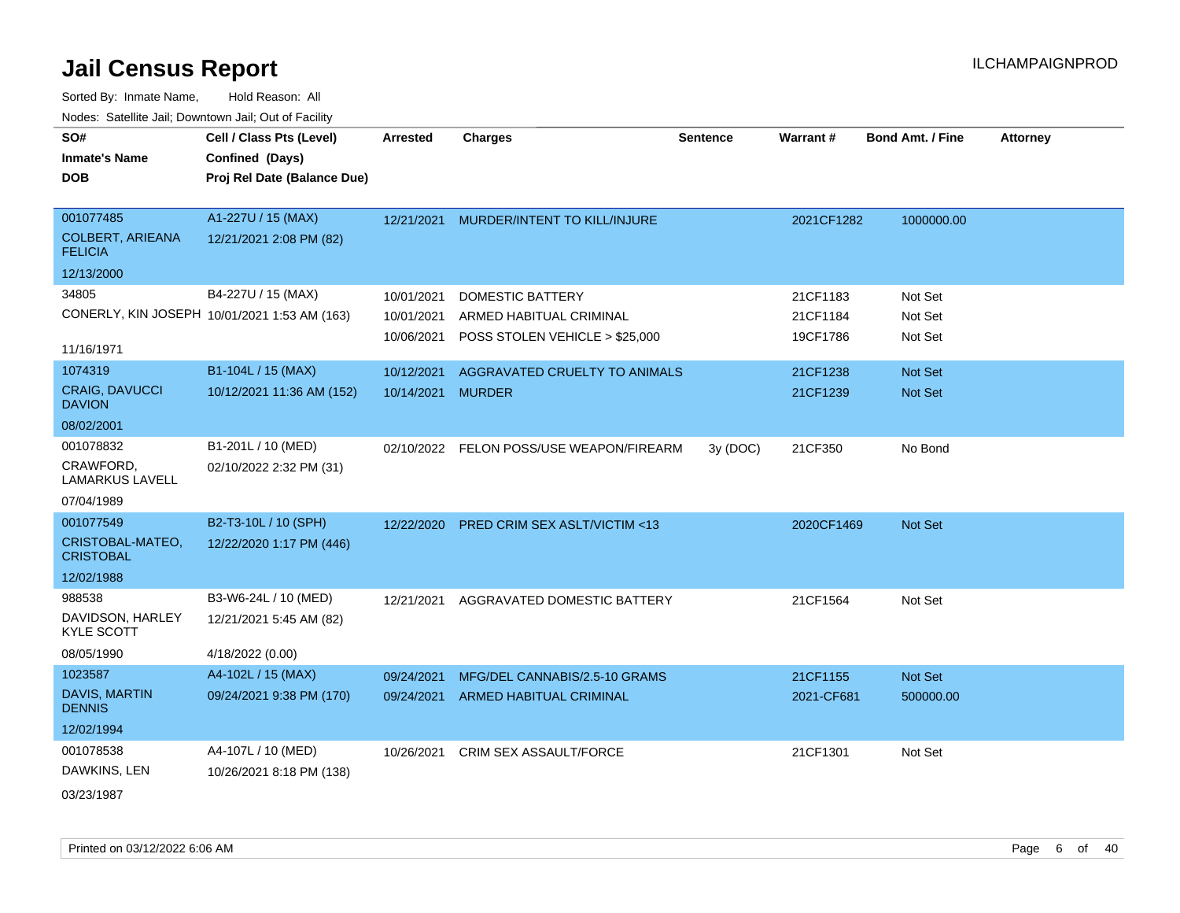# Jail Census Report

Sorted By: Inmate Name, Hold Reason: All

Nodes: Satellite Jail; Downtown Jail; Out of Facility

| SO# / Inmate's Name / DOB | Cell / Class Pts (Level) / Confined (Days) / Proj Rel Date (Balance Due) | Arrested | Charges | Sentence | Warrant # | Bond Amt. / Fine | Attorney |
|---|---|---|---|---|---|---|---|
| 001077485<br>COLBERT, ARIEANA FELICIA<br>12/13/2000 | A1-227U / 15 (MAX)<br>12/21/2021 2:08 PM (82) | 12/21/2021 | MURDER/INTENT TO KILL/INJURE | | 2021CF1282 | 1000000.00 | |
| 34805<br>CONERLY, KIN JOSEPH<br>11/16/1971 | B4-227U / 15 (MAX)<br>10/01/2021 1:53 AM (163) | 10/01/2021 | DOMESTIC BATTERY | | 21CF1183 | Not Set | |
| | | 10/01/2021 | ARMED HABITUAL CRIMINAL | | 21CF1184 | Not Set | |
| | | 10/06/2021 | POSS STOLEN VEHICLE > $25,000 | | 19CF1786 | Not Set | |
| 1074319<br>CRAIG, DAVUCCI DAVION<br>08/02/2001 | B1-104L / 15 (MAX)<br>10/12/2021 11:36 AM (152) | 10/12/2021 | AGGRAVATED CRUELTY TO ANIMALS | | 21CF1238 | Not Set | |
| | | 10/14/2021 | MURDER | | 21CF1239 | Not Set | |
| 001078832<br>CRAWFORD, LAMARKUS LAVELL<br>07/04/1989 | B1-201L / 10 (MED)<br>02/10/2022 2:32 PM (31) | 02/10/2022 | FELON POSS/USE WEAPON/FIREARM | 3y (DOC) | 21CF350 | No Bond | |
| 001077549<br>CRISTOBAL-MATEO, CRISTOBAL<br>12/02/1988 | B2-T3-10L / 10 (SPH)<br>12/22/2020 1:17 PM (446) | 12/22/2020 | PRED CRIM SEX ASLT/VICTIM <13 | | 2020CF1469 | Not Set | |
| 988538<br>DAVIDSON, HARLEY KYLE SCOTT<br>08/05/1990 | B3-W6-24L / 10 (MED)<br>12/21/2021 5:45 AM (82)<br>4/18/2022 (0.00) | 12/21/2021 | AGGRAVATED DOMESTIC BATTERY | | 21CF1564 | Not Set | |
| 1023587<br>DAVIS, MARTIN DENNIS<br>12/02/1994 | A4-102L / 15 (MAX)<br>09/24/2021 9:38 PM (170) | 09/24/2021 | MFG/DEL CANNABIS/2.5-10 GRAMS | | 21CF1155 | Not Set | |
| | | 09/24/2021 | ARMED HABITUAL CRIMINAL | | 2021-CF681 | 500000.00 | |
| 001078538<br>DAWKINS, LEN<br>03/23/1987 | A4-107L / 10 (MED)<br>10/26/2021 8:18 PM (138) | 10/26/2021 | CRIM SEX ASSAULT/FORCE | | 21CF1301 | Not Set | |

Printed on 03/12/2022 6:06 AM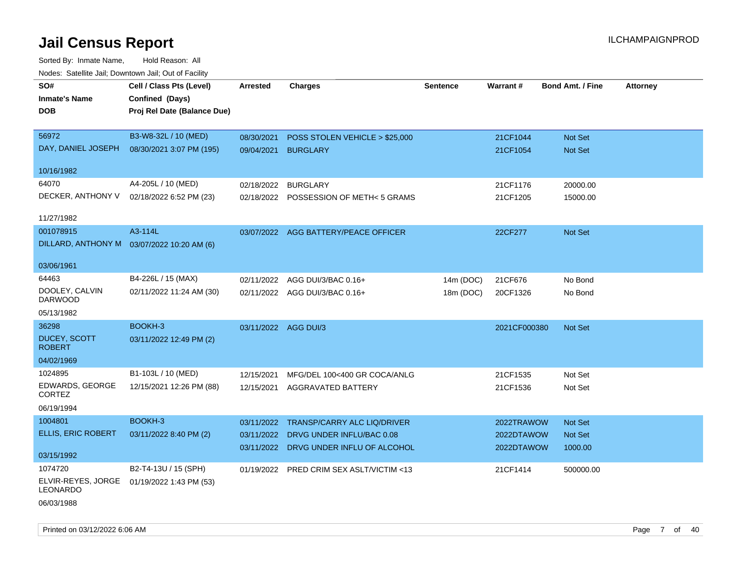# Jail Census Report

ILCHAMPAIGNPROD

Sorted By: Inmate Name, Hold Reason: All

Nodes: Satellite Jail; Downtown Jail; Out of Facility

| SO# / Inmate's Name / DOB | Cell / Class Pts (Level) / Confined (Days) / Proj Rel Date (Balance Due) | Arrested | Charges | Sentence | Warrant # | Bond Amt. / Fine | Attorney |
|---|---|---|---|---|---|---|---|
| 56972<br>DAY, DANIEL JOSEPH<br>10/16/1982 | B3-W8-32L / 10 (MED)<br>08/30/2021 3:07 PM (195) | 08/30/2021 | POSS STOLEN VEHICLE > $25,000 | | 21CF1044 | Not Set | |
| | | 09/04/2021 | BURGLARY | | 21CF1054 | Not Set | |
| 64070<br>DECKER, ANTHONY V<br>11/27/1982 | A4-205L / 10 (MED)<br>02/18/2022 6:52 PM (23) | 02/18/2022 | BURGLARY | | 21CF1176 | 20000.00 | |
| | | 02/18/2022 | POSSESSION OF METH< 5 GRAMS | | 21CF1205 | 15000.00 | |
| 001078915<br>DILLARD, ANTHONY M<br>03/06/1961 | A3-114L<br>03/07/2022 10:20 AM (6) | 03/07/2022 | AGG BATTERY/PEACE OFFICER | | 22CF277 | Not Set | |
| 64463<br>DOOLEY, CALVIN DARWOOD<br>05/13/1982 | B4-226L / 15 (MAX)<br>02/11/2022 11:24 AM (30) | 02/11/2022 | AGG DUI/3/BAC 0.16+ | 14m (DOC) | 21CF676 | No Bond | |
| | | 02/11/2022 | AGG DUI/3/BAC 0.16+ | 18m (DOC) | 20CF1326 | No Bond | |
| 36298<br>DUCEY, SCOTT ROBERT<br>04/02/1969 | BOOKH-3<br>03/11/2022 12:49 PM (2) | 03/11/2022 | AGG DUI/3 | | 2021CF000380 | Not Set | |
| 1024895<br>EDWARDS, GEORGE CORTEZ<br>06/19/1994 | B1-103L / 10 (MED)<br>12/15/2021 12:26 PM (88) | 12/15/2021 | MFG/DEL 100<400 GR COCA/ANLG | | 21CF1535 | Not Set | |
| | | 12/15/2021 | AGGRAVATED BATTERY | | 21CF1536 | Not Set | |
| 1004801<br>ELLIS, ERIC ROBERT<br>03/15/1992 | BOOKH-3<br>03/11/2022 8:40 PM (2) | 03/11/2022 | TRANSP/CARRY ALC LIQ/DRIVER | | 2022TRAWOW | Not Set | |
| | | 03/11/2022 | DRVG UNDER INFLU/BAC 0.08 | | 2022DTAWOW | Not Set | |
| | | 03/11/2022 | DRVG UNDER INFLU OF ALCOHOL | | 2022DTAWOW | 1000.00 | |
| 1074720<br>ELVIR-REYES, JORGE LEONARDO<br>06/03/1988 | B2-T4-13U / 15 (SPH)<br>01/19/2022 1:43 PM (53) | 01/19/2022 | PRED CRIM SEX ASLT/VICTIM <13 | | 21CF1414 | 500000.00 | |

Printed on 03/12/2022 6:06 AM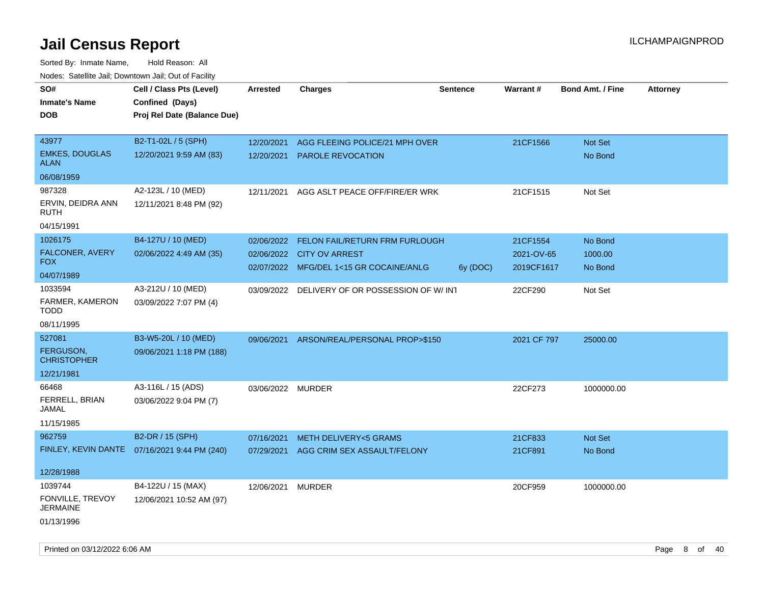# Jail Census Report

Sorted By: Inmate Name, Hold Reason: All

Nodes: Satellite Jail; Downtown Jail; Out of Facility

| SO# / Inmate's Name / DOB | Cell / Class Pts (Level) / Confined (Days) / Proj Rel Date (Balance Due) | Arrested | Charges | Sentence | Warrant # | Bond Amt. / Fine | Attorney |
|---|---|---|---|---|---|---|---|
| 43977<br>EMKES, DOUGLAS ALAN<br>06/08/1959 | B2-T1-02L / 5 (SPH)<br>12/20/2021 9:59 AM (83) | 12/20/2021<br>12/20/2021 | AGG FLEEING POLICE/21 MPH OVER<br>PAROLE REVOCATION | | 21CF1566 | Not Set<br>No Bond | |
| 987328<br>ERVIN, DEIDRA ANN RUTH<br>04/15/1991 | A2-123L / 10 (MED)<br>12/11/2021 8:48 PM (92) | 12/11/2021 | AGG ASLT PEACE OFF/FIRE/ER WRK | | 21CF1515 | Not Set | |
| 1026175<br>FALCONER, AVERY FOX<br>04/07/1989 | B4-127U / 10 (MED)<br>02/06/2022 4:49 AM (35) | 02/06/2022<br>02/06/2022<br>02/07/2022 | FELON FAIL/RETURN FRM FURLOUGH<br>CITY OV ARREST<br>MFG/DEL 1<15 GR COCAINE/ANLG | <br><br>6y (DOC) | 21CF1554<br>2021-OV-65<br>2019CF1617 | No Bond<br>1000.00<br>No Bond | |
| 1033594<br>FARMER, KAMERON TODD<br>08/11/1995 | A3-212U / 10 (MED)<br>03/09/2022 7:07 PM (4) | 03/09/2022 | DELIVERY OF OR POSSESSION OF W/ INT | | 22CF290 | Not Set | |
| 527081<br>FERGUSON, CHRISTOPHER<br>12/21/1981 | B3-W5-20L / 10 (MED)<br>09/06/2021 1:18 PM (188) | 09/06/2021 | ARSON/REAL/PERSONAL PROP>$150 | | 2021 CF 797 | 25000.00 | |
| 66468<br>FERRELL, BRIAN JAMAL<br>11/15/1985 | A3-116L / 15 (ADS)<br>03/06/2022 9:04 PM (7) | 03/06/2022 | MURDER | | 22CF273 | 1000000.00 | |
| 962759<br>FINLEY, KEVIN DANTE<br>12/28/1988 | B2-DR / 15 (SPH)<br>07/16/2021 9:44 PM (240) | 07/16/2021<br>07/29/2021 | METH DELIVERY<5 GRAMS<br>AGG CRIM SEX ASSAULT/FELONY | | 21CF833<br>21CF891 | Not Set<br>No Bond | |
| 1039744<br>FONVILLE, TREVOY JERMAINE<br>01/13/1996 | B4-122U / 15 (MAX)<br>12/06/2021 10:52 AM (97) | 12/06/2021 | MURDER | | 20CF959 | 1000000.00 | |

Printed on 03/12/2022 6:06 AM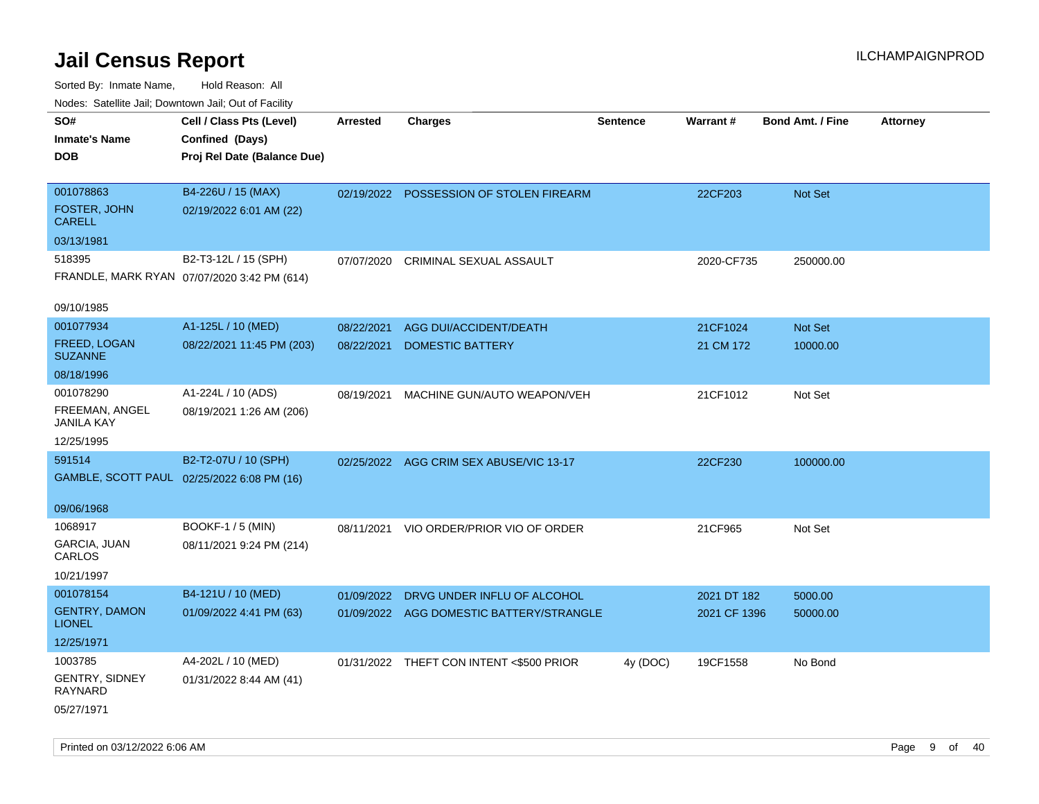# Jail Census Report

ILCHAMPAIGNPROD

Sorted By: Inmate Name, Hold Reason: All

Nodes: Satellite Jail; Downtown Jail; Out of Facility

| SO#<br>Inmate's Name<br>DOB | Cell / Class Pts (Level)<br>Confined (Days)<br>Proj Rel Date (Balance Due) | Arrested | Charges | Sentence | Warrant # | Bond Amt. / Fine | Attorney |
|---|---|---|---|---|---|---|---|
| 001078863<br>FOSTER, JOHN CARELL<br>03/13/1981 | B4-226U / 15 (MAX)<br>02/19/2022 6:01 AM (22) | 02/19/2022 | POSSESSION OF STOLEN FIREARM | | 22CF203 | Not Set | |
| 518395<br>FRANDLE, MARK RYAN<br>09/10/1985 | B2-T3-12L / 15 (SPH)<br>07/07/2020 3:42 PM (614) | 07/07/2020 | CRIMINAL SEXUAL ASSAULT | | 2020-CF735 | 250000.00 | |
| 001077934<br>FREED, LOGAN SUZANNE<br>08/18/1996 | A1-125L / 10 (MED)<br>08/22/2021 11:45 PM (203) | 08/22/2021 | AGG DUI/ACCIDENT/DEATH | | 21CF1024 | Not Set | |
| | | 08/22/2021 | DOMESTIC BATTERY | | 21 CM 172 | 10000.00 | |
| 001078290<br>FREEMAN, ANGEL JANILA KAY<br>12/25/1995 | A1-224L / 10 (ADS)<br>08/19/2021 1:26 AM (206) | 08/19/2021 | MACHINE GUN/AUTO WEAPON/VEH | | 21CF1012 | Not Set | |
| 591514<br>GAMBLE, SCOTT PAUL<br>09/06/1968 | B2-T2-07U / 10 (SPH)<br>02/25/2022 6:08 PM (16) | 02/25/2022 | AGG CRIM SEX ABUSE/VIC 13-17 | | 22CF230 | 100000.00 | |
| 1068917<br>GARCIA, JUAN CARLOS<br>10/21/1997 | BOOKF-1 / 5 (MIN)<br>08/11/2021 9:24 PM (214) | 08/11/2021 | VIO ORDER/PRIOR VIO OF ORDER | | 21CF965 | Not Set | |
| 001078154<br>GENTRY, DAMON LIONEL<br>12/25/1971 | B4-121U / 10 (MED)<br>01/09/2022 4:41 PM (63) | 01/09/2022 | DRVG UNDER INFLU OF ALCOHOL | | 2021 DT 182 | 5000.00 | |
| | | 01/09/2022 | AGG DOMESTIC BATTERY/STRANGLE | | 2021 CF 1396 | 50000.00 | |
| 1003785<br>GENTRY, SIDNEY RAYNARD<br>05/27/1971 | A4-202L / 10 (MED)<br>01/31/2022 8:44 AM (41) | 01/31/2022 | THEFT CON INTENT <$500 PRIOR | 4y (DOC) | 19CF1558 | No Bond | |

Printed on 03/12/2022 6:06 AM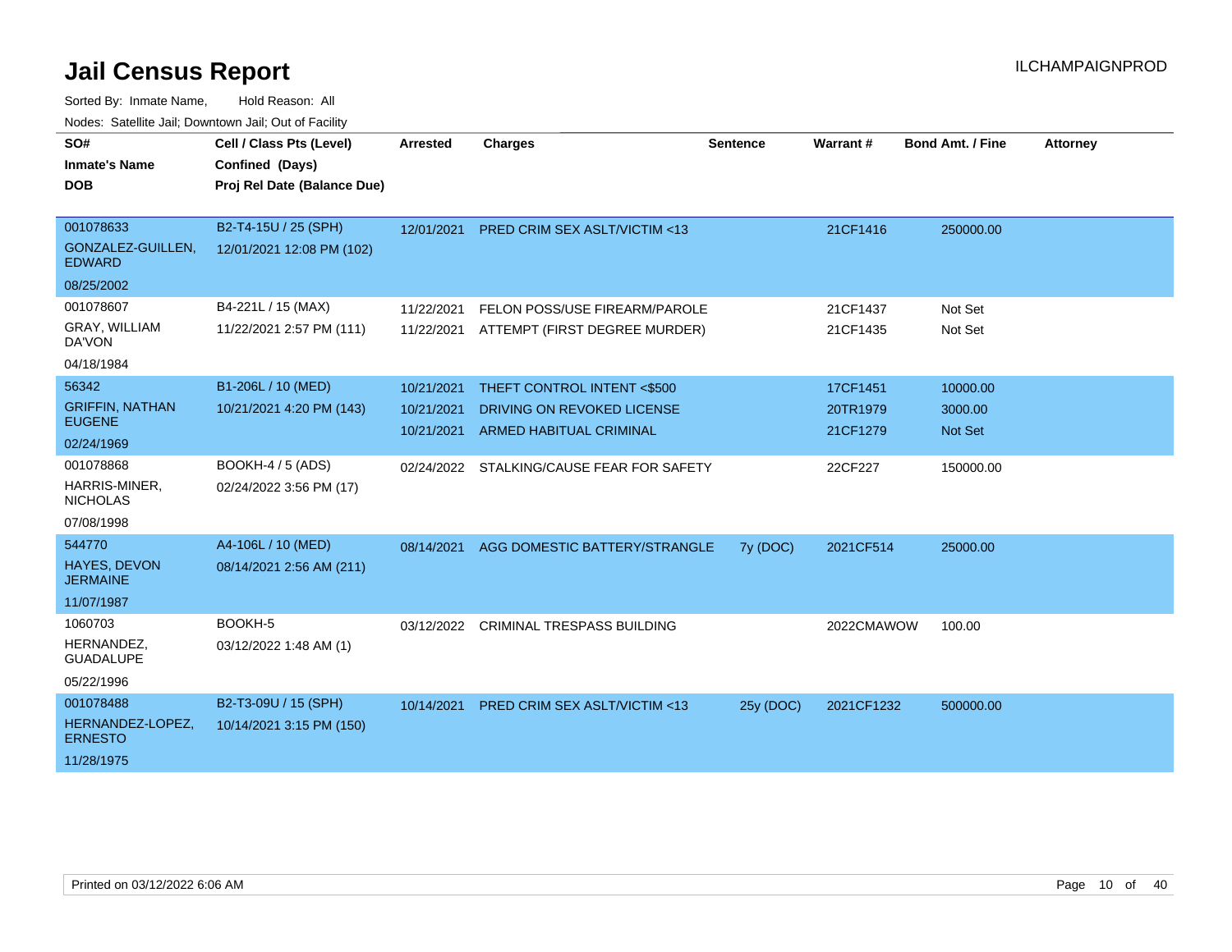# Jail Census Report

ILCHAMPAIGNPROD

Sorted By: Inmate Name, Hold Reason: All

Nodes: Satellite Jail; Downtown Jail; Out of Facility

| SO# / Inmate's Name / DOB | Cell / Class Pts (Level) / Confined (Days) / Proj Rel Date (Balance Due) | Arrested | Charges | Sentence | Warrant # | Bond Amt. / Fine | Attorney |
|---|---|---|---|---|---|---|---|
| 001078633<br>GONZALEZ-GUILLEN, EDWARD<br>08/25/2002 | B2-T4-15U / 25 (SPH)<br>12/01/2021 12:08 PM (102) | 12/01/2021 | PRED CRIM SEX ASLT/VICTIM <13 | | 21CF1416 | 250000.00 | |
| 001078607<br>GRAY, WILLIAM DA'VON<br>04/18/1984 | B4-221L / 15 (MAX)<br>11/22/2021 2:57 PM (111) | 11/22/2021 | FELON POSS/USE FIREARM/PAROLE | | 21CF1437 | Not Set | |
| | | 11/22/2021 | ATTEMPT (FIRST DEGREE MURDER) | | 21CF1435 | Not Set | |
| 56342<br>GRIFFIN, NATHAN EUGENE<br>02/24/1969 | B1-206L / 10 (MED)<br>10/21/2021 4:20 PM (143) | 10/21/2021 | THEFT CONTROL INTENT <$500 | | 17CF1451 | 10000.00 | |
| | | 10/21/2021 | DRIVING ON REVOKED LICENSE | | 20TR1979 | 3000.00 | |
| | | 10/21/2021 | ARMED HABITUAL CRIMINAL | | 21CF1279 | Not Set | |
| 001078868<br>HARRIS-MINER, NICHOLAS<br>07/08/1998 | BOOKH-4 / 5 (ADS)<br>02/24/2022 3:56 PM (17) | 02/24/2022 | STALKING/CAUSE FEAR FOR SAFETY | | 22CF227 | 150000.00 | |
| 544770<br>HAYES, DEVON JERMAINE<br>11/07/1987 | A4-106L / 10 (MED)<br>08/14/2021 2:56 AM (211) | 08/14/2021 | AGG DOMESTIC BATTERY/STRANGLE | 7y (DOC) | 2021CF514 | 25000.00 | |
| 1060703<br>HERNANDEZ, GUADALUPE<br>05/22/1996 | BOOKH-5<br>03/12/2022 1:48 AM (1) | 03/12/2022 | CRIMINAL TRESPASS BUILDING | | 2022CMAWOW | 100.00 | |
| 001078488<br>HERNANDEZ-LOPEZ, ERNESTO<br>11/28/1975 | B2-T3-09U / 15 (SPH)<br>10/14/2021 3:15 PM (150) | 10/14/2021 | PRED CRIM SEX ASLT/VICTIM <13 | 25y (DOC) | 2021CF1232 | 500000.00 | |

Printed on 03/12/2022 6:06 AM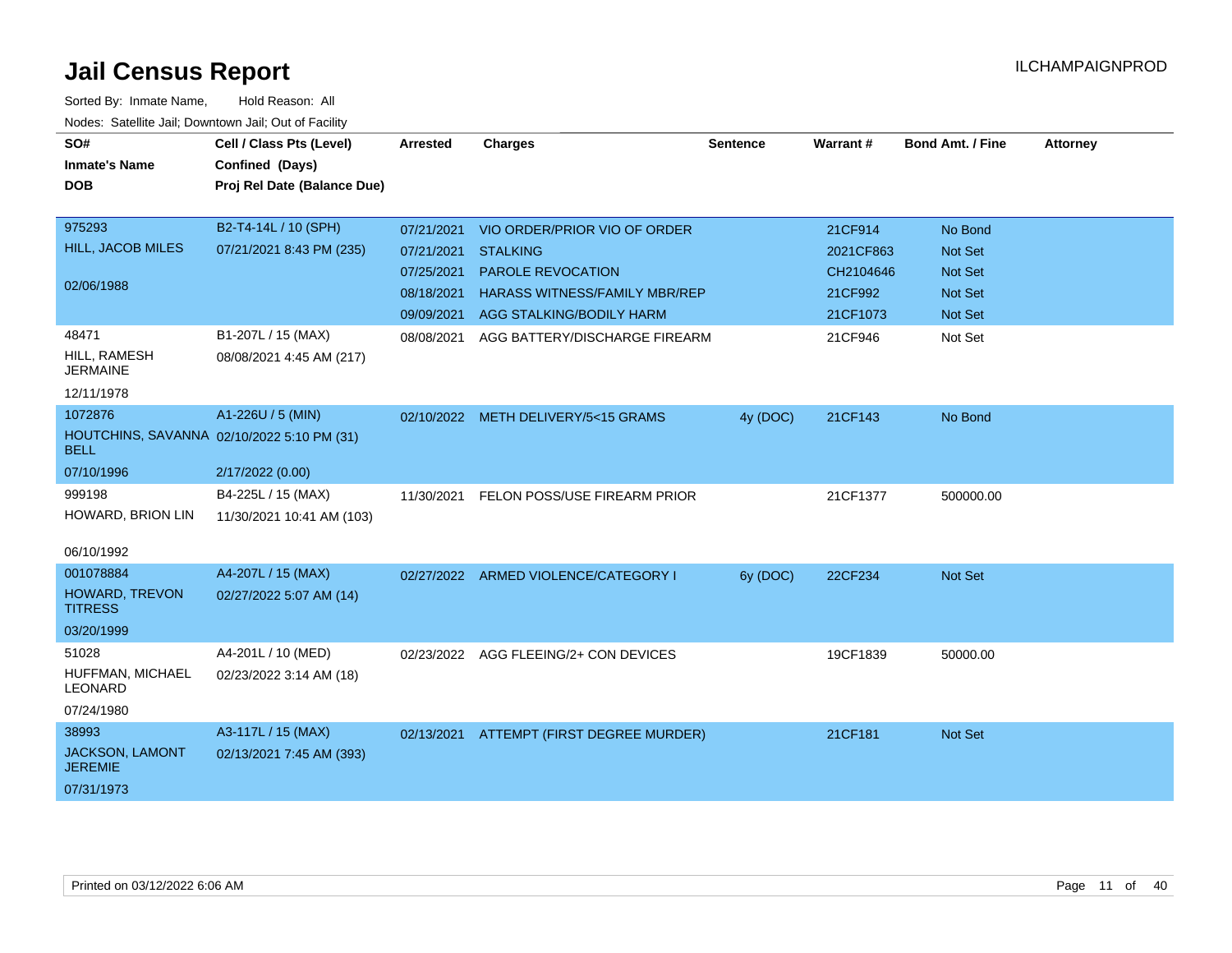# Jail Census Report

ILCHAMPAIGNPROD

Sorted By: Inmate Name, Hold Reason: All

Nodes: Satellite Jail; Downtown Jail; Out of Facility

| SO# / Inmate's Name / DOB | Cell / Class Pts (Level) / Confined (Days) / Proj Rel Date (Balance Due) | Arrested | Charges | Sentence | Warrant # | Bond Amt. / Fine | Attorney |
|---|---|---|---|---|---|---|---|
| 975293 | B2-T4-14L / 10 (SPH) | 07/21/2021 | VIO ORDER/PRIOR VIO OF ORDER | | 21CF914 | No Bond | |
| HILL, JACOB MILES | 07/21/2021 8:43 PM (235) | 07/21/2021 | STALKING | | 2021CF863 | Not Set | |
| 02/06/1988 | | 07/25/2021 | PAROLE REVOCATION | | CH2104646 | Not Set | |
| | | 08/18/2021 | HARASS WITNESS/FAMILY MBR/REP | | 21CF992 | Not Set | |
| | | 09/09/2021 | AGG STALKING/BODILY HARM | | 21CF1073 | Not Set | |
| 48471 | B1-207L / 15 (MAX) | 08/08/2021 | AGG BATTERY/DISCHARGE FIREARM | | 21CF946 | Not Set | |
| HILL, RAMESH JERMAINE | 08/08/2021 4:45 AM (217) | | | | | | |
| 12/11/1978 | | | | | | | |
| 1072876 | A1-226U / 5 (MIN) | 02/10/2022 | METH DELIVERY/5<15 GRAMS | 4y (DOC) | 21CF143 | No Bond | |
| HOUTCHINS, SAVANNA BELL | 02/10/2022 5:10 PM (31) | | | | | | |
| 07/10/1996 | 2/17/2022 (0.00) | | | | | | |
| 999198 | B4-225L / 15 (MAX) | 11/30/2021 | FELON POSS/USE FIREARM PRIOR | | 21CF1377 | 500000.00 | |
| HOWARD, BRION LIN | 11/30/2021 10:41 AM (103) | | | | | | |
| 06/10/1992 | | | | | | | |
| 001078884 | A4-207L / 15 (MAX) | 02/27/2022 | ARMED VIOLENCE/CATEGORY I | 6y (DOC) | 22CF234 | Not Set | |
| HOWARD, TREVON TITRESS | 02/27/2022 5:07 AM (14) | | | | | | |
| 03/20/1999 | | | | | | | |
| 51028 | A4-201L / 10 (MED) | 02/23/2022 | AGG FLEEING/2+ CON DEVICES | | 19CF1839 | 50000.00 | |
| HUFFMAN, MICHAEL LEONARD | 02/23/2022 3:14 AM (18) | | | | | | |
| 07/24/1980 | | | | | | | |
| 38993 | A3-117L / 15 (MAX) | 02/13/2021 | ATTEMPT (FIRST DEGREE MURDER) | | 21CF181 | Not Set | |
| JACKSON, LAMONT JEREMIE | 02/13/2021 7:45 AM (393) | | | | | | |
| 07/31/1973 | | | | | | | |

Printed on 03/12/2022 6:06 AM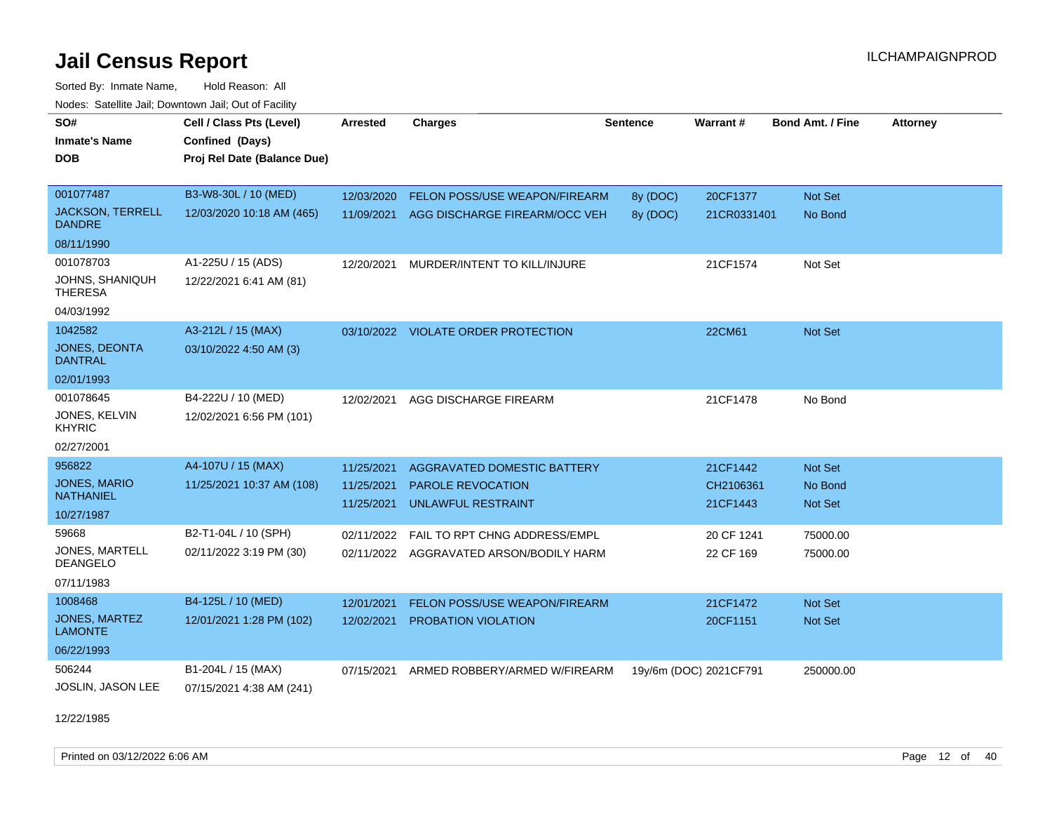# Jail Census Report

ILCHAMPAIGNPROD

Sorted By: Inmate Name, Hold Reason: All

Nodes: Satellite Jail; Downtown Jail; Out of Facility

| SO# / Inmate's Name / DOB | Cell / Class Pts (Level) / Confined (Days) / Proj Rel Date (Balance Due) | Arrested | Charges | Sentence | Warrant # | Bond Amt. / Fine | Attorney |
|---|---|---|---|---|---|---|---|
| 001077487<br>JACKSON, TERRELL DANDRE<br>08/11/1990 | B3-W8-30L / 10 (MED)<br>12/03/2020 10:18 AM (465) | 12/03/2020<br>11/09/2021 | FELON POSS/USE WEAPON/FIREARM<br>AGG DISCHARGE FIREARM/OCC VEH | 8y (DOC)<br>8y (DOC) | 20CF1377<br>21CR0331401 | Not Set<br>No Bond | |
| 001078703<br>JOHNS, SHANIQUH THERESA<br>04/03/1992 | A1-225U / 15 (ADS)<br>12/22/2021 6:41 AM (81) | 12/20/2021 | MURDER/INTENT TO KILL/INJURE | | 21CF1574 | Not Set | |
| 1042582<br>JONES, DEONTA DANTRAL<br>02/01/1993 | A3-212L / 15 (MAX)<br>03/10/2022 4:50 AM (3) | 03/10/2022 | VIOLATE ORDER PROTECTION | | 22CM61 | Not Set | |
| 001078645<br>JONES, KELVIN KHYRIC<br>02/27/2001 | B4-222U / 10 (MED)<br>12/02/2021 6:56 PM (101) | 12/02/2021 | AGG DISCHARGE FIREARM | | 21CF1478 | No Bond | |
| 956822<br>JONES, MARIO NATHANIEL<br>10/27/1987 | A4-107U / 15 (MAX)<br>11/25/2021 10:37 AM (108) | 11/25/2021<br>11/25/2021<br>11/25/2021 | AGGRAVATED DOMESTIC BATTERY<br>PAROLE REVOCATION<br>UNLAWFUL RESTRAINT | | 21CF1442<br>CH2106361<br>21CF1443 | Not Set<br>No Bond<br>Not Set | |
| 59668<br>JONES, MARTELL DEANGELO<br>07/11/1983 | B2-T1-04L / 10 (SPH)<br>02/11/2022 3:19 PM (30) | 02/11/2022<br>02/11/2022 | FAIL TO RPT CHNG ADDRESS/EMPL<br>AGGRAVATED ARSON/BODILY HARM | | 20 CF 1241<br>22 CF 169 | 75000.00<br>75000.00 | |
| 1008468<br>JONES, MARTEZ LAMONTE<br>06/22/1993 | B4-125L / 10 (MED)<br>12/01/2021 1:28 PM (102) | 12/01/2021<br>12/02/2021 | FELON POSS/USE WEAPON/FIREARM<br>PROBATION VIOLATION | | 21CF1472<br>20CF1151 | Not Set<br>Not Set | |
| 506244<br>JOSLIN, JASON LEE<br>12/22/1985 | B1-204L / 15 (MAX)<br>07/15/2021 4:38 AM (241) | 07/15/2021 | ARMED ROBBERY/ARMED W/FIREARM | 19y/6m (DOC) | 2021CF791 | 250000.00 | |

Printed on 03/12/2022 6:06 AM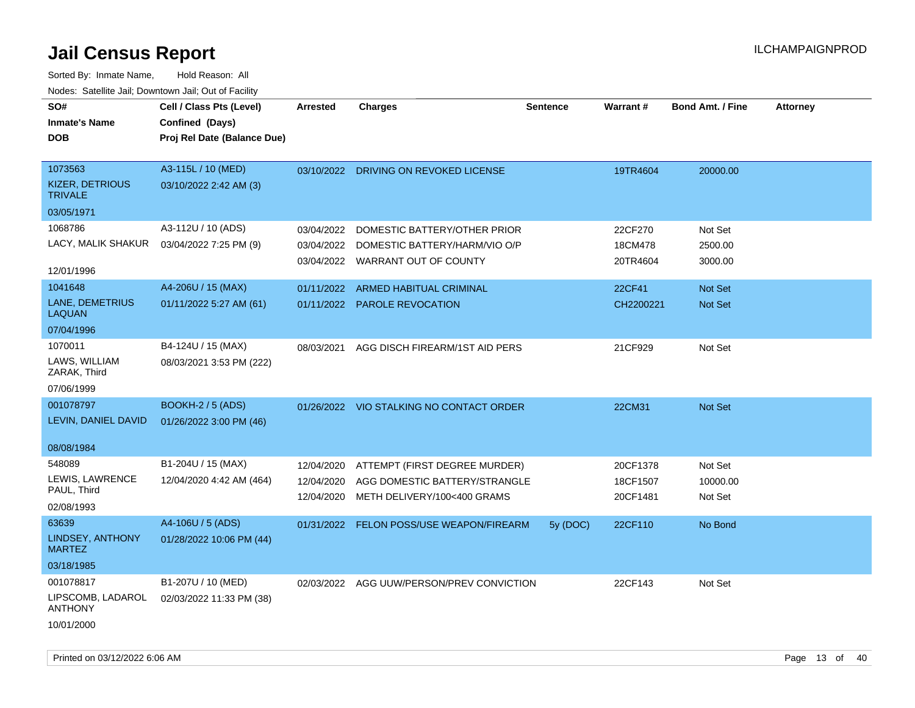# Jail Census Report

Sorted By: Inmate Name, Hold Reason: All

Nodes: Satellite Jail; Downtown Jail; Out of Facility

| SO# / Inmate's Name / DOB | Cell / Class Pts (Level) / Confined (Days) / Proj Rel Date (Balance Due) | Arrested | Charges | Sentence | Warrant # | Bond Amt. / Fine | Attorney |
|---|---|---|---|---|---|---|---|
| 1073563<br>KIZER, DETRIOUS TRIVALE<br>03/05/1971 | A3-115L / 10 (MED)<br>03/10/2022 2:42 AM (3) | 03/10/2022 | DRIVING ON REVOKED LICENSE | | 19TR4604 | 20000.00 | |
| 1068786<br>LACY, MALIK SHAKUR<br>12/01/1996 | A3-112U / 10 (ADS)<br>03/04/2022 7:25 PM (9) | 03/04/2022<br>03/04/2022<br>03/04/2022 | DOMESTIC BATTERY/OTHER PRIOR<br>DOMESTIC BATTERY/HARM/VIO O/P<br>WARRANT OUT OF COUNTY | | 22CF270<br>18CM478<br>20TR4604 | Not Set<br>2500.00<br>3000.00 | |
| 1041648<br>LANE, DEMETRIUS LAQUAN<br>07/04/1996 | A4-206U / 15 (MAX)<br>01/11/2022 5:27 AM (61) | 01/11/2022<br>01/11/2022 | ARMED HABITUAL CRIMINAL<br>PAROLE REVOCATION | | 22CF41<br>CH2200221 | Not Set<br>Not Set | |
| 1070011<br>LAWS, WILLIAM ZARAK, Third<br>07/06/1999 | B4-124U / 15 (MAX)<br>08/03/2021 3:53 PM (222) | 08/03/2021 | AGG DISCH FIREARM/1ST AID PERS | | 21CF929 | Not Set | |
| 001078797<br>LEVIN, DANIEL DAVID<br>08/08/1984 | BOOKH-2 / 5 (ADS)<br>01/26/2022 3:00 PM (46) | 01/26/2022 | VIO STALKING NO CONTACT ORDER | | 22CM31 | Not Set | |
| 548089<br>LEWIS, LAWRENCE PAUL, Third<br>02/08/1993 | B1-204U / 15 (MAX)<br>12/04/2020 4:42 AM (464) | 12/04/2020<br>12/04/2020<br>12/04/2020 | ATTEMPT (FIRST DEGREE MURDER)<br>AGG DOMESTIC BATTERY/STRANGLE<br>METH DELIVERY/100<400 GRAMS | | 20CF1378<br>18CF1507<br>20CF1481 | Not Set<br>10000.00<br>Not Set | |
| 63639<br>LINDSEY, ANTHONY MARTEZ<br>03/18/1985 | A4-106U / 5 (ADS)<br>01/28/2022 10:06 PM (44) | 01/31/2022 | FELON POSS/USE WEAPON/FIREARM | 5y (DOC) | 22CF110 | No Bond | |
| 001078817<br>LIPSCOMB, LADAROL ANTHONY<br>10/01/2000 | B1-207U / 10 (MED)<br>02/03/2022 11:33 PM (38) | 02/03/2022 | AGG UUW/PERSON/PREV CONVICTION | | 22CF143 | Not Set | |

Printed on 03/12/2022 6:06 AM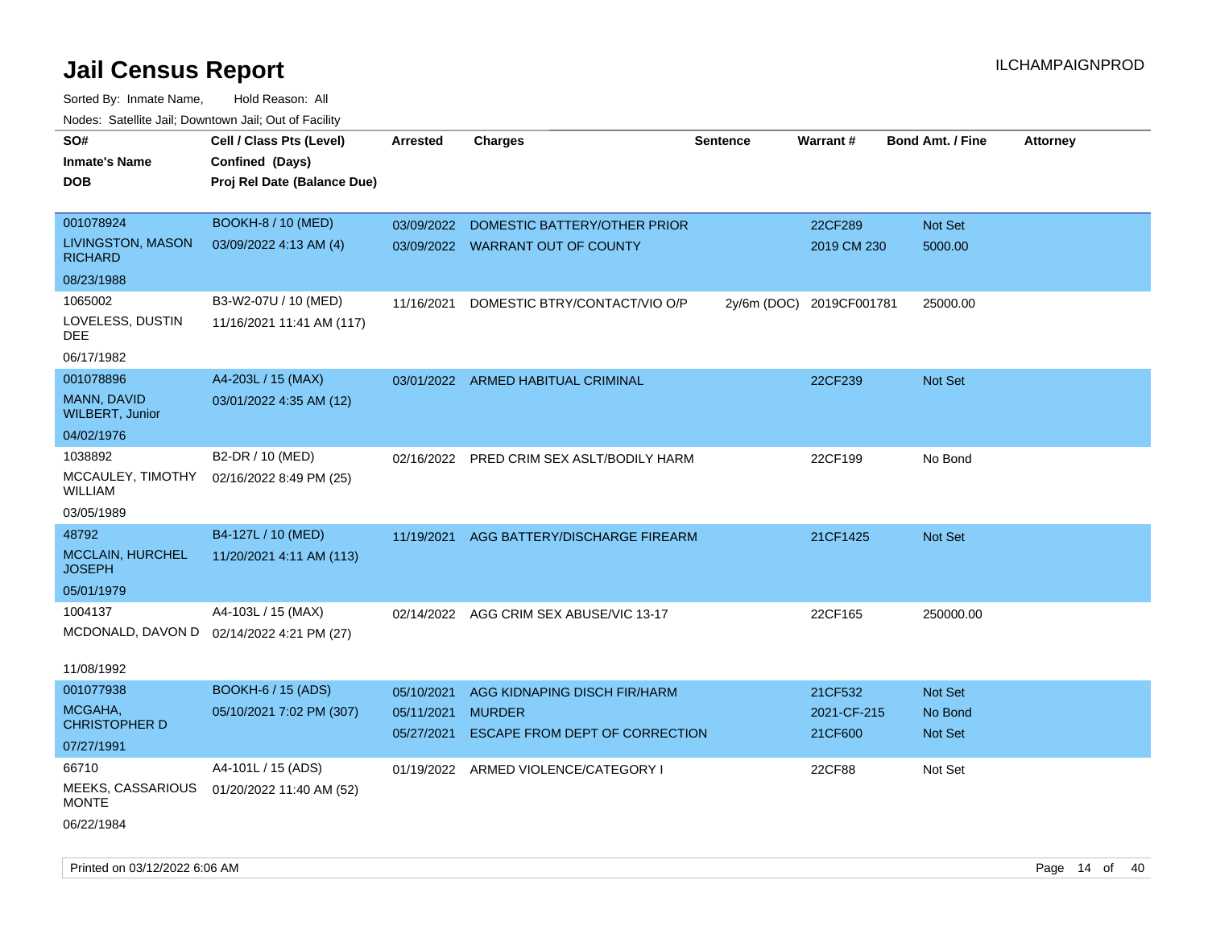# Jail Census Report

ILCHAMPAIGNPROD

Sorted By: Inmate Name, Hold Reason: All

Nodes: Satellite Jail; Downtown Jail; Out of Facility

| SO# / Inmate's Name / DOB | Cell / Class Pts (Level) / Confined (Days) / Proj Rel Date (Balance Due) | Arrested | Charges | Sentence | Warrant # | Bond Amt. / Fine | Attorney |
|---|---|---|---|---|---|---|---|
| 001078924<br>LIVINGSTON, MASON RICHARD<br>08/23/1988 | BOOKH-8 / 10 (MED)<br>03/09/2022 4:13 AM (4) | 03/09/2022<br>03/09/2022 | DOMESTIC BATTERY/OTHER PRIOR<br>WARRANT OUT OF COUNTY | | 22CF289<br>2019 CM 230 | Not Set<br>5000.00 | |
| 1065002<br>LOVELESS, DUSTIN DEE<br>06/17/1982 | B3-W2-07U / 10 (MED)<br>11/16/2021 11:41 AM (117) | 11/16/2021 | DOMESTIC BTRY/CONTACT/VIO O/P | 2y/6m (DOC) | 2019CF001781 | 25000.00 | |
| 001078896<br>MANN, DAVID WILBERT, Junior<br>04/02/1976 | A4-203L / 15 (MAX)<br>03/01/2022 4:35 AM (12) | 03/01/2022 | ARMED HABITUAL CRIMINAL | | 22CF239 | Not Set | |
| 1038892<br>MCCAULEY, TIMOTHY WILLIAM<br>03/05/1989 | B2-DR / 10 (MED)<br>02/16/2022 8:49 PM (25) | 02/16/2022 | PRED CRIM SEX ASLT/BODILY HARM | | 22CF199 | No Bond | |
| 48792<br>MCCLAIN, HURCHEL JOSEPH<br>05/01/1979 | B4-127L / 10 (MED)<br>11/20/2021 4:11 AM (113) | 11/19/2021 | AGG BATTERY/DISCHARGE FIREARM | | 21CF1425 | Not Set | |
| 1004137<br>MCDONALD, DAVON D<br>11/08/1992 | A4-103L / 15 (MAX)<br>02/14/2022 4:21 PM (27) | 02/14/2022 | AGG CRIM SEX ABUSE/VIC 13-17 | | 22CF165 | 250000.00 | |
| 001077938<br>MCGAHA, CHRISTOPHER D<br>07/27/1991 | BOOKH-6 / 15 (ADS)<br>05/10/2021 7:02 PM (307) | 05/10/2021<br>05/11/2021<br>05/27/2021 | AGG KIDNAPING DISCH FIR/HARM<br>MURDER<br>ESCAPE FROM DEPT OF CORRECTION | | 21CF532<br>2021-CF-215<br>21CF600 | Not Set<br>No Bond<br>Not Set | |
| 66710<br>MEEKS, CASSARIOUS MONTE<br>06/22/1984 | A4-101L / 15 (ADS)<br>01/20/2022 11:40 AM (52) | 01/19/2022 | ARMED VIOLENCE/CATEGORY I | | 22CF88 | Not Set | |

Printed on 03/12/2022 6:06 AM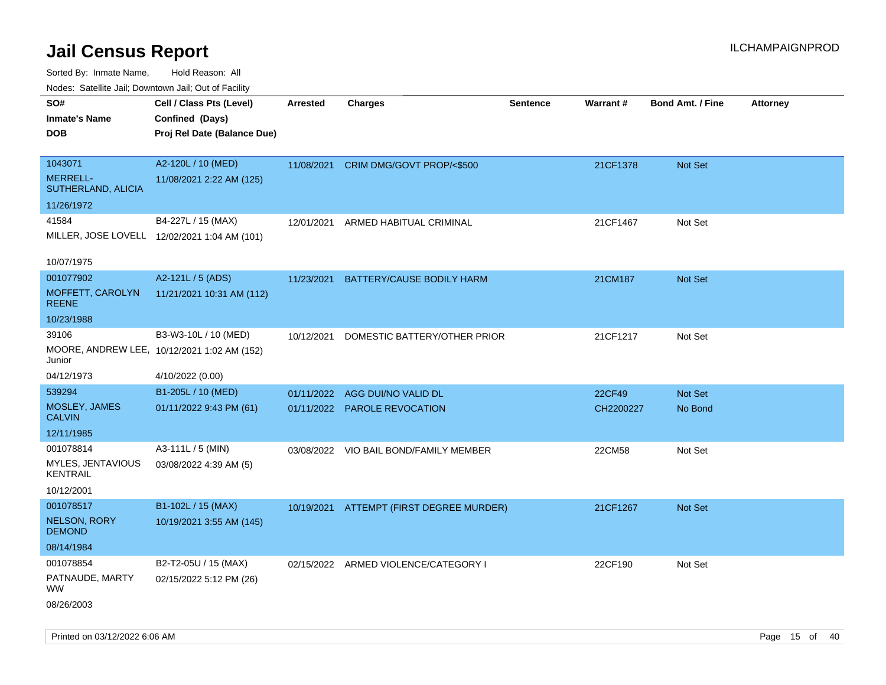# Jail Census Report

ILCHAMPAIGNPROD

Sorted By: Inmate Name, Hold Reason: All

Nodes: Satellite Jail; Downtown Jail; Out of Facility

| SO# / Inmate's Name / DOB | Cell / Class Pts (Level) / Confined (Days) / Proj Rel Date (Balance Due) | Arrested | Charges | Sentence | Warrant # | Bond Amt. / Fine | Attorney |
|---|---|---|---|---|---|---|---|
| 1043071<br>MERRELL-SUTHERLAND, ALICIA<br>11/26/1972 | A2-120L / 10 (MED)<br>11/08/2021 2:22 AM (125) | 11/08/2021 | CRIM DMG/GOVT PROP/<$500 | | 21CF1378 | Not Set | |
| 41584<br>MILLER, JOSE LOVELL<br>10/07/1975 | B4-227L / 15 (MAX)<br>12/02/2021 1:04 AM (101) | 12/01/2021 | ARMED HABITUAL CRIMINAL | | 21CF1467 | Not Set | |
| 001077902<br>MOFFETT, CAROLYN REENE<br>10/23/1988 | A2-121L / 5 (ADS)<br>11/21/2021 10:31 AM (112) | 11/23/2021 | BATTERY/CAUSE BODILY HARM | | 21CM187 | Not Set | |
| 39106<br>MOORE, ANDREW LEE, Junior<br>04/12/1973 | B3-W3-10L / 10 (MED)<br>10/12/2021 1:02 AM (152)<br>4/10/2022 (0.00) | 10/12/2021 | DOMESTIC BATTERY/OTHER PRIOR | | 21CF1217 | Not Set | |
| 539294<br>MOSLEY, JAMES CALVIN<br>12/11/1985 | B1-205L / 10 (MED)<br>01/11/2022 9:43 PM (61) | 01/11/2022<br>01/11/2022 | AGG DUI/NO VALID DL<br>PAROLE REVOCATION | | 22CF49<br>CH2200227 | Not Set<br>No Bond | |
| 001078814<br>MYLES, JENTAVIOUS KENTRAIL<br>10/12/2001 | A3-111L / 5 (MIN)<br>03/08/2022 4:39 AM (5) | 03/08/2022 | VIO BAIL BOND/FAMILY MEMBER | | 22CM58 | Not Set | |
| 001078517<br>NELSON, RORY DEMOND<br>08/14/1984 | B1-102L / 15 (MAX)<br>10/19/2021 3:55 AM (145) | 10/19/2021 | ATTEMPT (FIRST DEGREE MURDER) | | 21CF1267 | Not Set | |
| 001078854<br>PATNAUDE, MARTY WW<br>08/26/2003 | B2-T2-05U / 15 (MAX)<br>02/15/2022 5:12 PM (26) | 02/15/2022 | ARMED VIOLENCE/CATEGORY I | | 22CF190 | Not Set | |

Printed on 03/12/2022 6:06 AM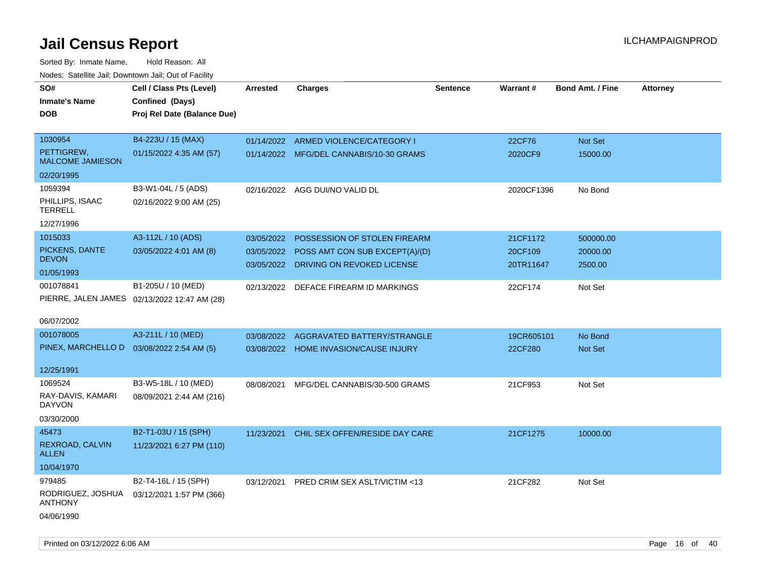# Jail Census Report

ILCHAMPAIGNPROD

Sorted By: Inmate Name, Hold Reason: All

Nodes: Satellite Jail; Downtown Jail; Out of Facility

| SO# / Inmate's Name / DOB | Cell / Class Pts (Level) / Confined (Days) / Proj Rel Date (Balance Due) | Arrested | Charges | Sentence | Warrant # | Bond Amt. / Fine | Attorney |
|---|---|---|---|---|---|---|---|
| 1030954<br>PETTIGREW, MALCOME JAMIESON<br>02/20/1995 | B4-223U / 15 (MAX)<br>01/15/2022 4:35 AM (57) | 01/14/2022<br>01/14/2022 | ARMED VIOLENCE/CATEGORY I<br>MFG/DEL CANNABIS/10-30 GRAMS | | 22CF76<br>2020CF9 | Not Set<br>15000.00 | |
| 1059394<br>PHILLIPS, ISAAC TERRELL<br>12/27/1996 | B3-W1-04L / 5 (ADS)<br>02/16/2022 9:00 AM (25) | 02/16/2022 | AGG DUI/NO VALID DL | | 2020CF1396 | No Bond | |
| 1015033<br>PICKENS, DANTE DEVON<br>01/05/1993 | A3-112L / 10 (ADS)<br>03/05/2022 4:01 AM (8) | 03/05/2022<br>03/05/2022<br>03/05/2022 | POSSESSION OF STOLEN FIREARM<br>POSS AMT CON SUB EXCEPT(A)/(D)<br>DRIVING ON REVOKED LICENSE | | 21CF1172<br>20CF109<br>20TR11647 | 500000.00<br>20000.00<br>2500.00 | |
| 001078841<br>PIERRE, JALEN JAMES<br>06/07/2002 | B1-205U / 10 (MED)<br>02/13/2022 12:47 AM (28) | 02/13/2022 | DEFACE FIREARM ID MARKINGS | | 22CF174 | Not Set | |
| 001078005<br>PINEX, MARCHELLO D<br>12/25/1991 | A3-211L / 10 (MED)<br>03/08/2022 2:54 AM (5) | 03/08/2022<br>03/08/2022 | AGGRAVATED BATTERY/STRANGLE<br>HOME INVASION/CAUSE INJURY | | 19CR605101<br>22CF280 | No Bond<br>Not Set | |
| 1069524<br>RAY-DAVIS, KAMARI DAYVON<br>03/30/2000 | B3-W5-18L / 10 (MED)<br>08/09/2021 2:44 AM (216) | 08/08/2021 | MFG/DEL CANNABIS/30-500 GRAMS | | 21CF953 | Not Set | |
| 45473<br>REXROAD, CALVIN ALLEN<br>10/04/1970 | B2-T1-03U / 15 (SPH)<br>11/23/2021 6:27 PM (110) | 11/23/2021 | CHIL SEX OFFEN/RESIDE DAY CARE | | 21CF1275 | 10000.00 | |
| 979485<br>RODRIGUEZ, JOSHUA ANTHONY<br>04/06/1990 | B2-T4-16L / 15 (SPH)<br>03/12/2021 1:57 PM (366) | 03/12/2021 | PRED CRIM SEX ASLT/VICTIM <13 | | 21CF282 | Not Set | |

Printed on 03/12/2022 6:06 AM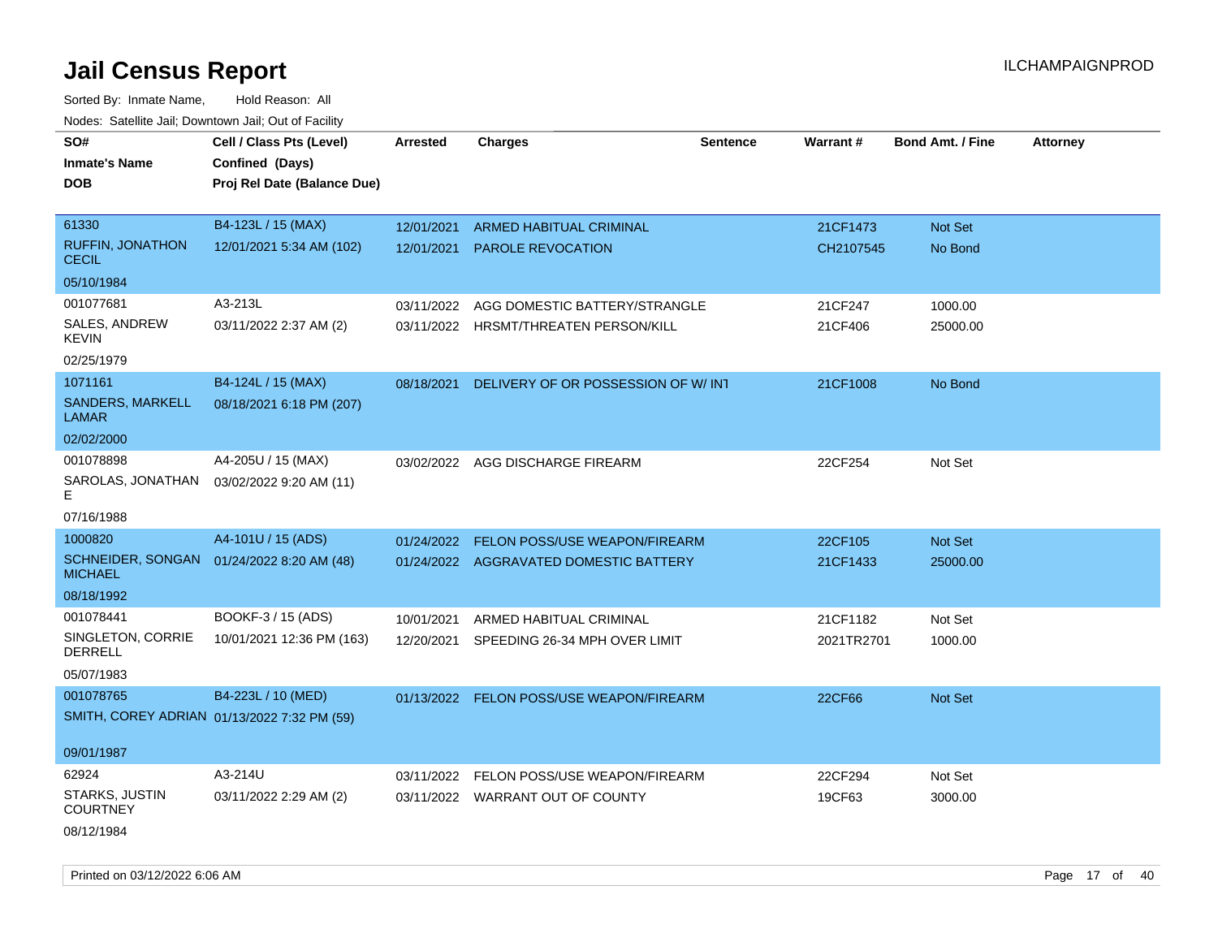# Jail Census Report

ILCHAMPAIGNPROD

Sorted By: Inmate Name, Hold Reason: All

Nodes: Satellite Jail; Downtown Jail; Out of Facility

| SO# / Inmate's Name / DOB | Cell / Class Pts (Level) / Confined (Days) / Proj Rel Date (Balance Due) | Arrested | Charges | Sentence | Warrant # | Bond Amt. / Fine | Attorney |
|---|---|---|---|---|---|---|---|
| 61330<br>RUFFIN, JONATHON CECIL<br>05/10/1984 | B4-123L / 15 (MAX)<br>12/01/2021 5:34 AM (102) | 12/01/2021<br>12/01/2021 | ARMED HABITUAL CRIMINAL<br>PAROLE REVOCATION | | 21CF1473<br>CH2107545 | Not Set<br>No Bond | |
| 001077681<br>SALES, ANDREW KEVIN<br>02/25/1979 | A3-213L<br>03/11/2022 2:37 AM (2) | 03/11/2022<br>03/11/2022 | AGG DOMESTIC BATTERY/STRANGLE<br>HRSMT/THREATEN PERSON/KILL | | 21CF247<br>21CF406 | 1000.00<br>25000.00 | |
| 1071161<br>SANDERS, MARKELL LAMAR<br>02/02/2000 | B4-124L / 15 (MAX)<br>08/18/2021 6:18 PM (207) | 08/18/2021 | DELIVERY OF OR POSSESSION OF W/ INT | | 21CF1008 | No Bond | |
| 001078898<br>SAROLAS, JONATHAN E<br>07/16/1988 | A4-205U / 15 (MAX)<br>03/02/2022 9:20 AM (11) | 03/02/2022 | AGG DISCHARGE FIREARM | | 22CF254 | Not Set | |
| 1000820<br>SCHNEIDER, SONGAN MICHAEL<br>08/18/1992 | A4-101U / 15 (ADS)<br>01/24/2022 8:20 AM (48) | 01/24/2022<br>01/24/2022 | FELON POSS/USE WEAPON/FIREARM<br>AGGRAVATED DOMESTIC BATTERY | | 22CF105<br>21CF1433 | Not Set<br>25000.00 | |
| 001078441<br>SINGLETON, CORRIE DERRELL<br>05/07/1983 | BOOKF-3 / 15 (ADS)<br>10/01/2021 12:36 PM (163) | 10/01/2021<br>12/20/2021 | ARMED HABITUAL CRIMINAL<br>SPEEDING 26-34 MPH OVER LIMIT | | 21CF1182<br>2021TR2701 | Not Set<br>1000.00 | |
| 001078765<br>SMITH, COREY ADRIAN<br>09/01/1987 | B4-223L / 10 (MED)<br>01/13/2022 7:32 PM (59) | 01/13/2022 | FELON POSS/USE WEAPON/FIREARM | | 22CF66 | Not Set | |
| 62924<br>STARKS, JUSTIN COURTNEY<br>08/12/1984 | A3-214U<br>03/11/2022 2:29 AM (2) | 03/11/2022<br>03/11/2022 | FELON POSS/USE WEAPON/FIREARM<br>WARRANT OUT OF COUNTY | | 22CF294<br>19CF63 | Not Set<br>3000.00 | |

Printed on 03/12/2022 6:06 AM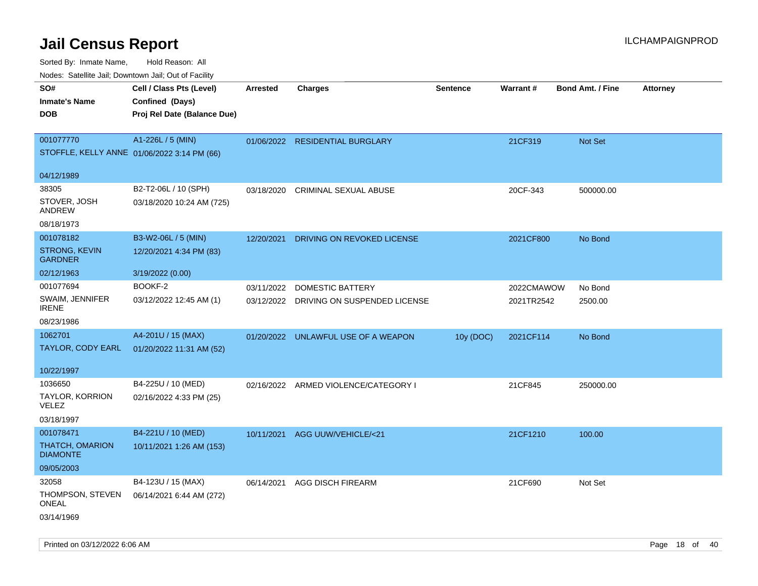# Jail Census Report

Sorted By: Inmate Name, Hold Reason: All

Nodes: Satellite Jail; Downtown Jail; Out of Facility

| SO# / Inmate's Name / DOB | Cell / Class Pts (Level) / Confined (Days) / Proj Rel Date (Balance Due) | Arrested | Charges | Sentence | Warrant # | Bond Amt. / Fine | Attorney |
|---|---|---|---|---|---|---|---|
| 001077770<br>STOFFLE, KELLY ANNE<br>04/12/1989 | A1-226L / 5 (MIN)<br>01/06/2022 3:14 PM (66) | 01/06/2022 | RESIDENTIAL BURGLARY | | 21CF319 | Not Set | |
| 38305<br>STOVER, JOSH ANDREW<br>08/18/1973 | B2-T2-06L / 10 (SPH)<br>03/18/2020 10:24 AM (725) | 03/18/2020 | CRIMINAL SEXUAL ABUSE | | 20CF-343 | 500000.00 | |
| 001078182<br>STRONG, KEVIN GARDNER<br>02/12/1963 | B3-W2-06L / 5 (MIN)<br>12/20/2021 4:34 PM (83)<br>3/19/2022 (0.00) | 12/20/2021 | DRIVING ON REVOKED LICENSE | | 2021CF800 | No Bond | |
| 001077694<br>SWAIM, JENNIFER IRENE<br>08/23/1986 | BOOKF-2<br>03/12/2022 12:45 AM (1) | 03/11/2022<br>03/12/2022 | DOMESTIC BATTERY<br>DRIVING ON SUSPENDED LICENSE | | 2022CMAWOW<br>2021TR2542 | No Bond<br>2500.00 | |
| 1062701<br>TAYLOR, CODY EARL<br>10/22/1997 | A4-201U / 15 (MAX)<br>01/20/2022 11:31 AM (52) | 01/20/2022 | UNLAWFUL USE OF A WEAPON | 10y (DOC) | 2021CF114 | No Bond | |
| 1036650<br>TAYLOR, KORRION VELEZ<br>03/18/1997 | B4-225U / 10 (MED)<br>02/16/2022 4:33 PM (25) | 02/16/2022 | ARMED VIOLENCE/CATEGORY I | | 21CF845 | 250000.00 | |
| 001078471<br>THATCH, OMARION DIAMONTE<br>09/05/2003 | B4-221U / 10 (MED)<br>10/11/2021 1:26 AM (153) | 10/11/2021 | AGG UUW/VEHICLE/<21 | | 21CF1210 | 100.00 | |
| 32058<br>THOMPSON, STEVEN ONEAL<br>03/14/1969 | B4-123U / 15 (MAX)<br>06/14/2021 6:44 AM (272) | 06/14/2021 | AGG DISCH FIREARM | | 21CF690 | Not Set | |

Printed on 03/12/2022 6:06 AM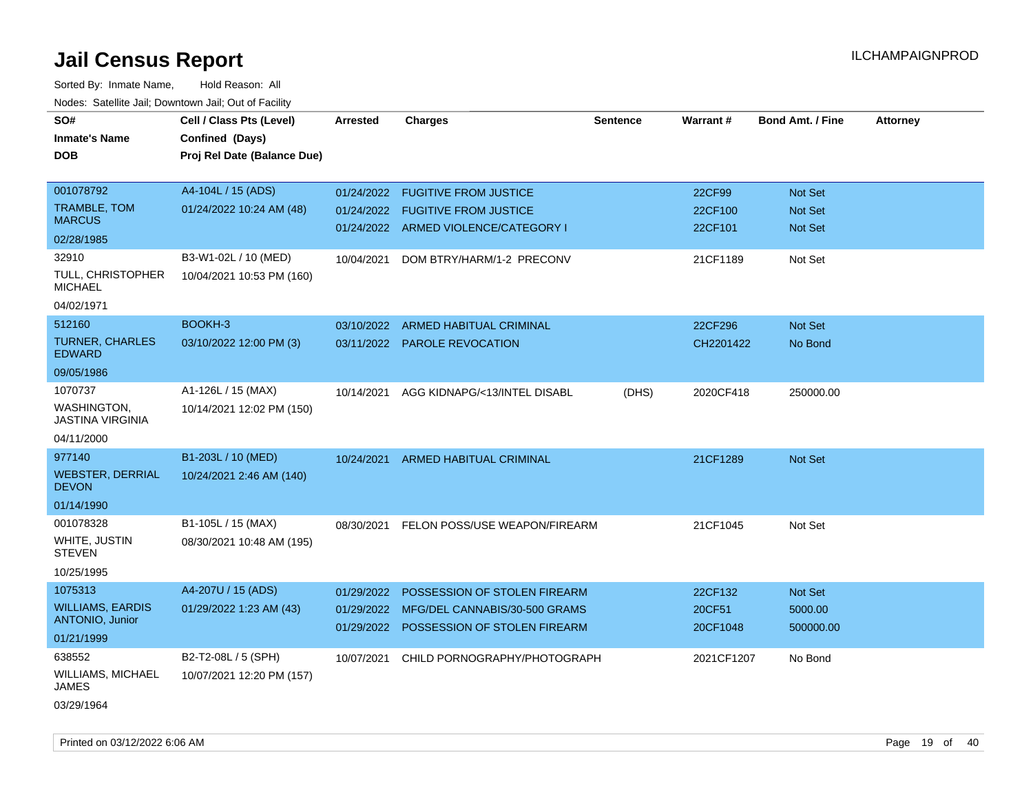# Jail Census Report

Sorted By: Inmate Name, Hold Reason: All

Nodes: Satellite Jail; Downtown Jail; Out of Facility

| SO# / Inmate's Name / DOB | Cell / Class Pts (Level) / Confined (Days) / Proj Rel Date (Balance Due) | Arrested | Charges | Sentence | Warrant # | Bond Amt. / Fine | Attorney |
|---|---|---|---|---|---|---|---|
| 001078792<br>TRAMBLE, TOM MARCUS<br>02/28/1985 | A4-104L / 15 (ADS)<br>01/24/2022 10:24 AM (48) | 01/24/2022<br>01/24/2022<br>01/24/2022 | FUGITIVE FROM JUSTICE<br>FUGITIVE FROM JUSTICE<br>ARMED VIOLENCE/CATEGORY I | | 22CF99<br>22CF100<br>22CF101 | Not Set<br>Not Set<br>Not Set | |
| 32910<br>TULL, CHRISTOPHER MICHAEL<br>04/02/1971 | B3-W1-02L / 10 (MED)<br>10/04/2021 10:53 PM (160) | 10/04/2021 | DOM BTRY/HARM/1-2 PRECONV | | 21CF1189 | Not Set | |
| 512160<br>TURNER, CHARLES EDWARD<br>09/05/1986 | BOOKH-3<br>03/10/2022 12:00 PM (3) | 03/10/2022<br>03/11/2022 | ARMED HABITUAL CRIMINAL<br>PAROLE REVOCATION | | 22CF296<br>CH2201422 | Not Set<br>No Bond | |
| 1070737<br>WASHINGTON, JASTINA VIRGINIA<br>04/11/2000 | A1-126L / 15 (MAX)<br>10/14/2021 12:02 PM (150) | 10/14/2021 | AGG KIDNAPG/<13/INTEL DISABL | (DHS) | 2020CF418 | 250000.00 | |
| 977140<br>WEBSTER, DERRIAL DEVON<br>01/14/1990 | B1-203L / 10 (MED)<br>10/24/2021 2:46 AM (140) | 10/24/2021 | ARMED HABITUAL CRIMINAL | | 21CF1289 | Not Set | |
| 001078328<br>WHITE, JUSTIN STEVEN<br>10/25/1995 | B1-105L / 15 (MAX)<br>08/30/2021 10:48 AM (195) | 08/30/2021 | FELON POSS/USE WEAPON/FIREARM | | 21CF1045 | Not Set | |
| 1075313<br>WILLIAMS, EARDIS ANTONIO, Junior<br>01/21/1999 | A4-207U / 15 (ADS)<br>01/29/2022 1:23 AM (43) | 01/29/2022<br>01/29/2022<br>01/29/2022 | POSSESSION OF STOLEN FIREARM<br>MFG/DEL CANNABIS/30-500 GRAMS<br>POSSESSION OF STOLEN FIREARM | | 22CF132<br>20CF51<br>20CF1048 | Not Set<br>5000.00<br>500000.00 | |
| 638552<br>WILLIAMS, MICHAEL JAMES<br>03/29/1964 | B2-T2-08L / 5 (SPH)<br>10/07/2021 12:20 PM (157) | 10/07/2021 | CHILD PORNOGRAPHY/PHOTOGRAPH | | 2021CF1207 | No Bond | |

Printed on 03/12/2022 6:06 AM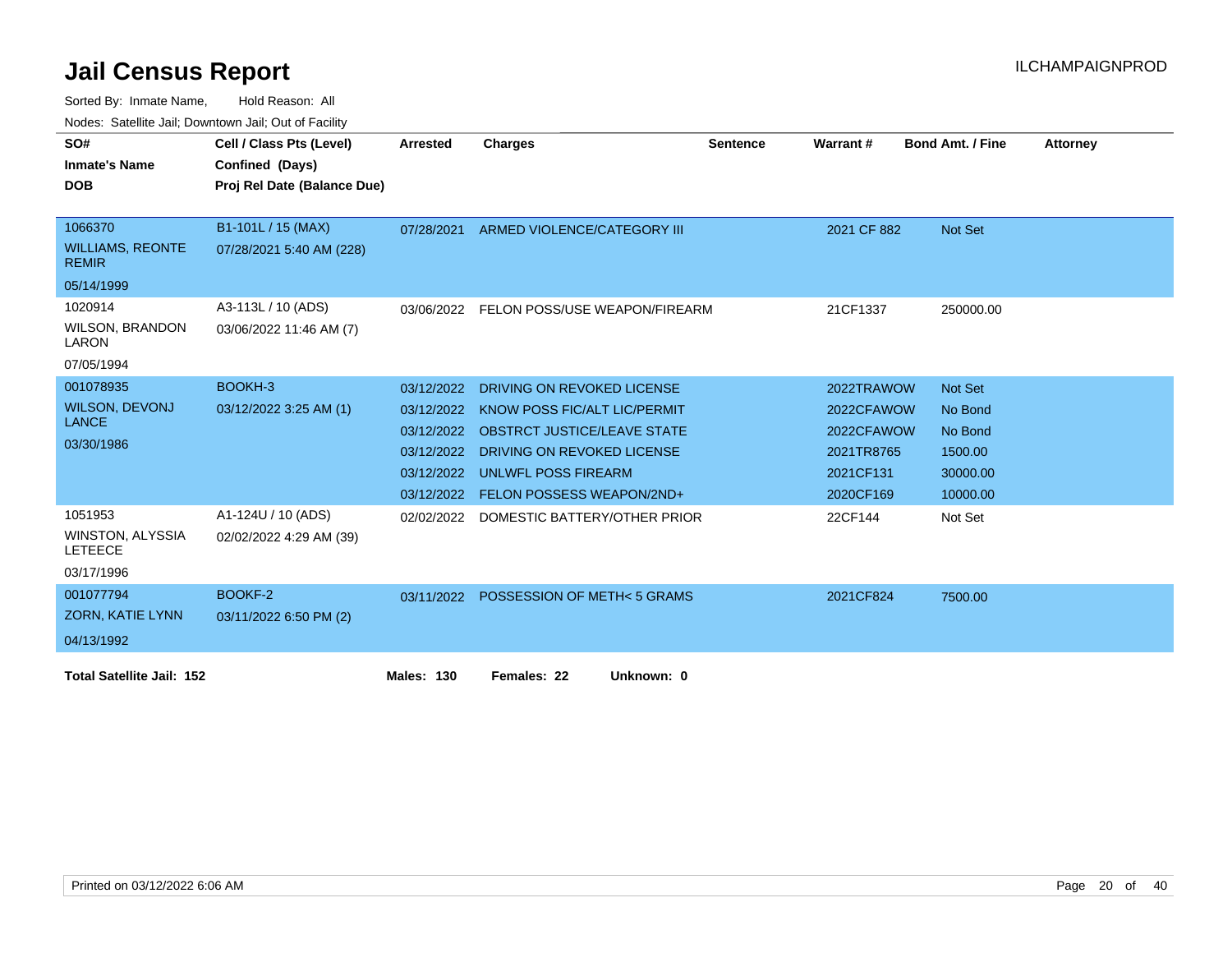# Jail Census Report

Sorted By: Inmate Name, Hold Reason: All

Nodes: Satellite Jail; Downtown Jail; Out of Facility

| SO# / Inmate's Name / DOB | Cell / Class Pts (Level) / Confined (Days) / Proj Rel Date (Balance Due) | Arrested | Charges | Sentence | Warrant # | Bond Amt. / Fine | Attorney |
|---|---|---|---|---|---|---|---|
| 1066370<br>WILLIAMS, REONTE REMIR<br>05/14/1999 | B1-101L / 15 (MAX)<br>07/28/2021 5:40 AM (228) | 07/28/2021 | ARMED VIOLENCE/CATEGORY III | | 2021 CF 882 | Not Set | |
| 1020914<br>WILSON, BRANDON LARON<br>07/05/1994 | A3-113L / 10 (ADS)<br>03/06/2022 11:46 AM (7) | 03/06/2022 | FELON POSS/USE WEAPON/FIREARM | | 21CF1337 | 250000.00 | |
| 001078935<br>WILSON, DEVONJ LANCE<br>03/30/1986 | BOOKH-3<br>03/12/2022 3:25 AM (1) | 03/12/2022 | DRIVING ON REVOKED LICENSE | | 2022TRAWOW | Not Set | |
| | | 03/12/2022 | KNOW POSS FIC/ALT LIC/PERMIT | | 2022CFAWOW | No Bond | |
| | | 03/12/2022 | OBSTRCT JUSTICE/LEAVE STATE | | 2022CFAWOW | No Bond | |
| | | 03/12/2022 | DRIVING ON REVOKED LICENSE | | 2021TR8765 | 1500.00 | |
| | | 03/12/2022 | UNLWFL POSS FIREARM | | 2021CF131 | 30000.00 | |
| | | 03/12/2022 | FELON POSSESS WEAPON/2ND+ | | 2020CF169 | 10000.00 | |
| 1051953<br>WINSTON, ALYSSIA LETEECE<br>03/17/1996 | A1-124U / 10 (ADS)<br>02/02/2022 4:29 AM (39) | 02/02/2022 | DOMESTIC BATTERY/OTHER PRIOR | | 22CF144 | Not Set | |
| 001077794<br>ZORN, KATIE LYNN<br>04/13/1992 | BOOKF-2<br>03/11/2022 6:50 PM (2) | 03/11/2022 | POSSESSION OF METH< 5 GRAMS | | 2021CF824 | 7500.00 | |

**Total Satellite Jail: 152** **Males: 130** **Females: 22** **Unknown: 0**

Printed on 03/12/2022 6:06 AM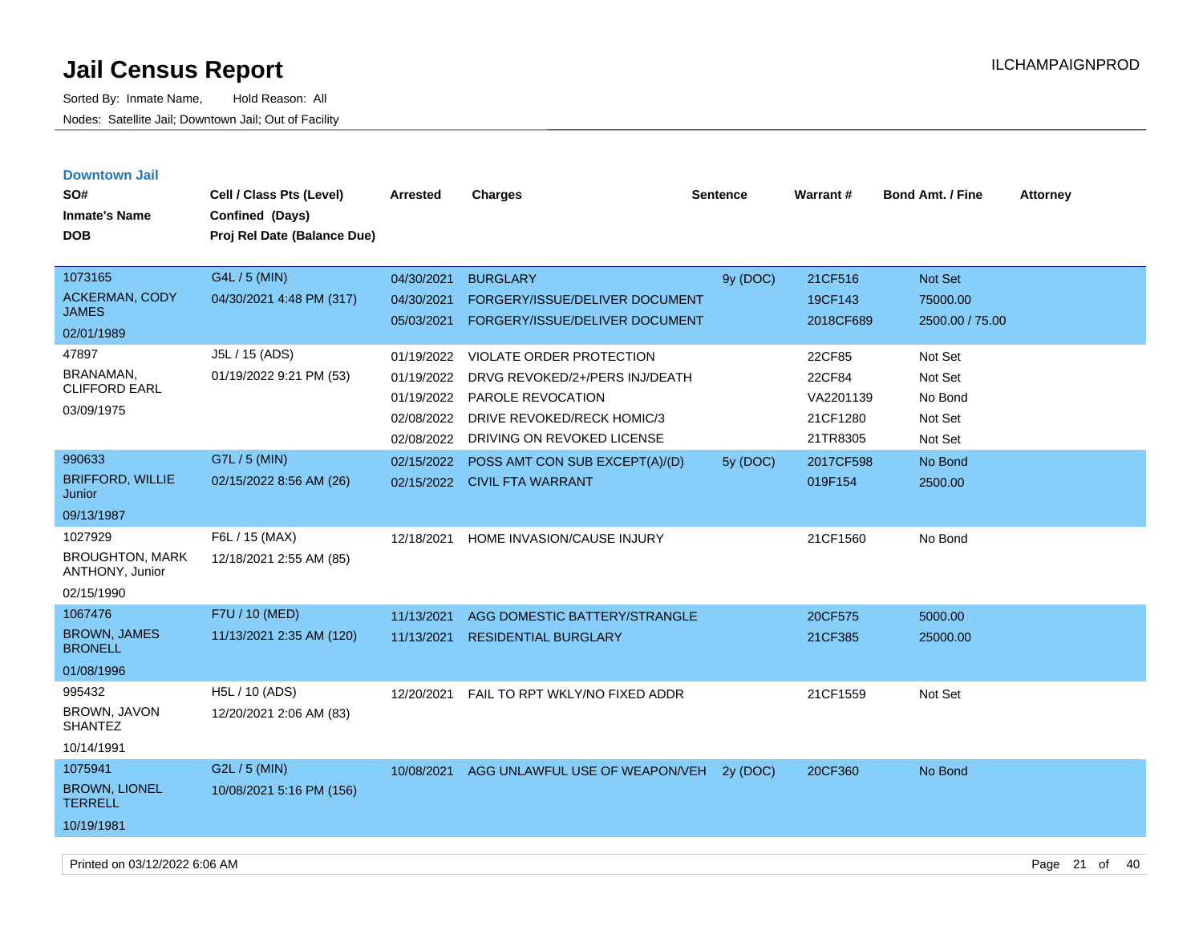# Jail Census Report

Sorted By: Inmate Name, Hold Reason: All

Nodes: Satellite Jail; Downtown Jail; Out of Facility

ILCHAMPAIGNPROD

## Downtown Jail

| SO# / Inmate's Name / DOB | Cell / Class Pts (Level) / Confined (Days) / Proj Rel Date (Balance Due) | Arrested | Charges | Sentence | Warrant # | Bond Amt. / Fine | Attorney |
|---|---|---|---|---|---|---|---|
| 1073165 ACKERMAN, CODY JAMES 02/01/1989 | G4L / 5 (MIN) 04/30/2021 4:48 PM (317) | 04/30/2021 | BURGLARY | 9y (DOC) | 21CF516 | Not Set | |
| | | 04/30/2021 | FORGERY/ISSUE/DELIVER DOCUMENT | | 19CF143 | 75000.00 | |
| | | 05/03/2021 | FORGERY/ISSUE/DELIVER DOCUMENT | | 2018CF689 | 2500.00 / 75.00 | |
| 47897 BRANAMAN, CLIFFORD EARL 03/09/1975 | J5L / 15 (ADS) 01/19/2022 9:21 PM (53) | 01/19/2022 | VIOLATE ORDER PROTECTION | | 22CF85 | Not Set | |
| | | 01/19/2022 | DRVG REVOKED/2+/PERS INJ/DEATH | | 22CF84 | Not Set | |
| | | 01/19/2022 | PAROLE REVOCATION | | VA2201139 | No Bond | |
| | | 02/08/2022 | DRIVE REVOKED/RECK HOMIC/3 | | 21CF1280 | Not Set | |
| | | 02/08/2022 | DRIVING ON REVOKED LICENSE | | 21TR8305 | Not Set | |
| 990633 BRIFFORD, WILLIE Junior 09/13/1987 | G7L / 5 (MIN) 02/15/2022 8:56 AM (26) | 02/15/2022 | POSS AMT CON SUB EXCEPT(A)/(D) | 5y (DOC) | 2017CF598 | No Bond | |
| | | 02/15/2022 | CIVIL FTA WARRANT | | 019F154 | 2500.00 | |
| 1027929 BROUGHTON, MARK ANTHONY, Junior 02/15/1990 | F6L / 15 (MAX) 12/18/2021 2:55 AM (85) | 12/18/2021 | HOME INVASION/CAUSE INJURY | | 21CF1560 | No Bond | |
| 1067476 BROWN, JAMES BRONELL 01/08/1996 | F7U / 10 (MED) 11/13/2021 2:35 AM (120) | 11/13/2021 | AGG DOMESTIC BATTERY/STRANGLE | | 20CF575 | 5000.00 | |
| | | 11/13/2021 | RESIDENTIAL BURGLARY | | 21CF385 | 25000.00 | |
| 995432 BROWN, JAVON SHANTEZ 10/14/1991 | H5L / 10 (ADS) 12/20/2021 2:06 AM (83) | 12/20/2021 | FAIL TO RPT WKLY/NO FIXED ADDR | | 21CF1559 | Not Set | |
| 1075941 BROWN, LIONEL TERRELL 10/19/1981 | G2L / 5 (MIN) 10/08/2021 5:16 PM (156) | 10/08/2021 | AGG UNLAWFUL USE OF WEAPON/VEH | 2y (DOC) | 20CF360 | No Bond | |

Printed on 03/12/2022 6:06 AM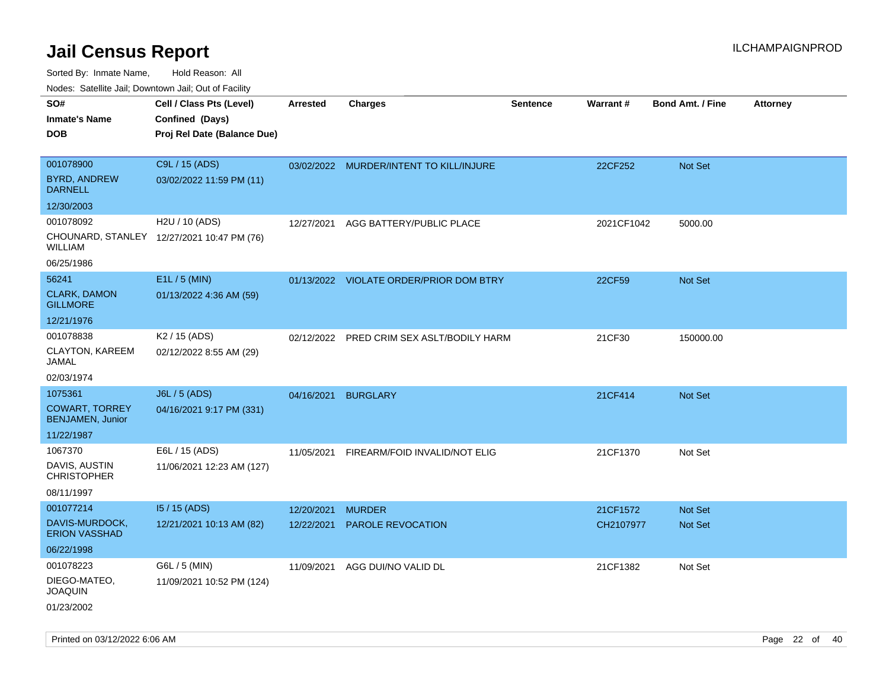# Jail Census Report

Sorted By: Inmate Name, Hold Reason: All

Nodes: Satellite Jail; Downtown Jail; Out of Facility

| SO# / Inmate's Name / DOB | Cell / Class Pts (Level) / Confined (Days) / Proj Rel Date (Balance Due) | Arrested | Charges | Sentence | Warrant # | Bond Amt. / Fine | Attorney |
|---|---|---|---|---|---|---|---|
| 001078900<br>BYRD, ANDREW DARNELL<br>12/30/2003 | C9L / 15 (ADS)<br>03/02/2022 11:59 PM (11) | 03/02/2022 | MURDER/INTENT TO KILL/INJURE | | 22CF252 | Not Set | |
| 001078092<br>CHOUNARD, STANLEY WILLIAM<br>06/25/1986 | H2U / 10 (ADS)<br>12/27/2021 10:47 PM (76) | 12/27/2021 | AGG BATTERY/PUBLIC PLACE | | 2021CF1042 | 5000.00 | |
| 56241<br>CLARK, DAMON GILLMORE<br>12/21/1976 | E1L / 5 (MIN)<br>01/13/2022 4:36 AM (59) | 01/13/2022 | VIOLATE ORDER/PRIOR DOM BTRY | | 22CF59 | Not Set | |
| 001078838<br>CLAYTON, KAREEM JAMAL<br>02/03/1974 | K2 / 15 (ADS)<br>02/12/2022 8:55 AM (29) | 02/12/2022 | PRED CRIM SEX ASLT/BODILY HARM | | 21CF30 | 150000.00 | |
| 1075361<br>COWART, TORREY BENJAMEN, Junior<br>11/22/1987 | J6L / 5 (ADS)<br>04/16/2021 9:17 PM (331) | 04/16/2021 | BURGLARY | | 21CF414 | Not Set | |
| 1067370<br>DAVIS, AUSTIN CHRISTOPHER<br>08/11/1997 | E6L / 15 (ADS)<br>11/06/2021 12:23 AM (127) | 11/05/2021 | FIREARM/FOID INVALID/NOT ELIG | | 21CF1370 | Not Set | |
| 001077214<br>DAVIS-MURDOCK, ERION VASSHAD<br>06/22/1998 | I5 / 15 (ADS)<br>12/21/2021 10:13 AM (82) | 12/20/2021<br>12/22/2021 | MURDER<br>PAROLE REVOCATION | | 21CF1572<br>CH2107977 | Not Set<br>Not Set | |
| 001078223<br>DIEGO-MATEO, JOAQUIN<br>01/23/2002 | G6L / 5 (MIN)<br>11/09/2021 10:52 PM (124) | 11/09/2021 | AGG DUI/NO VALID DL | | 21CF1382 | Not Set | |

Printed on 03/12/2022 6:06 AM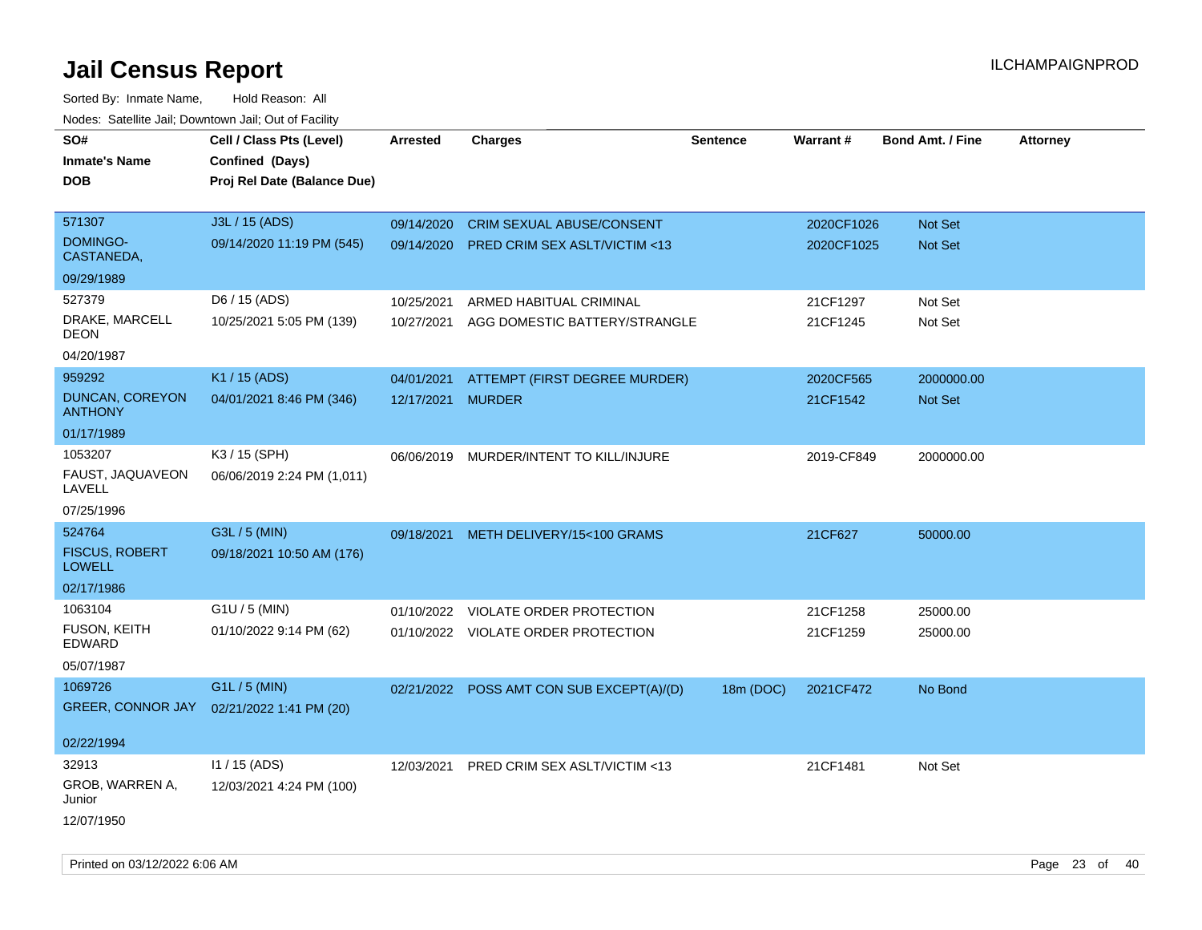# Jail Census Report

ILCHAMPAIGNPROD

Sorted By: Inmate Name, Hold Reason: All

Nodes: Satellite Jail; Downtown Jail; Out of Facility

| SO# / Inmate's Name / DOB | Cell / Class Pts (Level) / Confined (Days) / Proj Rel Date (Balance Due) | Arrested | Charges | Sentence | Warrant # | Bond Amt. / Fine | Attorney |
|---|---|---|---|---|---|---|---|
| 571307<br>DOMINGO-CASTANEDA,<br>09/29/1989 | J3L / 15 (ADS)<br>09/14/2020 11:19 PM (545) | 09/14/2020<br>09/14/2020 | CRIM SEXUAL ABUSE/CONSENT<br>PRED CRIM SEX ASLT/VICTIM <13 | | 2020CF1026<br>2020CF1025 | Not Set<br>Not Set | |
| 527379<br>DRAKE, MARCELL DEON<br>04/20/1987 | D6 / 15 (ADS)<br>10/25/2021 5:05 PM (139) | 10/25/2021<br>10/27/2021 | ARMED HABITUAL CRIMINAL<br>AGG DOMESTIC BATTERY/STRANGLE | | 21CF1297<br>21CF1245 | Not Set<br>Not Set | |
| 959292<br>DUNCAN, COREYON ANTHONY<br>01/17/1989 | K1 / 15 (ADS)<br>04/01/2021 8:46 PM (346) | 04/01/2021<br>12/17/2021 | ATTEMPT (FIRST DEGREE MURDER)<br>MURDER | | 2020CF565<br>21CF1542 | 2000000.00<br>Not Set | |
| 1053207<br>FAUST, JAQUAVEON LAVELL<br>07/25/1996 | K3 / 15 (SPH)<br>06/06/2019 2:24 PM (1,011) | 06/06/2019 | MURDER/INTENT TO KILL/INJURE | | 2019-CF849 | 2000000.00 | |
| 524764<br>FISCUS, ROBERT LOWELL<br>02/17/1986 | G3L / 5 (MIN)<br>09/18/2021 10:50 AM (176) | 09/18/2021 | METH DELIVERY/15<100 GRAMS | | 21CF627 | 50000.00 | |
| 1063104<br>FUSON, KEITH EDWARD<br>05/07/1987 | G1U / 5 (MIN)<br>01/10/2022 9:14 PM (62) | 01/10/2022<br>01/10/2022 | VIOLATE ORDER PROTECTION<br>VIOLATE ORDER PROTECTION | | 21CF1258<br>21CF1259 | 25000.00<br>25000.00 | |
| 1069726<br>GREER, CONNOR JAY<br>02/22/1994 | G1L / 5 (MIN)<br>02/21/2022 1:41 PM (20) | 02/21/2022 | POSS AMT CON SUB EXCEPT(A)/(D) | 18m (DOC) | 2021CF472 | No Bond | |
| 32913<br>GROB, WARREN A, Junior<br>12/07/1950 | I1 / 15 (ADS)<br>12/03/2021 4:24 PM (100) | 12/03/2021 | PRED CRIM SEX ASLT/VICTIM <13 | | 21CF1481 | Not Set | |

Printed on 03/12/2022 6:06 AM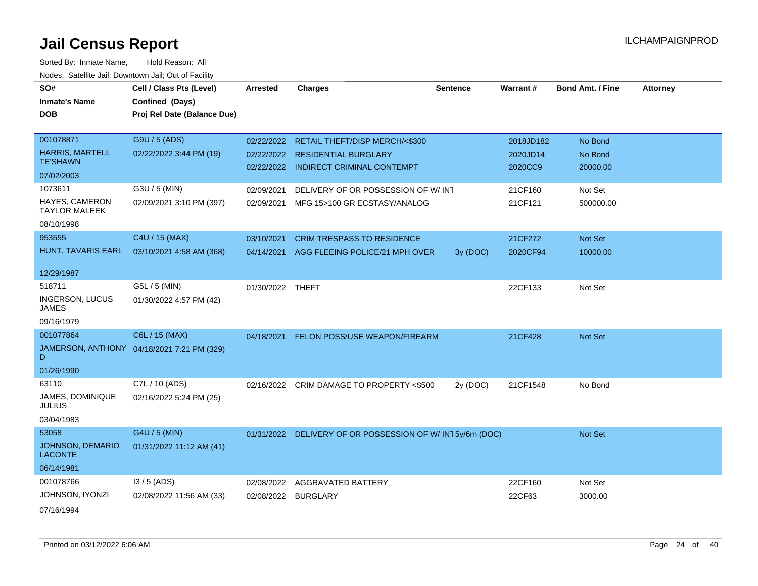# Jail Census Report

ILCHAMPAIGNPROD

Sorted By: Inmate Name, Hold Reason: All

Nodes: Satellite Jail; Downtown Jail; Out of Facility

| SO# / Inmate's Name / DOB | Cell / Class Pts (Level) / Confined (Days) / Proj Rel Date (Balance Due) | Arrested | Charges | Sentence | Warrant # | Bond Amt. / Fine | Attorney |
|---|---|---|---|---|---|---|---|
| 001078871<br>HARRIS, MARTELL TE'SHAWN<br>07/02/2003 | G9U / 5 (ADS)<br>02/22/2022 3:44 PM (19) | 02/22/2022<br>02/22/2022<br>02/22/2022 | RETAIL THEFT/DISP MERCH/<$300<br>RESIDENTIAL BURGLARY<br>INDIRECT CRIMINAL CONTEMPT | | 2018JD182<br>2020JD14<br>2020CC9 | No Bond<br>No Bond<br>20000.00 | |
| 1073611<br>HAYES, CAMERON TAYLOR MALEEK<br>08/10/1998 | G3U / 5 (MIN)<br>02/09/2021 3:10 PM (397) | 02/09/2021<br>02/09/2021 | DELIVERY OF OR POSSESSION OF W/ INT<br>MFG 15>100 GR ECSTASY/ANALOG | | 21CF160<br>21CF121 | Not Set<br>500000.00 | |
| 953555<br>HUNT, TAVARIS EARL<br>12/29/1987 | C4U / 15 (MAX)<br>03/10/2021 4:58 AM (368) | 03/10/2021<br>04/14/2021 | CRIM TRESPASS TO RESIDENCE<br>AGG FLEEING POLICE/21 MPH OVER | 3y (DOC) | 21CF272<br>2020CF94 | Not Set<br>10000.00 | |
| 518711<br>INGERSON, LUCUS JAMES<br>09/16/1979 | G5L / 5 (MIN)<br>01/30/2022 4:57 PM (42) | 01/30/2022 | THEFT | | 22CF133 | Not Set | |
| 001077864<br>JAMERSON, ANTHONY D<br>01/26/1990 | C6L / 15 (MAX)<br>04/18/2021 7:21 PM (329) | 04/18/2021 | FELON POSS/USE WEAPON/FIREARM | | 21CF428 | Not Set | |
| 63110<br>JAMES, DOMINIQUE JULIUS<br>03/04/1983 | C7L / 10 (ADS)<br>02/16/2022 5:24 PM (25) | 02/16/2022 | CRIM DAMAGE TO PROPERTY <$500 | 2y (DOC) | 21CF1548 | No Bond | |
| 53058<br>JOHNSON, DEMARIO LACONTE<br>06/14/1981 | G4U / 5 (MIN)<br>01/31/2022 11:12 AM (41) | 01/31/2022 | DELIVERY OF OR POSSESSION OF W/ INT | 5y/6m (DOC) | | Not Set | |
| 001078766<br>JOHNSON, IYONZI<br>07/16/1994 | I3 / 5 (ADS)<br>02/08/2022 11:56 AM (33) | 02/08/2022<br>02/08/2022 | AGGRAVATED BATTERY<br>BURGLARY | | 22CF160<br>22CF63 | Not Set<br>3000.00 | |

Printed on 03/12/2022 6:06 AM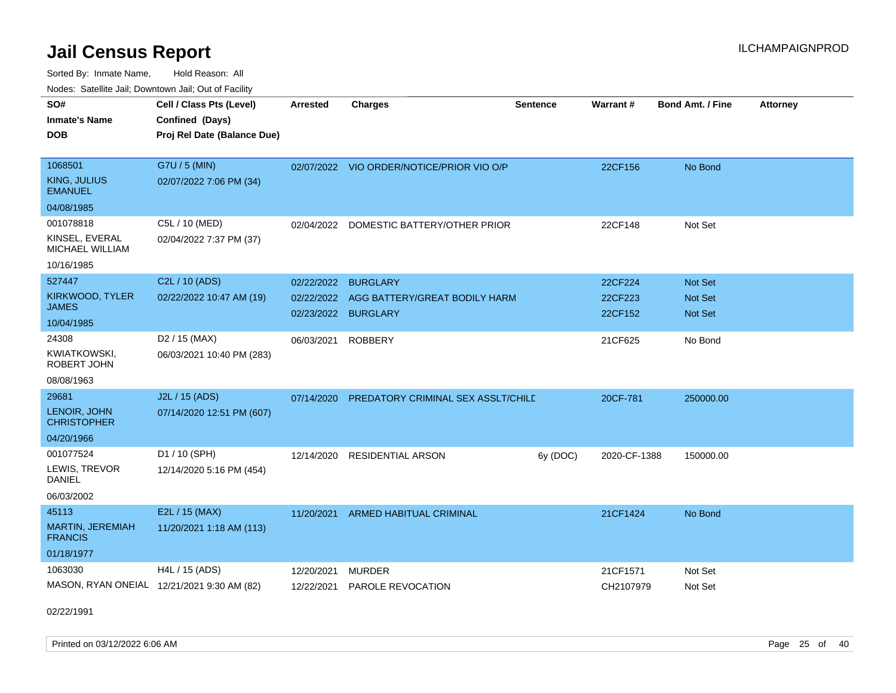# Jail Census Report

ILCHAMPAIGNPROD

Sorted By: Inmate Name, Hold Reason: All

Nodes: Satellite Jail; Downtown Jail; Out of Facility

| SO# / Inmate's Name / DOB | Cell / Class Pts (Level) / Confined (Days) / Proj Rel Date (Balance Due) | Arrested | Charges | Sentence | Warrant # | Bond Amt. / Fine | Attorney |
|---|---|---|---|---|---|---|---|
| 1068501<br>KING, JULIUS EMANUEL<br>04/08/1985 | G7U / 5 (MIN)<br>02/07/2022 7:06 PM (34) | 02/07/2022 | VIO ORDER/NOTICE/PRIOR VIO O/P | | 22CF156 | No Bond | |
| 001078818<br>KINSEL, EVERAL MICHAEL WILLIAM<br>10/16/1985 | C5L / 10 (MED)<br>02/04/2022 7:37 PM (37) | 02/04/2022 | DOMESTIC BATTERY/OTHER PRIOR | | 22CF148 | Not Set | |
| 527447<br>KIRKWOOD, TYLER JAMES<br>10/04/1985 | C2L / 10 (ADS)<br>02/22/2022 10:47 AM (19) | 02/22/2022<br>02/22/2022<br>02/23/2022 | BURGLARY<br>AGG BATTERY/GREAT BODILY HARM<br>BURGLARY | | 22CF224<br>22CF223<br>22CF152 | Not Set<br>Not Set<br>Not Set | |
| 24308<br>KWIATKOWSKI, ROBERT JOHN<br>08/08/1963 | D2 / 15 (MAX)<br>06/03/2021 10:40 PM (283) | 06/03/2021 | ROBBERY | | 21CF625 | No Bond | |
| 29681<br>LENOIR, JOHN CHRISTOPHER<br>04/20/1966 | J2L / 15 (ADS)<br>07/14/2020 12:51 PM (607) | 07/14/2020 | PREDATORY CRIMINAL SEX ASSLT/CHILD | | 20CF-781 | 250000.00 | |
| 001077524<br>LEWIS, TREVOR DANIEL<br>06/03/2002 | D1 / 10 (SPH)<br>12/14/2020 5:16 PM (454) | 12/14/2020 | RESIDENTIAL ARSON | 6y (DOC) | 2020-CF-1388 | 150000.00 | |
| 45113<br>MARTIN, JEREMIAH FRANCIS<br>01/18/1977 | E2L / 15 (MAX)<br>11/20/2021 1:18 AM (113) | 11/20/2021 | ARMED HABITUAL CRIMINAL | | 21CF1424 | No Bond | |
| 1063030<br>MASON, RYAN ONEIAL<br>02/22/1991 | H4L / 15 (ADS)<br>12/21/2021 9:30 AM (82) | 12/20/2021<br>12/22/2021 | MURDER<br>PAROLE REVOCATION | | 21CF1571<br>CH2107979 | Not Set<br>Not Set | |

Printed on 03/12/2022 6:06 AM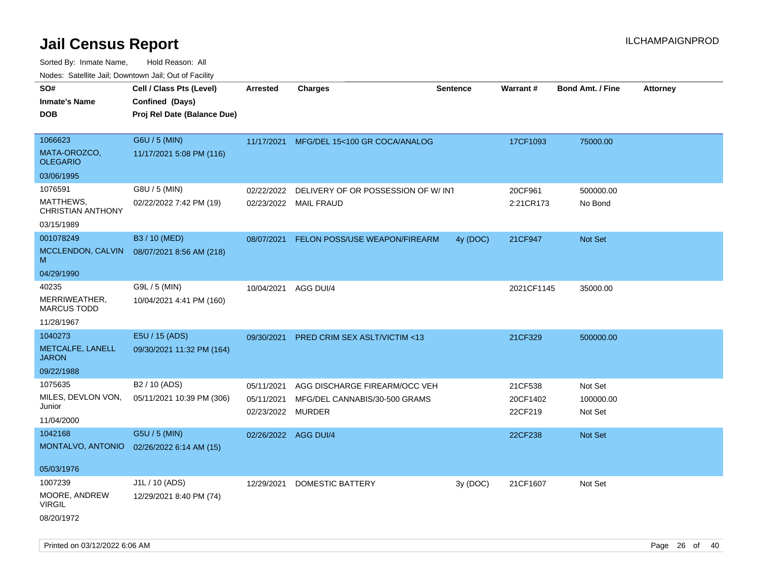# Jail Census Report

Sorted By: Inmate Name, Hold Reason: All

Nodes: Satellite Jail; Downtown Jail; Out of Facility

| SO# / Inmate's Name / DOB | Cell / Class Pts (Level) / Confined (Days) / Proj Rel Date (Balance Due) | Arrested | Charges | Sentence | Warrant # | Bond Amt. / Fine | Attorney |
|---|---|---|---|---|---|---|---|
| 1066623<br>MATA-OROZCO, OLEGARIO<br>03/06/1995 | G6U / 5 (MIN)<br>11/17/2021 5:08 PM (116) | 11/17/2021 | MFG/DEL 15<100 GR COCA/ANALOG | | 17CF1093 | 75000.00 | |
| 1076591<br>MATTHEWS, CHRISTIAN ANTHONY<br>03/15/1989 | G8U / 5 (MIN)<br>02/22/2022 7:42 PM (19) | 02/22/2022 | DELIVERY OF OR POSSESSION OF W/ INT | | 20CF961 | 500000.00 | |
| | | 02/23/2022 | MAIL FRAUD | | 2:21CR173 | No Bond | |
| 001078249<br>MCCLENDON, CALVIN M<br>04/29/1990 | B3 / 10 (MED)<br>08/07/2021 8:56 AM (218) | 08/07/2021 | FELON POSS/USE WEAPON/FIREARM | 4y (DOC) | 21CF947 | Not Set | |
| 40235<br>MERRIWEATHER, MARCUS TODD<br>11/28/1967 | G9L / 5 (MIN)<br>10/04/2021 4:41 PM (160) | 10/04/2021 | AGG DUI/4 | | 2021CF1145 | 35000.00 | |
| 1040273<br>METCALFE, LANELL JARON<br>09/22/1988 | E5U / 15 (ADS)<br>09/30/2021 11:32 PM (164) | 09/30/2021 | PRED CRIM SEX ASLT/VICTIM <13 | | 21CF329 | 500000.00 | |
| 1075635<br>MILES, DEVLON VON, Junior<br>11/04/2000 | B2 / 10 (ADS)<br>05/11/2021 10:39 PM (306) | 05/11/2021 | AGG DISCHARGE FIREARM/OCC VEH | | 21CF538 | Not Set | |
| | | 05/11/2021 | MFG/DEL CANNABIS/30-500 GRAMS | | 20CF1402 | 100000.00 | |
| | | 02/23/2022 | MURDER | | 22CF219 | Not Set | |
| 1042168<br>MONTALVO, ANTONIO<br>05/03/1976 | G5U / 5 (MIN)<br>02/26/2022 6:14 AM (15) | 02/26/2022 | AGG DUI/4 | | 22CF238 | Not Set | |
| 1007239<br>MOORE, ANDREW VIRGIL<br>08/20/1972 | J1L / 10 (ADS)<br>12/29/2021 8:40 PM (74) | 12/29/2021 | DOMESTIC BATTERY | 3y (DOC) | 21CF1607 | Not Set | |

Printed on 03/12/2022 6:06 AM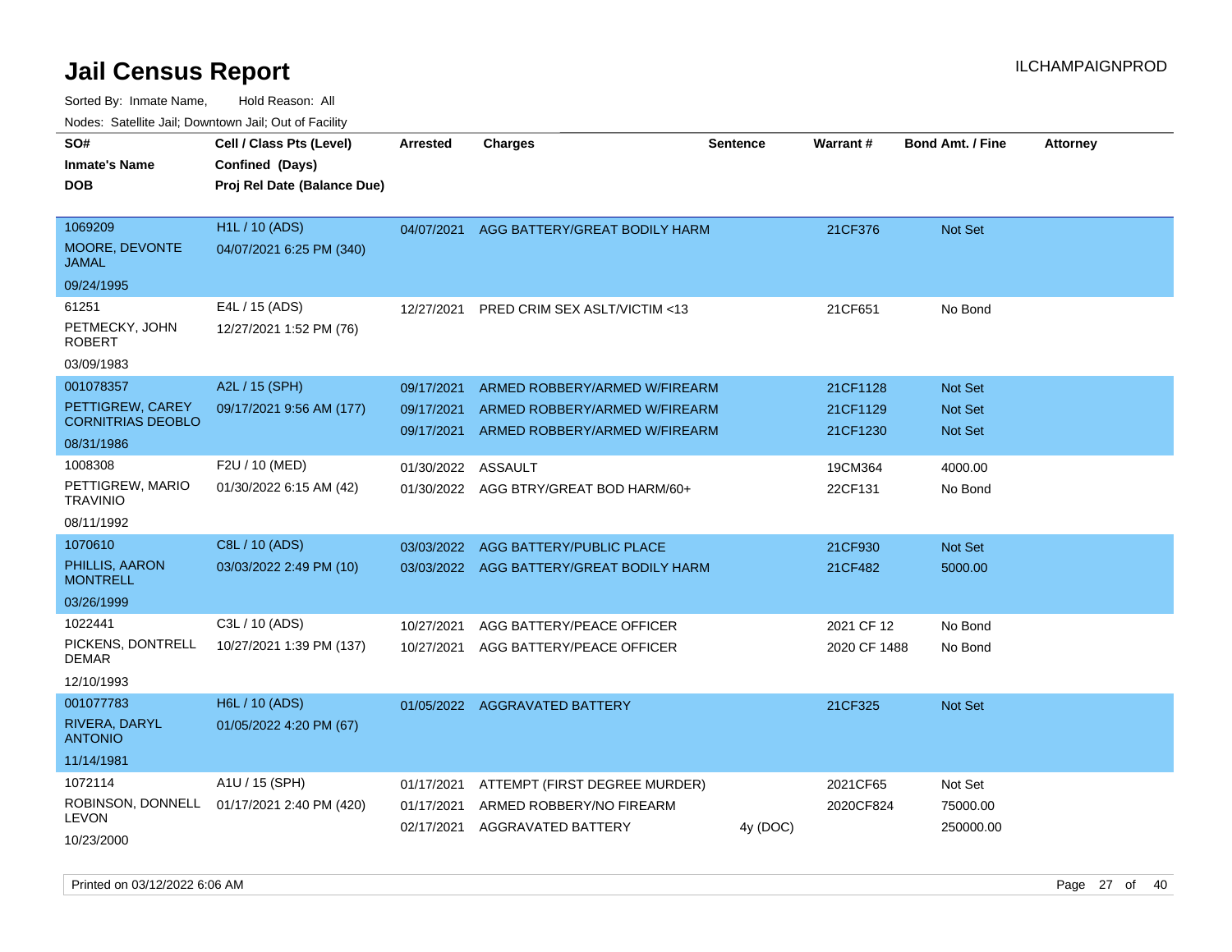# Jail Census Report

ILCHAMPAIGNPROD

Sorted By: Inmate Name, Hold Reason: All

Nodes: Satellite Jail; Downtown Jail; Out of Facility

| SO# / Inmate's Name / DOB | Cell / Class Pts (Level) / Confined (Days) / Proj Rel Date (Balance Due) | Arrested | Charges | Sentence | Warrant # | Bond Amt. / Fine | Attorney |
|---|---|---|---|---|---|---|---|
| 1069209<br>MOORE, DEVONTE JAMAL<br>09/24/1995 | H1L / 10 (ADS)<br>04/07/2021 6:25 PM (340) | 04/07/2021 | AGG BATTERY/GREAT BODILY HARM | | 21CF376 | Not Set | |
| 61251<br>PETMECKY, JOHN ROBERT<br>03/09/1983 | E4L / 15 (ADS)<br>12/27/2021 1:52 PM (76) | 12/27/2021 | PRED CRIM SEX ASLT/VICTIM <13 | | 21CF651 | No Bond | |
| 001078357<br>PETTIGREW, CAREY CORNITRIAS DEOBLO<br>08/31/1986 | A2L / 15 (SPH)<br>09/17/2021 9:56 AM (177) | 09/17/2021 | ARMED ROBBERY/ARMED W/FIREARM | | 21CF1128 | Not Set | |
| | | 09/17/2021 | ARMED ROBBERY/ARMED W/FIREARM | | 21CF1129 | Not Set | |
| | | 09/17/2021 | ARMED ROBBERY/ARMED W/FIREARM | | 21CF1230 | Not Set | |
| 1008308<br>PETTIGREW, MARIO TRAVINIO<br>08/11/1992 | F2U / 10 (MED)<br>01/30/2022 6:15 AM (42) | 01/30/2022 | ASSAULT | | 19CM364 | 4000.00 | |
| | | 01/30/2022 | AGG BTRY/GREAT BOD HARM/60+ | | 22CF131 | No Bond | |
| 1070610<br>PHILLIS, AARON MONTRELL<br>03/26/1999 | C8L / 10 (ADS)<br>03/03/2022 2:49 PM (10) | 03/03/2022 | AGG BATTERY/PUBLIC PLACE | | 21CF930 | Not Set | |
| | | 03/03/2022 | AGG BATTERY/GREAT BODILY HARM | | 21CF482 | 5000.00 | |
| 1022441<br>PICKENS, DONTRELL DEMAR<br>12/10/1993 | C3L / 10 (ADS)<br>10/27/2021 1:39 PM (137) | 10/27/2021 | AGG BATTERY/PEACE OFFICER | | 2021 CF 12 | No Bond | |
| | | 10/27/2021 | AGG BATTERY/PEACE OFFICER | | 2020 CF 1488 | No Bond | |
| 001077783<br>RIVERA, DARYL ANTONIO<br>11/14/1981 | H6L / 10 (ADS)<br>01/05/2022 4:20 PM (67) | 01/05/2022 | AGGRAVATED BATTERY | | 21CF325 | Not Set | |
| 1072114<br>ROBINSON, DONNELL LEVON<br>10/23/2000 | A1U / 15 (SPH)<br>01/17/2021 2:40 PM (420) | 01/17/2021 | ATTEMPT (FIRST DEGREE MURDER) | | 2021CF65 | Not Set | |
| | | 01/17/2021 | ARMED ROBBERY/NO FIREARM | | 2020CF824 | 75000.00 | |
| | | 02/17/2021 | AGGRAVATED BATTERY | 4y (DOC) | | 250000.00 | |

Printed on 03/12/2022 6:06 AM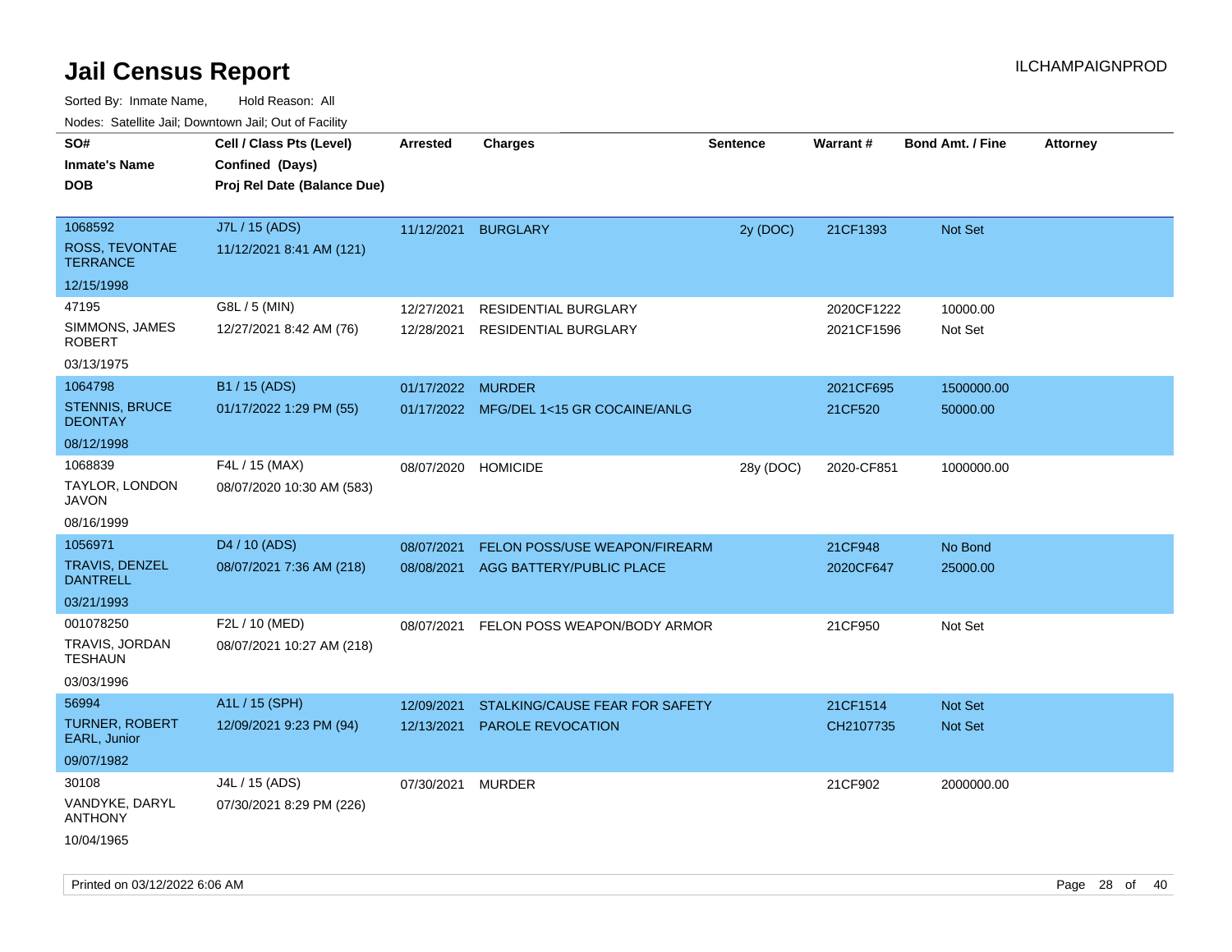# Jail Census Report

ILCHAMPAIGNPROD

Sorted By: Inmate Name, Hold Reason: All

Nodes: Satellite Jail; Downtown Jail; Out of Facility

| SO# / Inmate's Name / DOB | Cell / Class Pts (Level) / Confined (Days) / Proj Rel Date (Balance Due) | Arrested | Charges | Sentence | Warrant # | Bond Amt. / Fine | Attorney |
|---|---|---|---|---|---|---|---|
| 1068592<br>ROSS, TEVONTAE TERRANCE<br>12/15/1998 | J7L / 15 (ADS)<br>11/12/2021 8:41 AM (121) | 11/12/2021 | BURGLARY | 2y (DOC) | 21CF1393 | Not Set | |
| 47195<br>SIMMONS, JAMES ROBERT<br>03/13/1975 | G8L / 5 (MIN)<br>12/27/2021 8:42 AM (76) | 12/27/2021<br>12/28/2021 | RESIDENTIAL BURGLARY<br>RESIDENTIAL BURGLARY | | 2020CF1222<br>2021CF1596 | 10000.00<br>Not Set | |
| 1064798<br>STENNIS, BRUCE DEONTAY<br>08/12/1998 | B1 / 15 (ADS)<br>01/17/2022 1:29 PM (55) | 01/17/2022<br>01/17/2022 | MURDER<br>MFG/DEL 1<15 GR COCAINE/ANLG | | 2021CF695<br>21CF520 | 1500000.00<br>50000.00 | |
| 1068839<br>TAYLOR, LONDON JAVON<br>08/16/1999 | F4L / 15 (MAX)<br>08/07/2020 10:30 AM (583) | 08/07/2020 | HOMICIDE | 28y (DOC) | 2020-CF851 | 1000000.00 | |
| 1056971<br>TRAVIS, DENZEL DANTRELL<br>03/21/1993 | D4 / 10 (ADS)<br>08/07/2021 7:36 AM (218) | 08/07/2021<br>08/08/2021 | FELON POSS/USE WEAPON/FIREARM<br>AGG BATTERY/PUBLIC PLACE | | 21CF948<br>2020CF647 | No Bond<br>25000.00 | |
| 001078250<br>TRAVIS, JORDAN TESHAUN<br>03/03/1996 | F2L / 10 (MED)<br>08/07/2021 10:27 AM (218) | 08/07/2021 | FELON POSS WEAPON/BODY ARMOR | | 21CF950 | Not Set | |
| 56994<br>TURNER, ROBERT EARL, Junior<br>09/07/1982 | A1L / 15 (SPH)<br>12/09/2021 9:23 PM (94) | 12/09/2021<br>12/13/2021 | STALKING/CAUSE FEAR FOR SAFETY<br>PAROLE REVOCATION | | 21CF1514<br>CH2107735 | Not Set<br>Not Set | |
| 30108<br>VANDYKE, DARYL ANTHONY<br>10/04/1965 | J4L / 15 (ADS)<br>07/30/2021 8:29 PM (226) | 07/30/2021 | MURDER | | 21CF902 | 2000000.00 | |

Printed on 03/12/2022 6:06 AM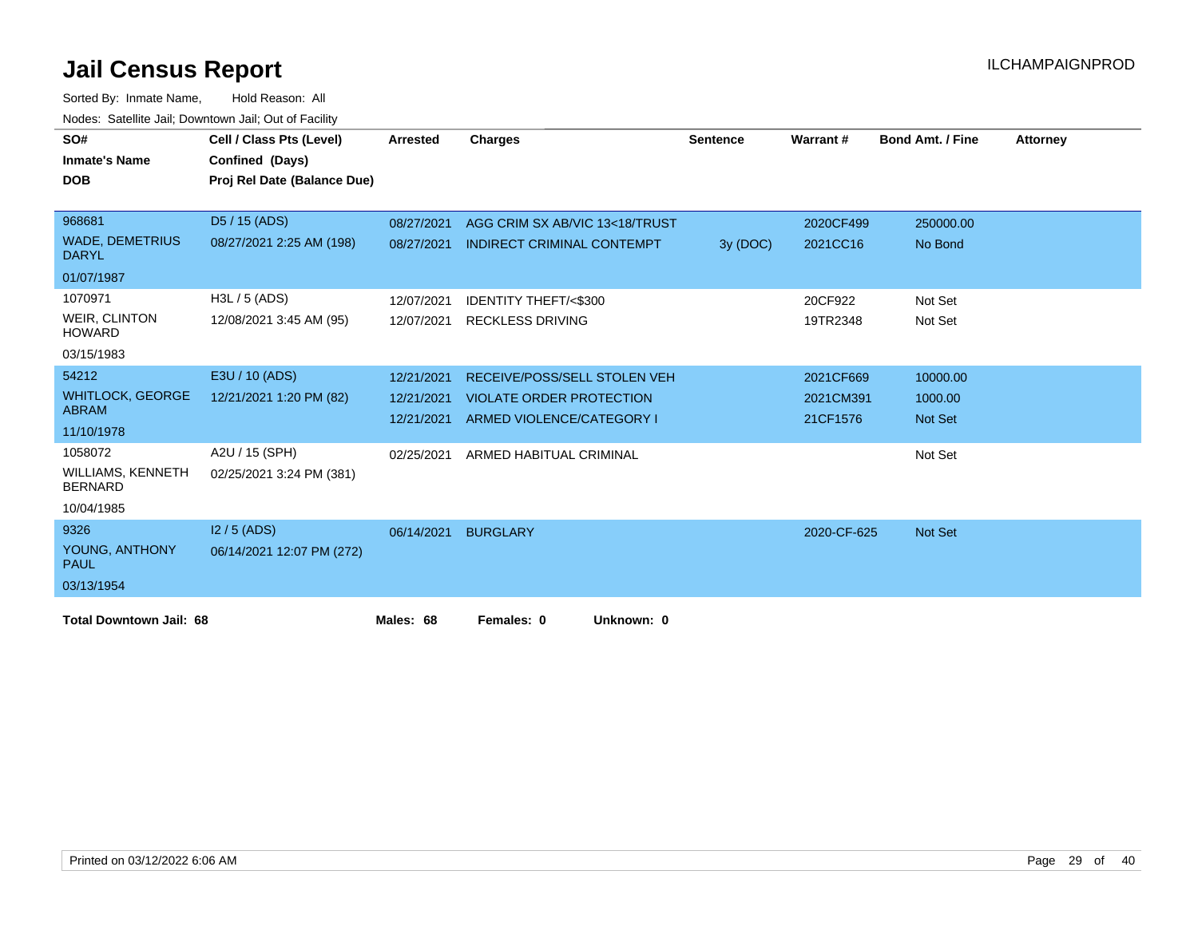# Jail Census Report

ILCHAMPAIGNPROD

Sorted By: Inmate Name, Hold Reason: All

Nodes: Satellite Jail; Downtown Jail; Out of Facility

| SO# / Inmate's Name / DOB | Cell / Class Pts (Level) / Confined (Days) / Proj Rel Date (Balance Due) | Arrested | Charges | Sentence | Warrant # | Bond Amt. / Fine | Attorney |
|---|---|---|---|---|---|---|---|
| 968681<br>WADE, DEMETRIUS DARYL<br>01/07/1987 | D5 / 15 (ADS)<br>08/27/2021 2:25 AM (198) | 08/27/2021 | AGG CRIM SX AB/VIC 13<18/TRUST | | 2020CF499 | 250000.00 | |
| | | 08/27/2021 | INDIRECT CRIMINAL CONTEMPT | 3y (DOC) | 2021CC16 | No Bond | |
| 1070971<br>WEIR, CLINTON HOWARD<br>03/15/1983 | H3L / 5 (ADS)<br>12/08/2021 3:45 AM (95) | 12/07/2021 | IDENTITY THEFT/<$300 | | 20CF922 | Not Set | |
| | | 12/07/2021 | RECKLESS DRIVING | | 19TR2348 | Not Set | |
| 54212<br>WHITLOCK, GEORGE ABRAM<br>11/10/1978 | E3U / 10 (ADS)<br>12/21/2021 1:20 PM (82) | 12/21/2021 | RECEIVE/POSS/SELL STOLEN VEH | | 2021CF669 | 10000.00 | |
| | | 12/21/2021 | VIOLATE ORDER PROTECTION | | 2021CM391 | 1000.00 | |
| | | 12/21/2021 | ARMED VIOLENCE/CATEGORY I | | 21CF1576 | Not Set | |
| 1058072<br>WILLIAMS, KENNETH BERNARD<br>10/04/1985 | A2U / 15 (SPH)<br>02/25/2021 3:24 PM (381) | 02/25/2021 | ARMED HABITUAL CRIMINAL | | | Not Set | |
| 9326<br>YOUNG, ANTHONY PAUL<br>03/13/1954 | I2 / 5 (ADS)<br>06/14/2021 12:07 PM (272) | 06/14/2021 | BURGLARY | | 2020-CF-625 | Not Set | |

**Total Downtown Jail: 68** **Males: 68** **Females: 0** **Unknown: 0**

Printed on 03/12/2022 6:06 AM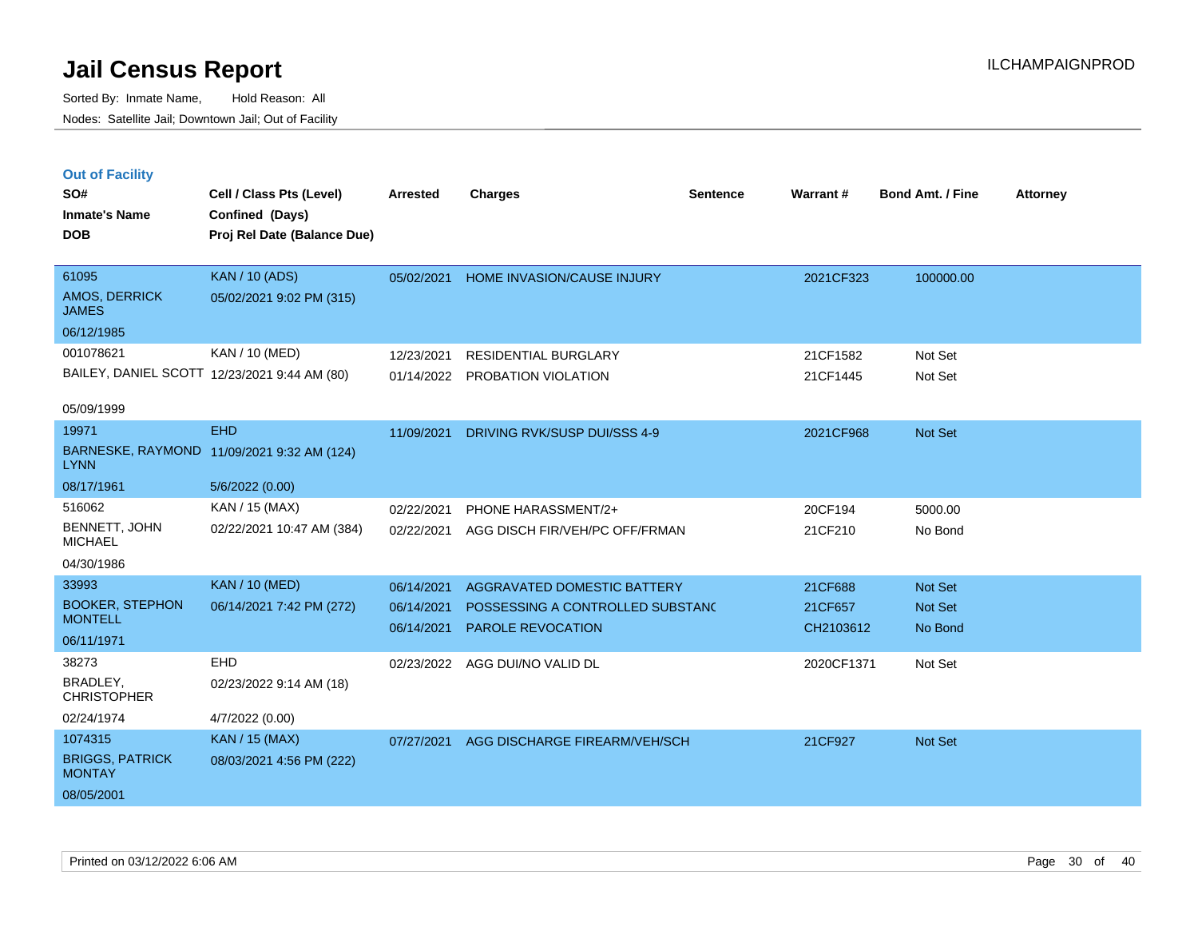# Jail Census Report

Sorted By: Inmate Name, Hold Reason: All

Nodes: Satellite Jail; Downtown Jail; Out of Facility

ILCHAMPAIGNPROD

## Out of Facility

| SO# / Inmate's Name / DOB | Cell / Class Pts (Level) / Confined (Days) / Proj Rel Date (Balance Due) | Arrested | Charges | Sentence | Warrant # | Bond Amt. / Fine | Attorney |
|---|---|---|---|---|---|---|---|
| 61095<br>AMOS, DERRICK JAMES<br>06/12/1985 | KAN / 10 (ADS)<br>05/02/2021 9:02 PM (315) | 05/02/2021 | HOME INVASION/CAUSE INJURY | | 2021CF323 | 100000.00 | |
| 001078621<br>BAILEY, DANIEL SCOTT<br>05/09/1999 | KAN / 10 (MED)<br>12/23/2021 9:44 AM (80) | 12/23/2021<br>01/14/2022 | RESIDENTIAL BURGLARY<br>PROBATION VIOLATION | | 21CF1582<br>21CF1445 | Not Set<br>Not Set | |
| 19971<br>BARNESKE, RAYMOND LYNN<br>08/17/1961 | EHD<br>11/09/2021 9:32 AM (124)<br>5/6/2022 (0.00) | 11/09/2021 | DRIVING RVK/SUSP DUI/SSS 4-9 | | 2021CF968 | Not Set | |
| 516062<br>BENNETT, JOHN MICHAEL<br>04/30/1986 | KAN / 15 (MAX)<br>02/22/2021 10:47 AM (384) | 02/22/2021<br>02/22/2021 | PHONE HARASSMENT/2+<br>AGG DISCH FIR/VEH/PC OFF/FRMAN | | 20CF194<br>21CF210 | 5000.00<br>No Bond | |
| 33993<br>BOOKER, STEPHON MONTELL<br>06/11/1971 | KAN / 10 (MED)<br>06/14/2021 7:42 PM (272) | 06/14/2021<br>06/14/2021<br>06/14/2021 | AGGRAVATED DOMESTIC BATTERY<br>POSSESSING A CONTROLLED SUBSTANC<br>PAROLE REVOCATION | | 21CF688<br>21CF657<br>CH2103612 | Not Set<br>Not Set<br>No Bond | |
| 38273<br>BRADLEY, CHRISTOPHER<br>02/24/1974 | EHD<br>02/23/2022 9:14 AM (18)<br>4/7/2022 (0.00) | 02/23/2022 | AGG DUI/NO VALID DL | | 2020CF1371 | Not Set | |
| 1074315<br>BRIGGS, PATRICK MONTAY<br>08/05/2001 | KAN / 15 (MAX)<br>08/03/2021 4:56 PM (222) | 07/27/2021 | AGG DISCHARGE FIREARM/VEH/SCH | | 21CF927 | Not Set | |

Printed on 03/12/2022 6:06 AM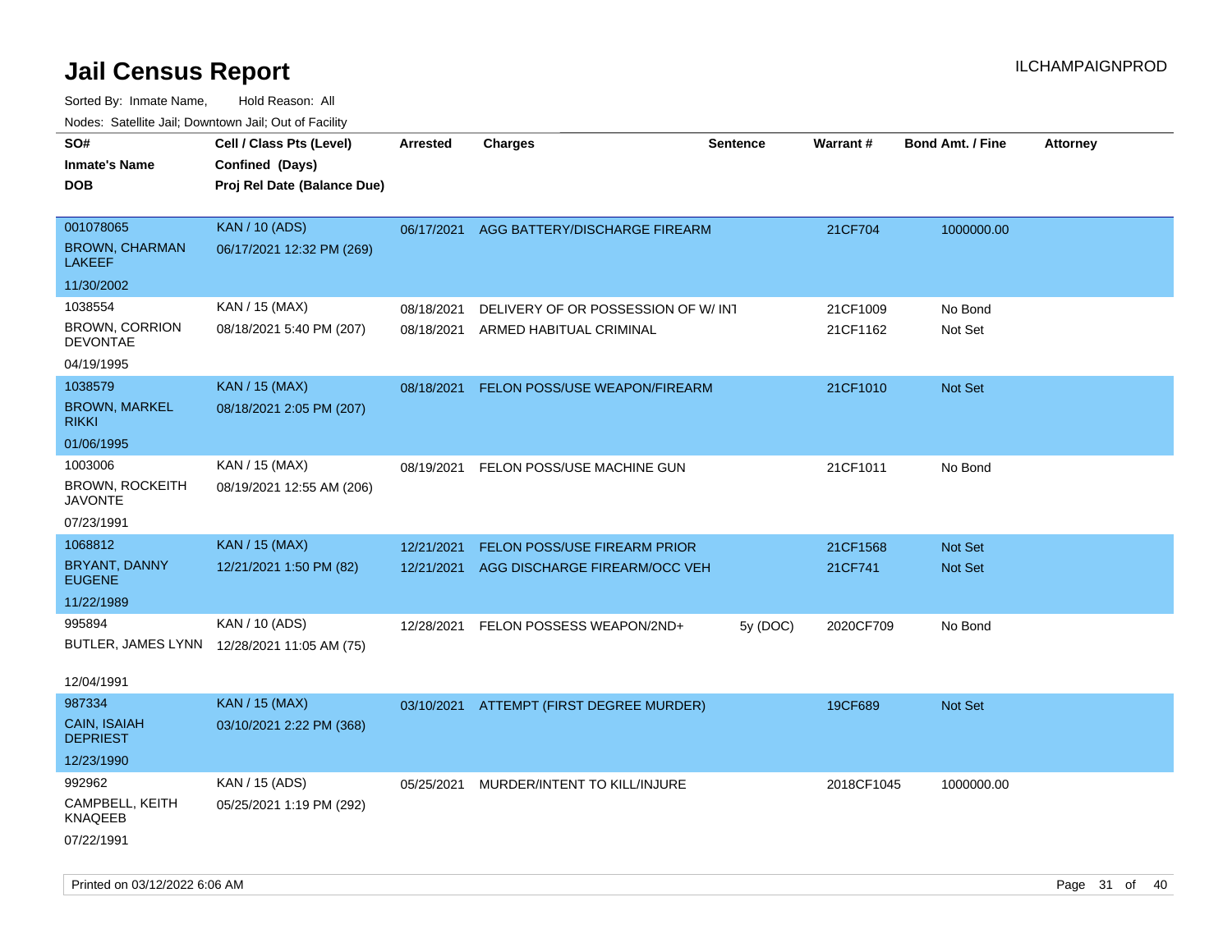# Jail Census Report

ILCHAMPAIGNPROD

Sorted By: Inmate Name, Hold Reason: All

Nodes: Satellite Jail; Downtown Jail; Out of Facility

| SO# / Inmate's Name / DOB | Cell / Class Pts (Level) / Confined (Days) / Proj Rel Date (Balance Due) | Arrested | Charges | Sentence | Warrant # | Bond Amt. / Fine | Attorney |
|---|---|---|---|---|---|---|---|
| 001078065<br>BROWN, CHARMAN LAKEEF<br>11/30/2002 | KAN / 10 (ADS)<br>06/17/2021 12:32 PM (269) | 06/17/2021 | AGG BATTERY/DISCHARGE FIREARM | | 21CF704 | 1000000.00 | |
| 1038554<br>BROWN, CORRION DEVONTAE<br>04/19/1995 | KAN / 15 (MAX)<br>08/18/2021 5:40 PM (207) | 08/18/2021<br>08/18/2021 | DELIVERY OF OR POSSESSION OF W/ INT<br>ARMED HABITUAL CRIMINAL | | 21CF1009<br>21CF1162 | No Bond<br>Not Set | |
| 1038579<br>BROWN, MARKEL RIKKI<br>01/06/1995 | KAN / 15 (MAX)<br>08/18/2021 2:05 PM (207) | 08/18/2021 | FELON POSS/USE WEAPON/FIREARM | | 21CF1010 | Not Set | |
| 1003006<br>BROWN, ROCKEITH JAVONTE<br>07/23/1991 | KAN / 15 (MAX)<br>08/19/2021 12:55 AM (206) | 08/19/2021 | FELON POSS/USE MACHINE GUN | | 21CF1011 | No Bond | |
| 1068812<br>BRYANT, DANNY EUGENE<br>11/22/1989 | KAN / 15 (MAX)<br>12/21/2021 1:50 PM (82) | 12/21/2021<br>12/21/2021 | FELON POSS/USE FIREARM PRIOR<br>AGG DISCHARGE FIREARM/OCC VEH | | 21CF1568<br>21CF741 | Not Set<br>Not Set | |
| 995894<br>BUTLER, JAMES LYNN<br>12/04/1991 | KAN / 10 (ADS)<br>12/28/2021 11:05 AM (75) | 12/28/2021 | FELON POSSESS WEAPON/2ND+ | 5y (DOC) | 2020CF709 | No Bond | |
| 987334<br>CAIN, ISAIAH DEPRIEST<br>12/23/1990 | KAN / 15 (MAX)<br>03/10/2021 2:22 PM (368) | 03/10/2021 | ATTEMPT (FIRST DEGREE MURDER) | | 19CF689 | Not Set | |
| 992962<br>CAMPBELL, KEITH KNAQEEB<br>07/22/1991 | KAN / 15 (ADS)<br>05/25/2021 1:19 PM (292) | 05/25/2021 | MURDER/INTENT TO KILL/INJURE | | 2018CF1045 | 1000000.00 | |

Printed on 03/12/2022 6:06 AM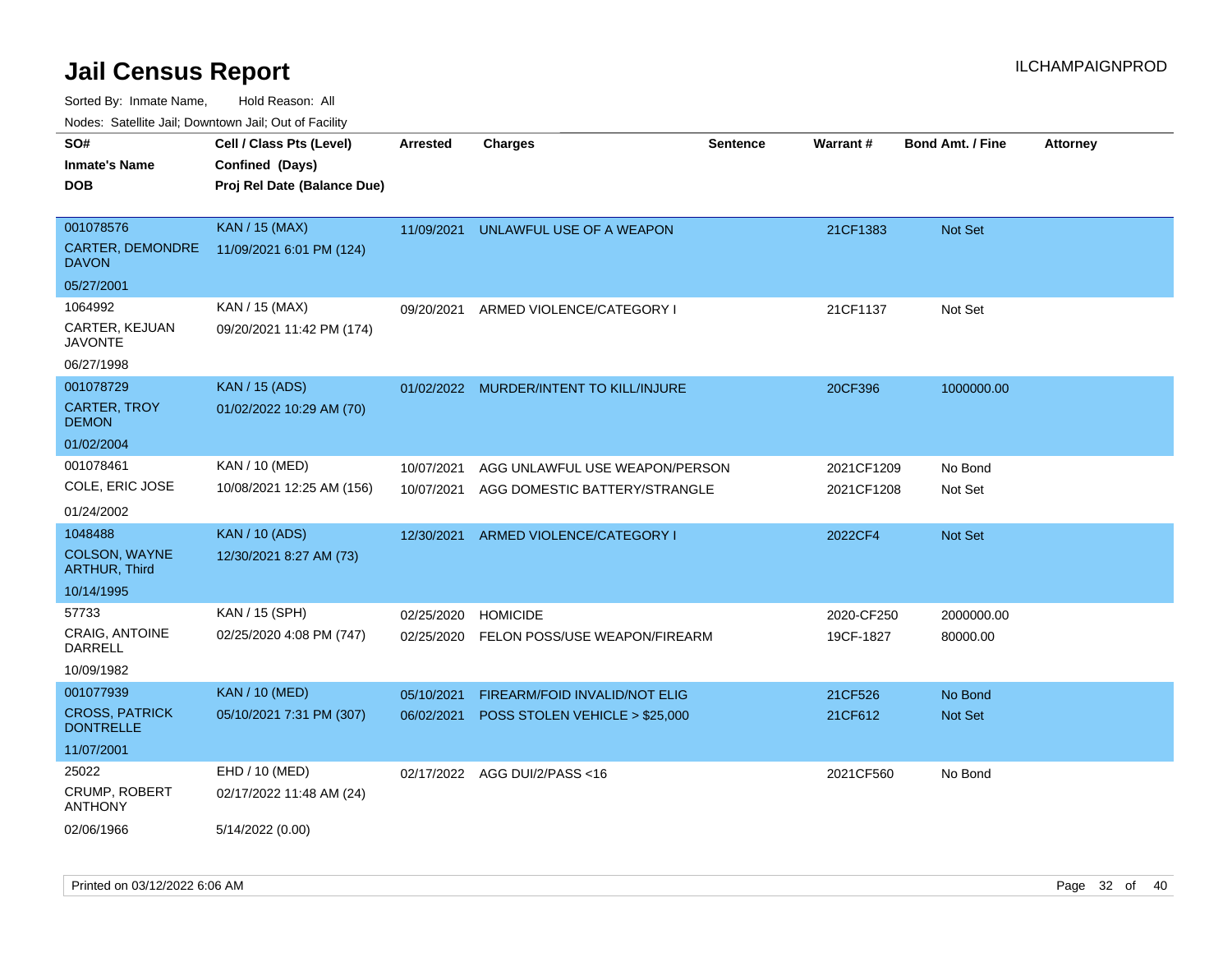# Jail Census Report

ILCHAMPAIGNPROD

Sorted By: Inmate Name, Hold Reason: All

Nodes: Satellite Jail; Downtown Jail; Out of Facility

| SO# / Inmate's Name / DOB | Cell / Class Pts (Level) / Confined (Days) / Proj Rel Date (Balance Due) | Arrested | Charges | Sentence | Warrant # | Bond Amt. / Fine | Attorney |
|---|---|---|---|---|---|---|---|
| 001078576<br>CARTER, DEMONDRE DAVON<br>05/27/2001 | KAN / 15 (MAX)<br>11/09/2021 6:01 PM (124) | 11/09/2021 | UNLAWFUL USE OF A WEAPON | | 21CF1383 | Not Set | |
| 1064992<br>CARTER, KEJUAN JAVONTE<br>06/27/1998 | KAN / 15 (MAX)<br>09/20/2021 11:42 PM (174) | 09/20/2021 | ARMED VIOLENCE/CATEGORY I | | 21CF1137 | Not Set | |
| 001078729<br>CARTER, TROY DEMON<br>01/02/2004 | KAN / 15 (ADS)<br>01/02/2022 10:29 AM (70) | 01/02/2022 | MURDER/INTENT TO KILL/INJURE | | 20CF396 | 1000000.00 | |
| 001078461<br>COLE, ERIC JOSE<br>01/24/2002 | KAN / 10 (MED)<br>10/08/2021 12:25 AM (156) | 10/07/2021<br>10/07/2021 | AGG UNLAWFUL USE WEAPON/PERSON<br>AGG DOMESTIC BATTERY/STRANGLE | | 2021CF1209<br>2021CF1208 | No Bond<br>Not Set | |
| 1048488<br>COLSON, WAYNE ARTHUR, Third<br>10/14/1995 | KAN / 10 (ADS)<br>12/30/2021 8:27 AM (73) | 12/30/2021 | ARMED VIOLENCE/CATEGORY I | | 2022CF4 | Not Set | |
| 57733<br>CRAIG, ANTOINE DARRELL<br>10/09/1982 | KAN / 15 (SPH)<br>02/25/2020 4:08 PM (747) | 02/25/2020<br>02/25/2020 | HOMICIDE<br>FELON POSS/USE WEAPON/FIREARM | | 2020-CF250<br>19CF-1827 | 2000000.00<br>80000.00 | |
| 001077939<br>CROSS, PATRICK DONTRELLE<br>11/07/2001 | KAN / 10 (MED)<br>05/10/2021 7:31 PM (307) | 05/10/2021<br>06/02/2021 | FIREARM/FOID INVALID/NOT ELIG<br>POSS STOLEN VEHICLE > $25,000 | | 21CF526<br>21CF612 | No Bond<br>Not Set | |
| 25022<br>CRUMP, ROBERT ANTHONY<br>02/06/1966 | EHD / 10 (MED)<br>02/17/2022 11:48 AM (24)<br>5/14/2022 (0.00) | 02/17/2022 | AGG DUI/2/PASS <16 | | 2021CF560 | No Bond | |

Printed on 03/12/2022 6:06 AM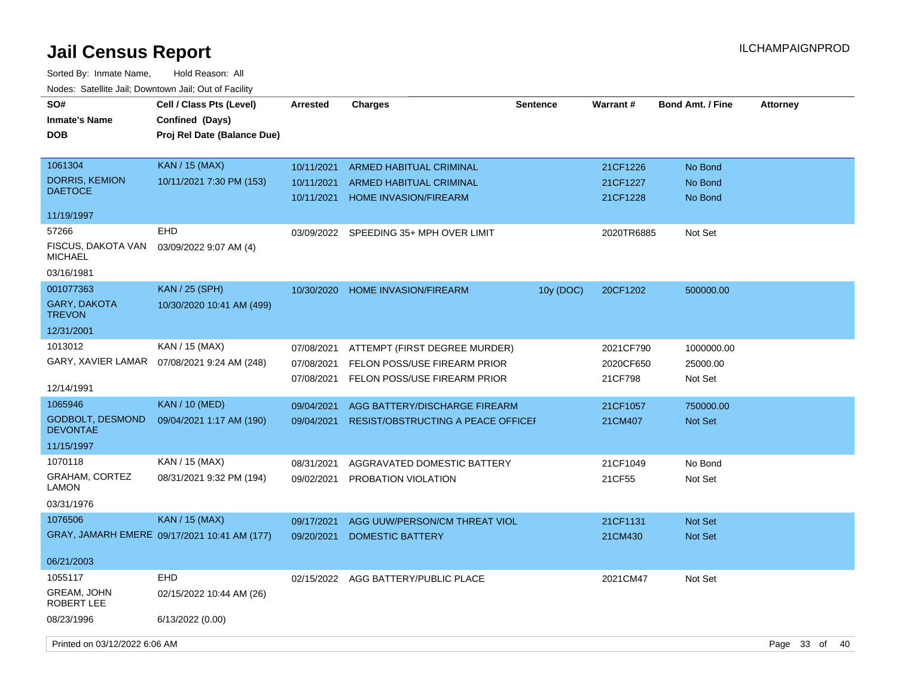# Jail Census Report

Sorted By: Inmate Name, Hold Reason: All

Nodes: Satellite Jail; Downtown Jail; Out of Facility

| SO# / Inmate's Name / DOB | Cell / Class Pts (Level) / Confined (Days) / Proj Rel Date (Balance Due) | Arrested | Charges | Sentence | Warrant # | Bond Amt. / Fine | Attorney |
|---|---|---|---|---|---|---|---|
| 1061304<br>DORRIS, KEMION DAETOCE<br>11/19/1997 | KAN / 15 (MAX)<br>10/11/2021 7:30 PM (153) | 10/11/2021 | ARMED HABITUAL CRIMINAL | | 21CF1226 | No Bond | |
| | | 10/11/2021 | ARMED HABITUAL CRIMINAL | | 21CF1227 | No Bond | |
| | | 10/11/2021 | HOME INVASION/FIREARM | | 21CF1228 | No Bond | |
| 57266<br>FISCUS, DAKOTA VAN MICHAEL<br>03/16/1981 | EHD<br>03/09/2022 9:07 AM (4) | 03/09/2022 | SPEEDING 35+ MPH OVER LIMIT | | 2020TR6885 | Not Set | |
| 001077363<br>GARY, DAKOTA TREVON<br>12/31/2001 | KAN / 25 (SPH)<br>10/30/2020 10:41 AM (499) | 10/30/2020 | HOME INVASION/FIREARM | 10y (DOC) | 20CF1202 | 500000.00 | |
| 1013012<br>GARY, XAVIER LAMAR<br>12/14/1991 | KAN / 15 (MAX)<br>07/08/2021 9:24 AM (248) | 07/08/2021 | ATTEMPT (FIRST DEGREE MURDER) | | 2021CF790 | 1000000.00 | |
| | | 07/08/2021 | FELON POSS/USE FIREARM PRIOR | | 2020CF650 | 25000.00 | |
| | | 07/08/2021 | FELON POSS/USE FIREARM PRIOR | | 21CF798 | Not Set | |
| 1065946<br>GODBOLT, DESMOND DEVONTAE<br>11/15/1997 | KAN / 10 (MED)<br>09/04/2021 1:17 AM (190) | 09/04/2021 | AGG BATTERY/DISCHARGE FIREARM | | 21CF1057 | 750000.00 | |
| | | 09/04/2021 | RESIST/OBSTRUCTING A PEACE OFFICEI | | 21CM407 | Not Set | |
| 1070118<br>GRAHAM, CORTEZ LAMON<br>03/31/1976 | KAN / 15 (MAX)<br>08/31/2021 9:32 PM (194) | 08/31/2021 | AGGRAVATED DOMESTIC BATTERY | | 21CF1049 | No Bond | |
| | | 09/02/2021 | PROBATION VIOLATION | | 21CF55 | Not Set | |
| 1076506<br>GRAY, JAMARH EMERE<br>06/21/2003 | KAN / 15 (MAX)<br>09/17/2021 10:41 AM (177) | 09/17/2021 | AGG UUW/PERSON/CM THREAT VIOL | | 21CF1131 | Not Set | |
| | | 09/20/2021 | DOMESTIC BATTERY | | 21CM430 | Not Set | |
| 1055117<br>GREAM, JOHN ROBERT LEE<br>08/23/1996 | EHD<br>02/15/2022 10:44 AM (26)<br>6/13/2022 (0.00) | 02/15/2022 | AGG BATTERY/PUBLIC PLACE | | 2021CM47 | Not Set | |

Printed on 03/12/2022 6:06 AM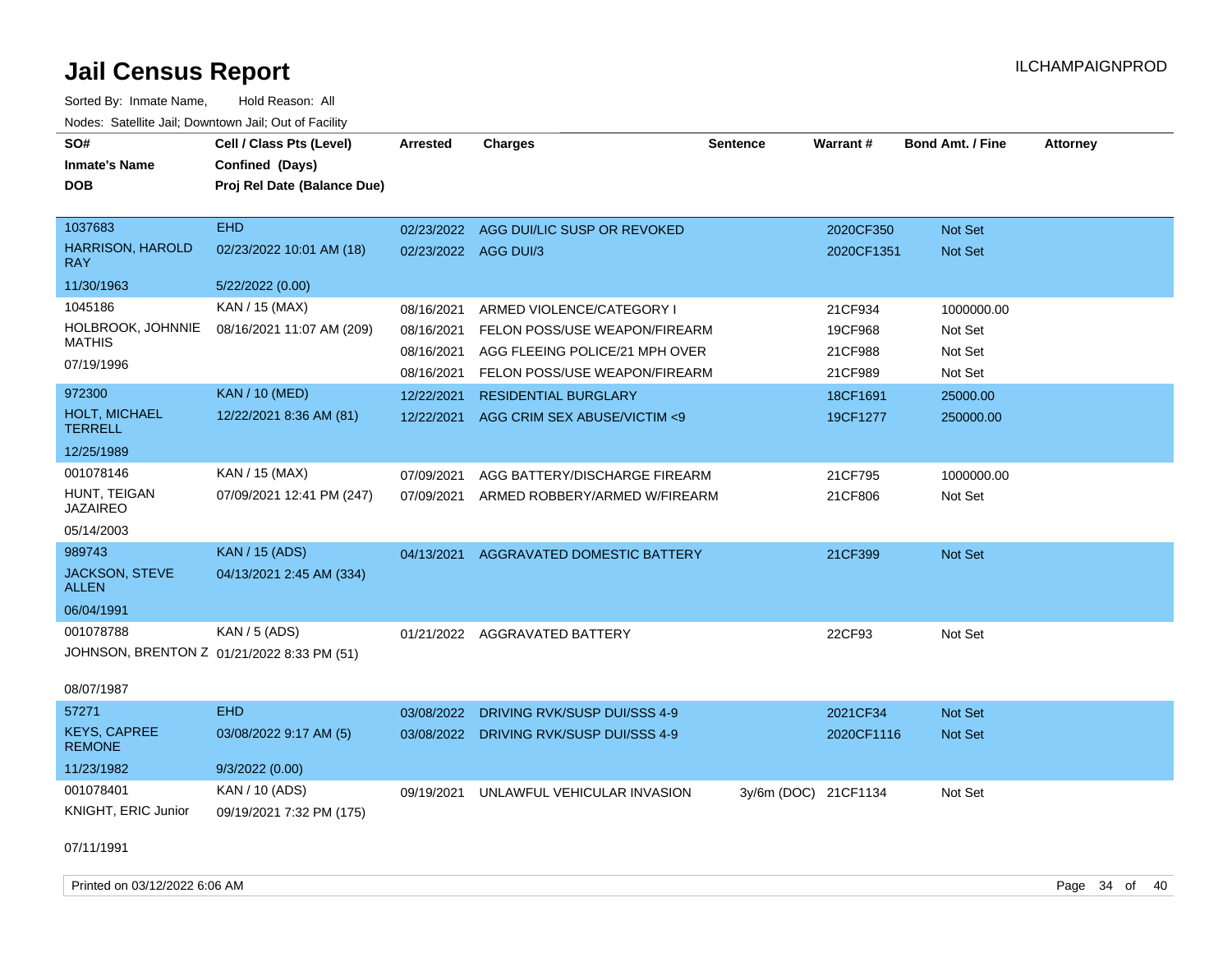# Jail Census Report

Sorted By: Inmate Name, Hold Reason: All

Nodes: Satellite Jail; Downtown Jail; Out of Facility

| SO# / Inmate's Name / DOB | Cell / Class Pts (Level) / Confined (Days) / Proj Rel Date (Balance Due) | Arrested | Charges | Sentence | Warrant # | Bond Amt. / Fine | Attorney |
|---|---|---|---|---|---|---|---|
| 1037683 | EHD | 02/23/2022 | AGG DUI/LIC SUSP OR REVOKED | | 2020CF350 | Not Set | |
| HARRISON, HAROLD RAY | 02/23/2022 10:01 AM (18) | 02/23/2022 | AGG DUI/3 | | 2020CF1351 | Not Set | |
| 11/30/1963 | 5/22/2022 (0.00) | | | | | | |
| 1045186 | KAN / 15 (MAX) | 08/16/2021 | ARMED VIOLENCE/CATEGORY I | | 21CF934 | 1000000.00 | |
| HOLBROOK, JOHNNIE MATHIS | 08/16/2021 11:07 AM (209) | 08/16/2021 | FELON POSS/USE WEAPON/FIREARM | | 19CF968 | Not Set | |
| 07/19/1996 | | 08/16/2021 | AGG FLEEING POLICE/21 MPH OVER | | 21CF988 | Not Set | |
| | | 08/16/2021 | FELON POSS/USE WEAPON/FIREARM | | 21CF989 | Not Set | |
| 972300 | KAN / 10 (MED) | 12/22/2021 | RESIDENTIAL BURGLARY | | 18CF1691 | 25000.00 | |
| HOLT, MICHAEL TERRELL | 12/22/2021 8:36 AM (81) | 12/22/2021 | AGG CRIM SEX ABUSE/VICTIM <9 | | 19CF1277 | 250000.00 | |
| 12/25/1989 | | | | | | | |
| 001078146 | KAN / 15 (MAX) | 07/09/2021 | AGG BATTERY/DISCHARGE FIREARM | | 21CF795 | 1000000.00 | |
| HUNT, TEIGAN JAZAIREO | 07/09/2021 12:41 PM (247) | 07/09/2021 | ARMED ROBBERY/ARMED W/FIREARM | | 21CF806 | Not Set | |
| 05/14/2003 | | | | | | | |
| 989743 | KAN / 15 (ADS) | 04/13/2021 | AGGRAVATED DOMESTIC BATTERY | | 21CF399 | Not Set | |
| JACKSON, STEVE ALLEN | 04/13/2021 2:45 AM (334) | | | | | | |
| 06/04/1991 | | | | | | | |
| 001078788 | KAN / 5 (ADS) | 01/21/2022 | AGGRAVATED BATTERY | | 22CF93 | Not Set | |
| JOHNSON, BRENTON Z | 01/21/2022 8:33 PM (51) | | | | | | |
| 08/07/1987 | | | | | | | |
| 57271 | EHD | 03/08/2022 | DRIVING RVK/SUSP DUI/SSS 4-9 | | 2021CF34 | Not Set | |
| KEYS, CAPREE REMONE | 03/08/2022 9:17 AM (5) | 03/08/2022 | DRIVING RVK/SUSP DUI/SSS 4-9 | | 2020CF1116 | Not Set | |
| 11/23/1982 | 9/3/2022 (0.00) | | | | | | |
| 001078401 | KAN / 10 (ADS) | 09/19/2021 | UNLAWFUL VEHICULAR INVASION | 3y/6m (DOC) | 21CF1134 | Not Set | |
| KNIGHT, ERIC Junior | 09/19/2021 7:32 PM (175) | | | | | | |
| 07/11/1991 | | | | | | | |

Printed on 03/12/2022 6:06 AM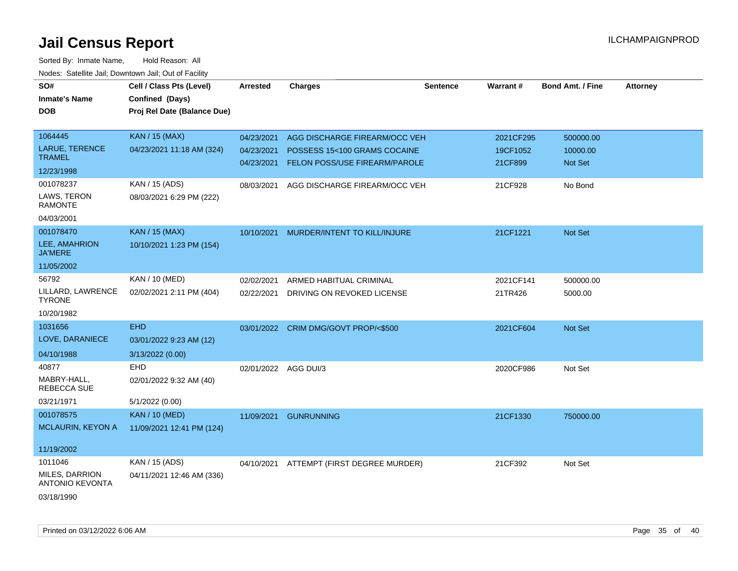# Jail Census Report

ILCHAMPAIGNPROD

Sorted By: Inmate Name, Hold Reason: All

Nodes: Satellite Jail; Downtown Jail; Out of Facility

| SO# / Inmate's Name / DOB | Cell / Class Pts (Level) / Confined (Days) / Proj Rel Date (Balance Due) | Arrested | Charges | Sentence | Warrant # | Bond Amt. / Fine | Attorney |
|---|---|---|---|---|---|---|---|
| 1064445<br>LARUE, TERENCE TRAMEL<br>12/23/1998 | KAN / 15 (MAX)<br>04/23/2021 11:18 AM (324) | 04/23/2021<br>04/23/2021<br>04/23/2021 | AGG DISCHARGE FIREARM/OCC VEH<br>POSSESS 15<100 GRAMS COCAINE<br>FELON POSS/USE FIREARM/PAROLE | | 2021CF295<br>19CF1052<br>21CF899 | 500000.00<br>10000.00<br>Not Set | |
| 001078237<br>LAWS, TERON RAMONTE<br>04/03/2001 | KAN / 15 (ADS)<br>08/03/2021 6:29 PM (222) | 08/03/2021 | AGG DISCHARGE FIREARM/OCC VEH | | 21CF928 | No Bond | |
| 001078470<br>LEE, AMAHRION JA'MERE<br>11/05/2002 | KAN / 15 (MAX)<br>10/10/2021 1:23 PM (154) | 10/10/2021 | MURDER/INTENT TO KILL/INJURE | | 21CF1221 | Not Set | |
| 56792<br>LILLARD, LAWRENCE TYRONE<br>10/20/1982 | KAN / 10 (MED)<br>02/02/2021 2:11 PM (404) | 02/02/2021<br>02/22/2021 | ARMED HABITUAL CRIMINAL<br>DRIVING ON REVOKED LICENSE | | 2021CF141<br>21TR426 | 500000.00<br>5000.00 | |
| 1031656<br>LOVE, DARANIECE<br>04/10/1988 | EHD<br>03/01/2022 9:23 AM (12)<br>3/13/2022 (0.00) | 03/01/2022 | CRIM DMG/GOVT PROP/<$500 | | 2021CF604 | Not Set | |
| 40877<br>MABRY-HALL, REBECCA SUE<br>03/21/1971 | EHD<br>02/01/2022 9:32 AM (40)<br>5/1/2022 (0.00) | 02/01/2022 | AGG DUI/3 | | 2020CF986 | Not Set | |
| 001078575<br>MCLAURIN, KEYON A<br>11/19/2002 | KAN / 10 (MED)<br>11/09/2021 12:41 PM (124) | 11/09/2021 | GUNRUNNING | | 21CF1330 | 750000.00 | |
| 1011046<br>MILES, DARRION ANTONIO KEVONTA<br>03/18/1990 | KAN / 15 (ADS)<br>04/11/2021 12:46 AM (336) | 04/10/2021 | ATTEMPT (FIRST DEGREE MURDER) | | 21CF392 | Not Set | |

Printed on 03/12/2022 6:06 AM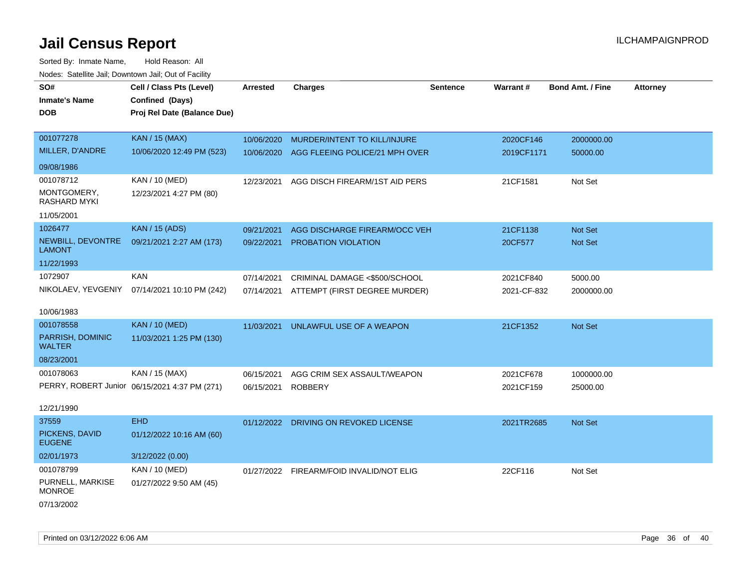# Jail Census Report

ILCHAMPAIGNPROD

Sorted By: Inmate Name, Hold Reason: All

Nodes: Satellite Jail; Downtown Jail; Out of Facility

| SO# / Inmate's Name / DOB | Cell / Class Pts (Level) / Confined (Days) / Proj Rel Date (Balance Due) | Arrested | Charges | Sentence | Warrant # | Bond Amt. / Fine | Attorney |
|---|---|---|---|---|---|---|---|
| 001077278 MILLER, D'ANDRE 09/08/1986 | KAN / 15 (MAX) 10/06/2020 12:49 PM (523) | 10/06/2020 | MURDER/INTENT TO KILL/INJURE | | 2020CF146 | 2000000.00 | |
| | | 10/06/2020 | AGG FLEEING POLICE/21 MPH OVER | | 2019CF1171 | 50000.00 | |
| 001078712 MONTGOMERY, RASHARD MYKI 11/05/2001 | KAN / 10 (MED) 12/23/2021 4:27 PM (80) | 12/23/2021 | AGG DISCH FIREARM/1ST AID PERS | | 21CF1581 | Not Set | |
| 1026477 NEWBILL, DEVONTRE LAMONT 11/22/1993 | KAN / 15 (ADS) 09/21/2021 2:27 AM (173) | 09/21/2021 | AGG DISCHARGE FIREARM/OCC VEH | | 21CF1138 | Not Set | |
| | | 09/22/2021 | PROBATION VIOLATION | | 20CF577 | Not Set | |
| 1072907 NIKOLAEV, YEVGENIY 10/06/1983 | KAN 07/14/2021 10:10 PM (242) | 07/14/2021 | CRIMINAL DAMAGE <$500/SCHOOL | | 2021CF840 | 5000.00 | |
| | | 07/14/2021 | ATTEMPT (FIRST DEGREE MURDER) | | 2021-CF-832 | 2000000.00 | |
| 001078558 PARRISH, DOMINIC WALTER 08/23/2001 | KAN / 10 (MED) 11/03/2021 1:25 PM (130) | 11/03/2021 | UNLAWFUL USE OF A WEAPON | | 21CF1352 | Not Set | |
| 001078063 PERRY, ROBERT Junior 12/21/1990 | KAN / 15 (MAX) 06/15/2021 4:37 PM (271) | 06/15/2021 | AGG CRIM SEX ASSAULT/WEAPON | | 2021CF678 | 1000000.00 | |
| | | 06/15/2021 | ROBBERY | | 2021CF159 | 25000.00 | |
| 37559 PICKENS, DAVID EUGENE 02/01/1973 | EHD 01/12/2022 10:16 AM (60) 3/12/2022 (0.00) | 01/12/2022 | DRIVING ON REVOKED LICENSE | | 2021TR2685 | Not Set | |
| 001078799 PURNELL, MARKISE MONROE 07/13/2002 | KAN / 10 (MED) 01/27/2022 9:50 AM (45) | 01/27/2022 | FIREARM/FOID INVALID/NOT ELIG | | 22CF116 | Not Set | |

Printed on 03/12/2022 6:06 AM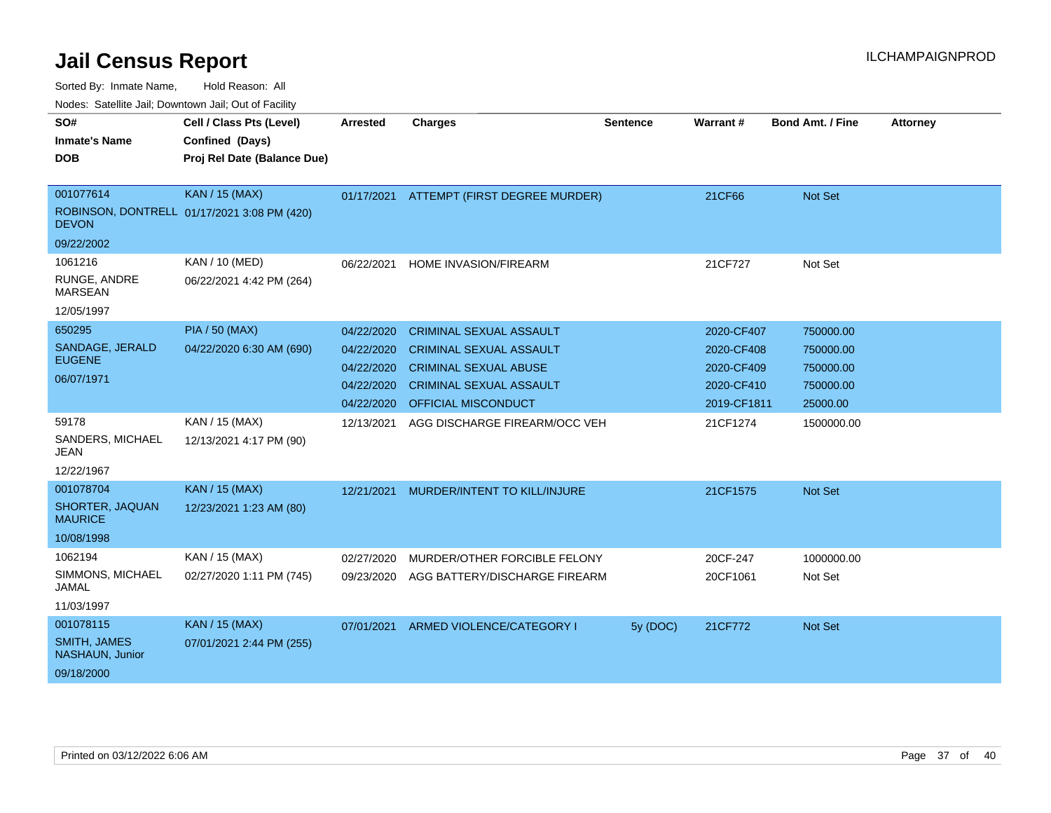# Jail Census Report

Sorted By: Inmate Name, Hold Reason: All

Nodes: Satellite Jail; Downtown Jail; Out of Facility

| SO# / Inmate's Name / DOB | Cell / Class Pts (Level) / Confined (Days) / Proj Rel Date (Balance Due) | Arrested | Charges | Sentence | Warrant # | Bond Amt. / Fine | Attorney |
|---|---|---|---|---|---|---|---|
| 001077614<br>ROBINSON, DONTRELL DEVON<br>09/22/2002 | KAN / 15 (MAX)<br>01/17/2021 3:08 PM (420) | 01/17/2021 | ATTEMPT (FIRST DEGREE MURDER) | | 21CF66 | Not Set | |
| 1061216<br>RUNGE, ANDRE MARSEAN<br>12/05/1997 | KAN / 10 (MED)<br>06/22/2021 4:42 PM (264) | 06/22/2021 | HOME INVASION/FIREARM | | 21CF727 | Not Set | |
| 650295<br>SANDAGE, JERALD EUGENE<br>06/07/1971 | PIA / 50 (MAX)<br>04/22/2020 6:30 AM (690) | 04/22/2020 | CRIMINAL SEXUAL ASSAULT | | 2020-CF407 | 750000.00 | |
| | | 04/22/2020 | CRIMINAL SEXUAL ASSAULT | | 2020-CF408 | 750000.00 | |
| | | 04/22/2020 | CRIMINAL SEXUAL ABUSE | | 2020-CF409 | 750000.00 | |
| | | 04/22/2020 | CRIMINAL SEXUAL ASSAULT | | 2020-CF410 | 750000.00 | |
| | | 04/22/2020 | OFFICIAL MISCONDUCT | | 2019-CF1811 | 25000.00 | |
| 59178<br>SANDERS, MICHAEL JEAN<br>12/22/1967 | KAN / 15 (MAX)<br>12/13/2021 4:17 PM (90) | 12/13/2021 | AGG DISCHARGE FIREARM/OCC VEH | | 21CF1274 | 1500000.00 | |
| 001078704<br>SHORTER, JAQUAN MAURICE<br>10/08/1998 | KAN / 15 (MAX)<br>12/23/2021 1:23 AM (80) | 12/21/2021 | MURDER/INTENT TO KILL/INJURE | | 21CF1575 | Not Set | |
| 1062194<br>SIMMONS, MICHAEL JAMAL<br>11/03/1997 | KAN / 15 (MAX)<br>02/27/2020 1:11 PM (745) | 02/27/2020 | MURDER/OTHER FORCIBLE FELONY | | 20CF-247 | 1000000.00 | |
| | | 09/23/2020 | AGG BATTERY/DISCHARGE FIREARM | | 20CF1061 | Not Set | |
| 001078115<br>SMITH, JAMES NASHAUN, Junior<br>09/18/2000 | KAN / 15 (MAX)<br>07/01/2021 2:44 PM (255) | 07/01/2021 | ARMED VIOLENCE/CATEGORY I | 5y (DOC) | 21CF772 | Not Set | |

Printed on 03/12/2022 6:06 AM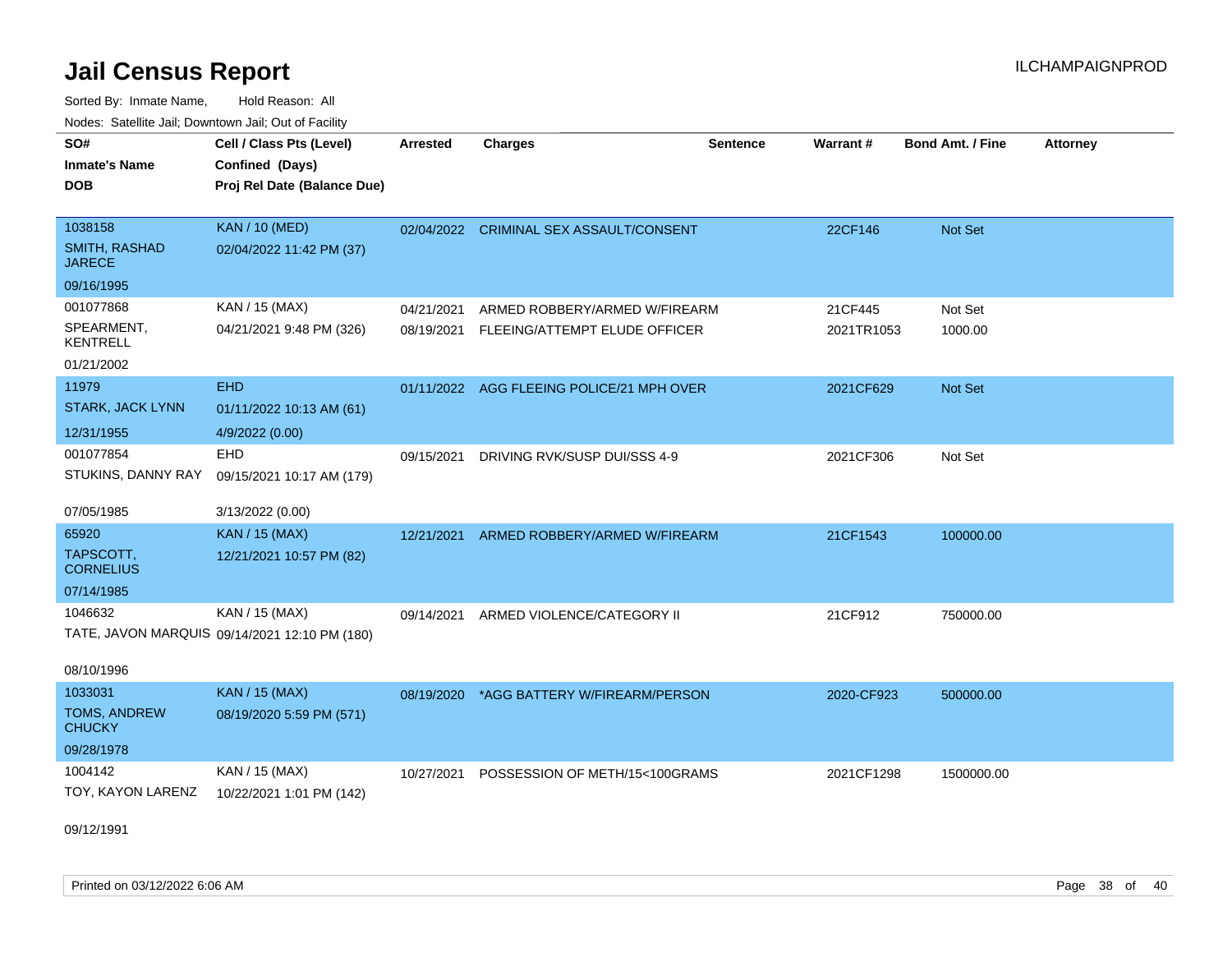# Jail Census Report

ILCHAMPAIGNPROD

Sorted By: Inmate Name, Hold Reason: All

Nodes: Satellite Jail; Downtown Jail; Out of Facility

| SO# / Inmate's Name / DOB | Cell / Class Pts (Level) / Confined (Days) / Proj Rel Date (Balance Due) | Arrested | Charges | Sentence | Warrant # | Bond Amt. / Fine | Attorney |
|---|---|---|---|---|---|---|---|
| 1038158<br>SMITH, RASHAD JARECE<br>09/16/1995 | KAN / 10 (MED)<br>02/04/2022 11:42 PM (37) | 02/04/2022 | CRIMINAL SEX ASSAULT/CONSENT | | 22CF146 | Not Set | |
| 001077868<br>SPEARMENT, KENTRELL<br>01/21/2002 | KAN / 15 (MAX)<br>04/21/2021 9:48 PM (326) | 04/21/2021 | ARMED ROBBERY/ARMED W/FIREARM | | 21CF445 | Not Set | |
| | | 08/19/2021 | FLEEING/ATTEMPT ELUDE OFFICER | | 2021TR1053 | 1000.00 | |
| 11979<br>STARK, JACK LYNN<br>12/31/1955 | EHD<br>01/11/2022 10:13 AM (61)<br>4/9/2022 (0.00) | 01/11/2022 | AGG FLEEING POLICE/21 MPH OVER | | 2021CF629 | Not Set | |
| 001077854<br>STUKINS, DANNY RAY<br>07/05/1985 | EHD<br>09/15/2021 10:17 AM (179)<br>3/13/2022 (0.00) | 09/15/2021 | DRIVING RVK/SUSP DUI/SSS 4-9 | | 2021CF306 | Not Set | |
| 65920<br>TAPSCOTT, CORNELIUS<br>07/14/1985 | KAN / 15 (MAX)<br>12/21/2021 10:57 PM (82) | 12/21/2021 | ARMED ROBBERY/ARMED W/FIREARM | | 21CF1543 | 100000.00 | |
| 1046632<br>TATE, JAVON MARQUIS<br>08/10/1996 | KAN / 15 (MAX)<br>09/14/2021 12:10 PM (180) | 09/14/2021 | ARMED VIOLENCE/CATEGORY II | | 21CF912 | 750000.00 | |
| 1033031<br>TOMS, ANDREW CHUCKY<br>09/28/1978 | KAN / 15 (MAX)<br>08/19/2020 5:59 PM (571) | 08/19/2020 | *AGG BATTERY W/FIREARM/PERSON | | 2020-CF923 | 500000.00 | |
| 1004142<br>TOY, KAYON LARENZ<br>09/12/1991 | KAN / 15 (MAX)<br>10/22/2021 1:01 PM (142) | 10/27/2021 | POSSESSION OF METH/15<100GRAMS | | 2021CF1298 | 1500000.00 | |

Printed on 03/12/2022 6:06 AM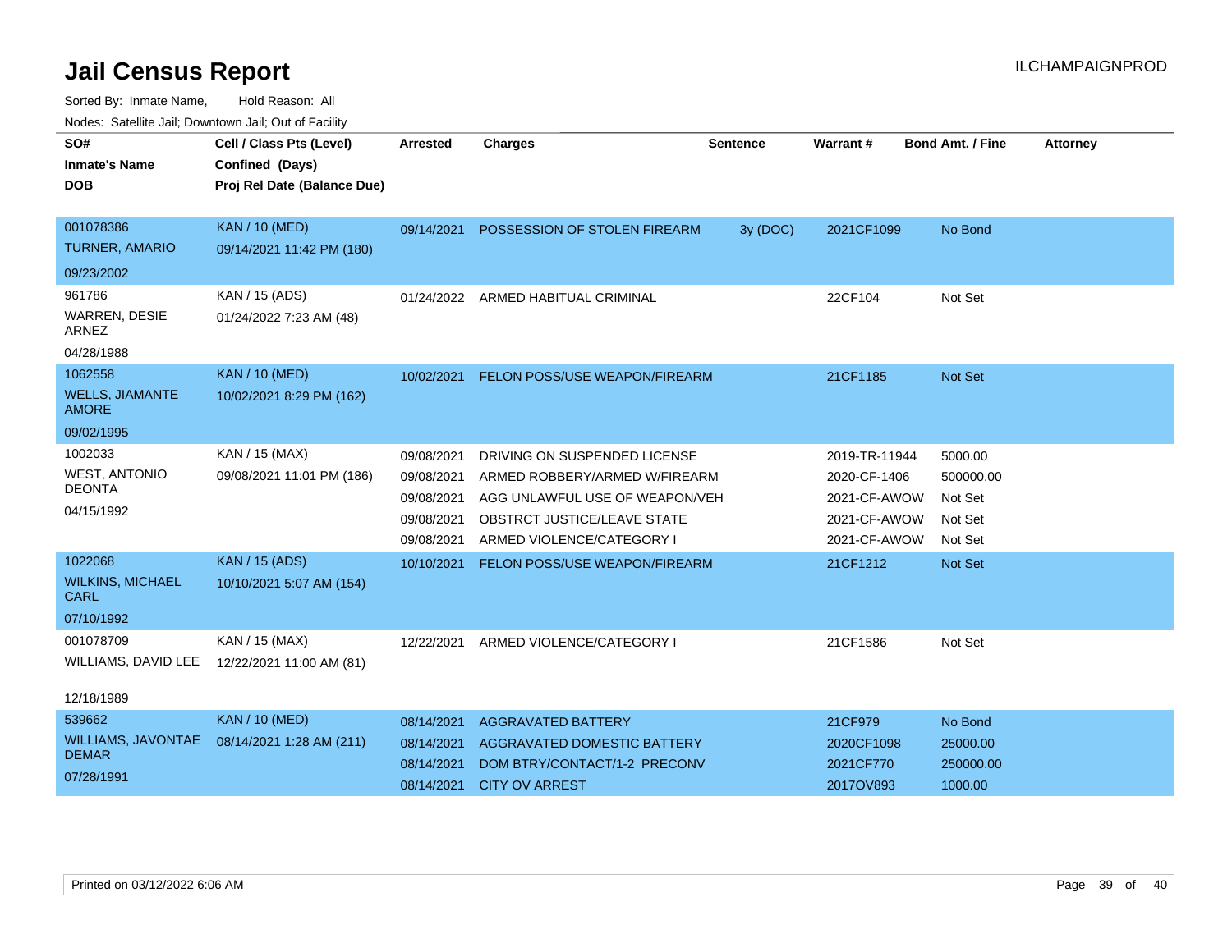# Jail Census Report

ILCHAMPAIGNPROD

Sorted By: Inmate Name, Hold Reason: All

Nodes: Satellite Jail; Downtown Jail; Out of Facility

| SO# / Inmate's Name / DOB | Cell / Class Pts (Level) / Confined (Days) / Proj Rel Date (Balance Due) | Arrested | Charges | Sentence | Warrant # | Bond Amt. / Fine | Attorney |
|---|---|---|---|---|---|---|---|
| 001078386<br>TURNER, AMARIO<br>09/23/2002 | KAN / 10 (MED)<br>09/14/2021 11:42 PM (180) | 09/14/2021 | POSSESSION OF STOLEN FIREARM | 3y (DOC) | 2021CF1099 | No Bond | |
| 961786<br>WARREN, DESIE ARNEZ<br>04/28/1988 | KAN / 15 (ADS)<br>01/24/2022 7:23 AM (48) | 01/24/2022 | ARMED HABITUAL CRIMINAL | | 22CF104 | Not Set | |
| 1062558<br>WELLS, JIAMANTE AMORE<br>09/02/1995 | KAN / 10 (MED)<br>10/02/2021 8:29 PM (162) | 10/02/2021 | FELON POSS/USE WEAPON/FIREARM | | 21CF1185 | Not Set | |
| 1002033<br>WEST, ANTONIO DEONTA<br>04/15/1992 | KAN / 15 (MAX)<br>09/08/2021 11:01 PM (186) | 09/08/2021 | DRIVING ON SUSPENDED LICENSE | | 2019-TR-11944 | 5000.00 | |
| | | 09/08/2021 | ARMED ROBBERY/ARMED W/FIREARM | | 2020-CF-1406 | 500000.00 | |
| | | 09/08/2021 | AGG UNLAWFUL USE OF WEAPON/VEH | | 2021-CF-AWOW | Not Set | |
| | | 09/08/2021 | OBSTRCT JUSTICE/LEAVE STATE | | 2021-CF-AWOW | Not Set | |
| | | 09/08/2021 | ARMED VIOLENCE/CATEGORY I | | 2021-CF-AWOW | Not Set | |
| 1022068<br>WILKINS, MICHAEL CARL<br>07/10/1992 | KAN / 15 (ADS)<br>10/10/2021 5:07 AM (154) | 10/10/2021 | FELON POSS/USE WEAPON/FIREARM | | 21CF1212 | Not Set | |
| 001078709<br>WILLIAMS, DAVID LEE<br>12/18/1989 | KAN / 15 (MAX)<br>12/22/2021 11:00 AM (81) | 12/22/2021 | ARMED VIOLENCE/CATEGORY I | | 21CF1586 | Not Set | |
| 539662<br>WILLIAMS, JAVONTAE DEMAR<br>07/28/1991 | KAN / 10 (MED)<br>08/14/2021 1:28 AM (211) | 08/14/2021 | AGGRAVATED BATTERY | | 21CF979 | No Bond | |
| | | 08/14/2021 | AGGRAVATED DOMESTIC BATTERY | | 2020CF1098 | 25000.00 | |
| | | 08/14/2021 | DOM BTRY/CONTACT/1-2 PRECONV | | 2021CF770 | 250000.00 | |
| | | 08/14/2021 | CITY OV ARREST | | 2017OV893 | 1000.00 | |

Printed on 03/12/2022 6:06 AM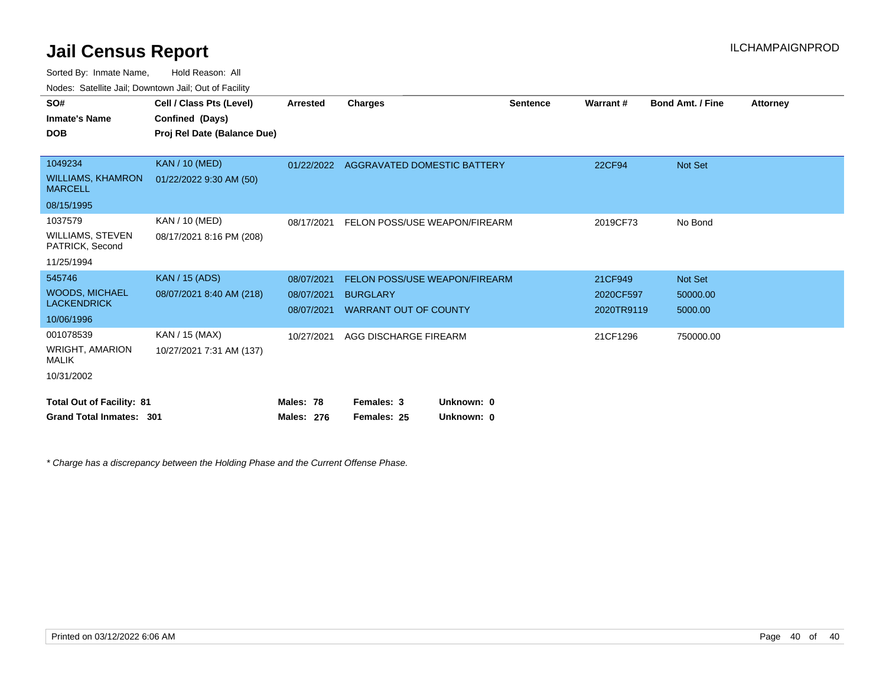# Jail Census Report

ILCHAMPAIGNPROD

Sorted By: Inmate Name, Hold Reason: All

Nodes: Satellite Jail; Downtown Jail; Out of Facility

| SO# / Inmate's Name / DOB | Cell / Class Pts (Level) / Confined (Days) / Proj Rel Date (Balance Due) | Arrested | Charges | Sentence | Warrant # | Bond Amt. / Fine | Attorney |
|---|---|---|---|---|---|---|---|
| 1049234 | KAN / 10 (MED) | 01/22/2022 | AGGRAVATED DOMESTIC BATTERY | | 22CF94 | Not Set | |
| WILLIAMS, KHAMRON MARCELL | 01/22/2022 9:30 AM (50) | | | | | | |
| 08/15/1995 | | | | | | | |
| 1037579 | KAN / 10 (MED) | 08/17/2021 | FELON POSS/USE WEAPON/FIREARM | | 2019CF73 | No Bond | |
| WILLIAMS, STEVEN PATRICK, Second | 08/17/2021 8:16 PM (208) | | | | | | |
| 11/25/1994 | | | | | | | |
| 545746 | KAN / 15 (ADS) | 08/07/2021 | FELON POSS/USE WEAPON/FIREARM | | 21CF949 | Not Set | |
| WOODS, MICHAEL LACKENDRICK | 08/07/2021 8:40 AM (218) | 08/07/2021 | BURGLARY | | 2020CF597 | 50000.00 | |
| 10/06/1996 | | 08/07/2021 | WARRANT OUT OF COUNTY | | 2020TR9119 | 5000.00 | |
| 001078539 | KAN / 15 (MAX) | 10/27/2021 | AGG DISCHARGE FIREARM | | 21CF1296 | 750000.00 | |
| WRIGHT, AMARION MALIK | 10/27/2021 7:31 AM (137) | | | | | | |
| 10/31/2002 | | | | | | | |

**Total Out of Facility: 81** **Males: 78** **Females: 3** **Unknown: 0**

**Grand Total Inmates: 301** **Males: 276** **Females: 25** **Unknown: 0**

*\* Charge has a discrepancy between the Holding Phase and the Current Offense Phase.*

Printed on 03/12/2022 6:06 AM